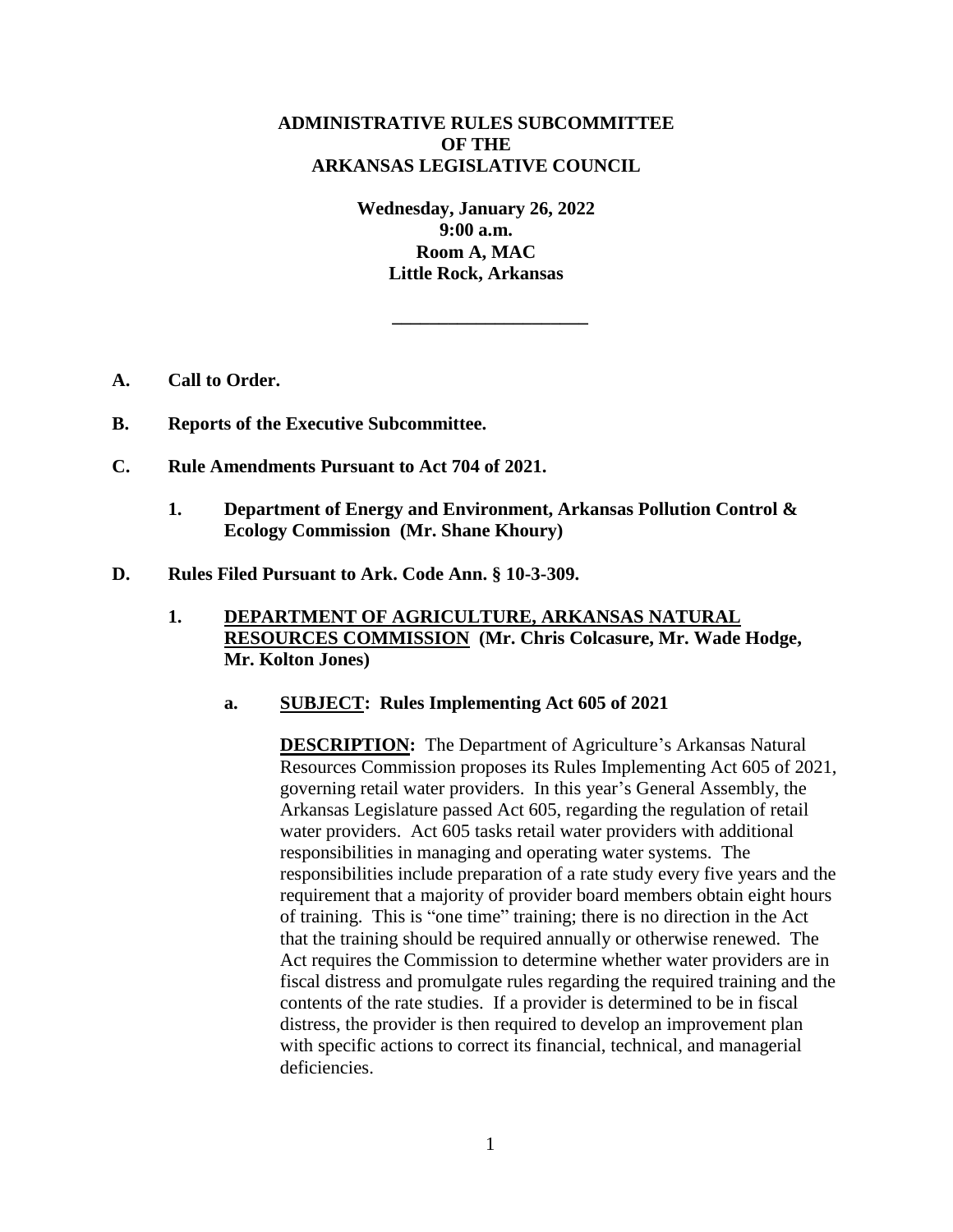**ADMINISTRATIVE RULES SUBCOMMITTEE**
**OF THE**
**ARKANSAS LEGISLATIVE COUNCIL**

**Wednesday, January 26, 2022**
**9:00 a.m.**
**Room A, MAC**
**Little Rock, Arkansas**

---

**A. Call to Order.**

**B. Reports of the Executive Subcommittee.**

**C. Rule Amendments Pursuant to Act 704 of 2021.**

**1. Department of Energy and Environment, Arkansas Pollution Control & Ecology Commission (Mr. Shane Khoury)**

**D. Rules Filed Pursuant to Ark. Code Ann. § 10-3-309.**

**1. DEPARTMENT OF AGRICULTURE, ARKANSAS NATURAL RESOURCES COMMISSION (Mr. Chris Colcasure, Mr. Wade Hodge, Mr. Kolton Jones)**

**a. SUBJECT: Rules Implementing Act 605 of 2021**

**DESCRIPTION:** The Department of Agriculture's Arkansas Natural Resources Commission proposes its Rules Implementing Act 605 of 2021, governing retail water providers. In this year's General Assembly, the Arkansas Legislature passed Act 605, regarding the regulation of retail water providers. Act 605 tasks retail water providers with additional responsibilities in managing and operating water systems. The responsibilities include preparation of a rate study every five years and the requirement that a majority of provider board members obtain eight hours of training. This is "one time" training; there is no direction in the Act that the training should be required annually or otherwise renewed. The Act requires the Commission to determine whether water providers are in fiscal distress and promulgate rules regarding the required training and the contents of the rate studies. If a provider is determined to be in fiscal distress, the provider is then required to develop an improvement plan with specific actions to correct its financial, technical, and managerial deficiencies.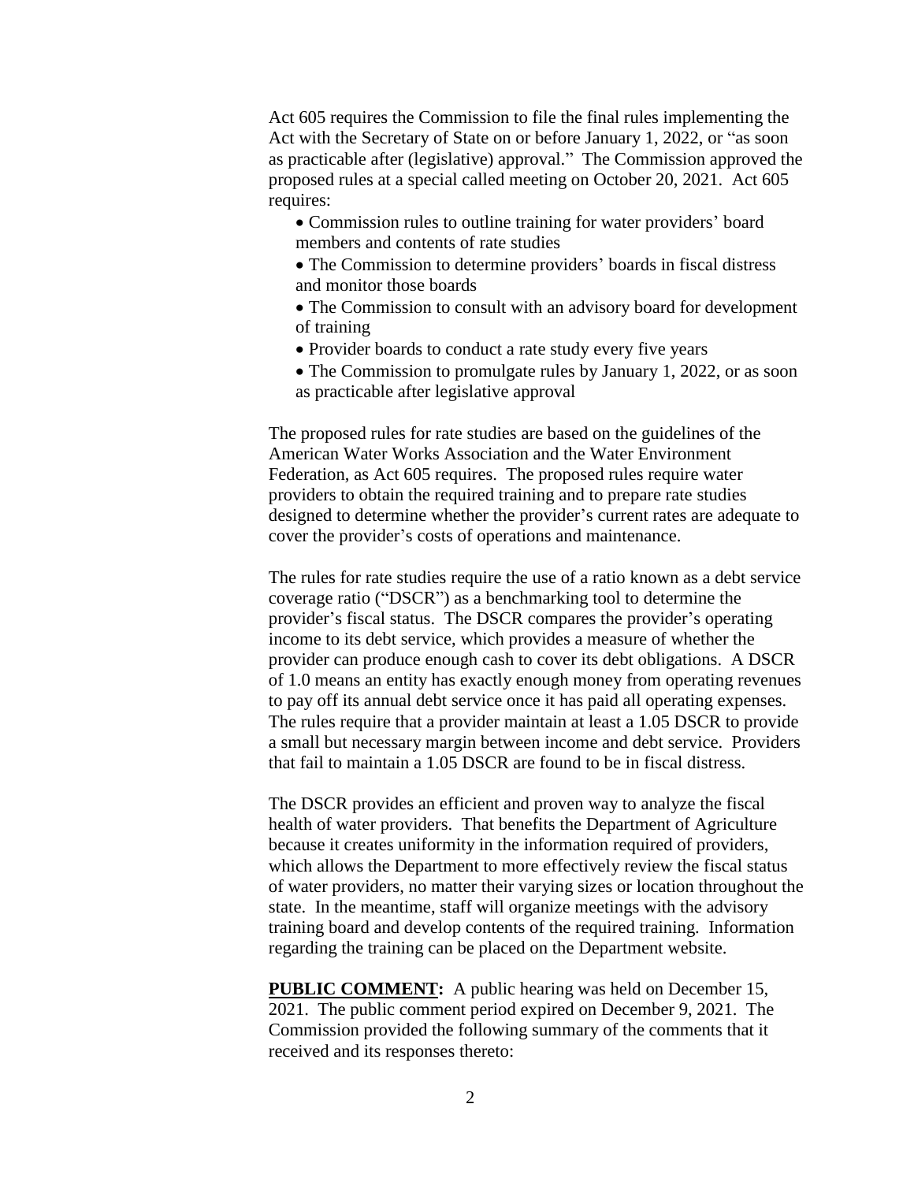Act 605 requires the Commission to file the final rules implementing the Act with the Secretary of State on or before January 1, 2022, or "as soon as practicable after (legislative) approval." The Commission approved the proposed rules at a special called meeting on October 20, 2021. Act 605 requires:

- Commission rules to outline training for water providers' board members and contents of rate studies
- The Commission to determine providers' boards in fiscal distress and monitor those boards
- The Commission to consult with an advisory board for development of training
- Provider boards to conduct a rate study every five years
- The Commission to promulgate rules by January 1, 2022, or as soon as practicable after legislative approval

The proposed rules for rate studies are based on the guidelines of the American Water Works Association and the Water Environment Federation, as Act 605 requires. The proposed rules require water providers to obtain the required training and to prepare rate studies designed to determine whether the provider's current rates are adequate to cover the provider's costs of operations and maintenance.

The rules for rate studies require the use of a ratio known as a debt service coverage ratio ("DSCR") as a benchmarking tool to determine the provider's fiscal status. The DSCR compares the provider's operating income to its debt service, which provides a measure of whether the provider can produce enough cash to cover its debt obligations. A DSCR of 1.0 means an entity has exactly enough money from operating revenues to pay off its annual debt service once it has paid all operating expenses. The rules require that a provider maintain at least a 1.05 DSCR to provide a small but necessary margin between income and debt service. Providers that fail to maintain a 1.05 DSCR are found to be in fiscal distress.

The DSCR provides an efficient and proven way to analyze the fiscal health of water providers. That benefits the Department of Agriculture because it creates uniformity in the information required of providers, which allows the Department to more effectively review the fiscal status of water providers, no matter their varying sizes or location throughout the state. In the meantime, staff will organize meetings with the advisory training board and develop contents of the required training. Information regarding the training can be placed on the Department website.

**PUBLIC COMMENT:** A public hearing was held on December 15, 2021. The public comment period expired on December 9, 2021. The Commission provided the following summary of the comments that it received and its responses thereto: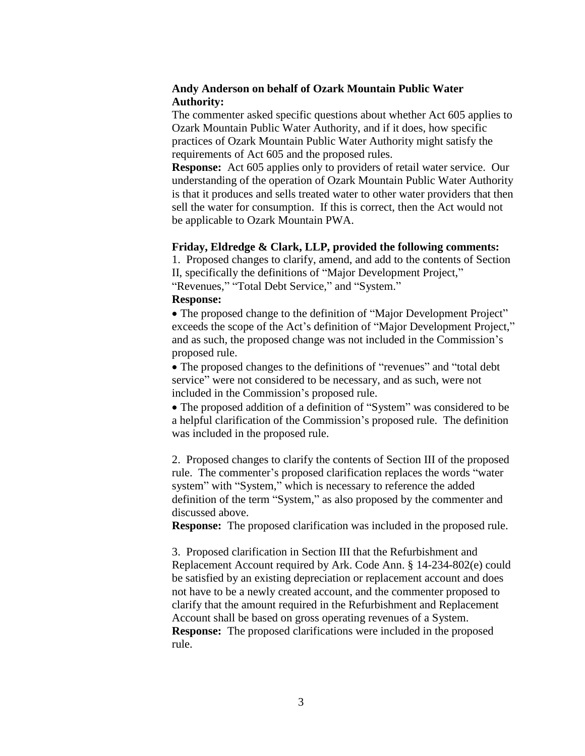**Andy Anderson on behalf of Ozark Mountain Public Water Authority:**

The commenter asked specific questions about whether Act 605 applies to Ozark Mountain Public Water Authority, and if it does, how specific practices of Ozark Mountain Public Water Authority might satisfy the requirements of Act 605 and the proposed rules.

**Response:** Act 605 applies only to providers of retail water service. Our understanding of the operation of Ozark Mountain Public Water Authority is that it produces and sells treated water to other water providers that then sell the water for consumption. If this is correct, then the Act would not be applicable to Ozark Mountain PWA.

**Friday, Eldredge & Clark, LLP, provided the following comments:**

1. Proposed changes to clarify, amend, and add to the contents of Section II, specifically the definitions of "Major Development Project," "Revenues," "Total Debt Service," and "System."

**Response:**

- The proposed change to the definition of "Major Development Project" exceeds the scope of the Act's definition of "Major Development Project," and as such, the proposed change was not included in the Commission's proposed rule.
- The proposed changes to the definitions of "revenues" and "total debt service" were not considered to be necessary, and as such, were not included in the Commission's proposed rule.
- The proposed addition of a definition of "System" was considered to be a helpful clarification of the Commission's proposed rule. The definition was included in the proposed rule.

2. Proposed changes to clarify the contents of Section III of the proposed rule. The commenter's proposed clarification replaces the words "water system" with "System," which is necessary to reference the added definition of the term "System," as also proposed by the commenter and discussed above.

**Response:** The proposed clarification was included in the proposed rule.

3. Proposed clarification in Section III that the Refurbishment and Replacement Account required by Ark. Code Ann. § 14-234-802(e) could be satisfied by an existing depreciation or replacement account and does not have to be a newly created account, and the commenter proposed to clarify that the amount required in the Refurbishment and Replacement Account shall be based on gross operating revenues of a System.

**Response:** The proposed clarifications were included in the proposed rule.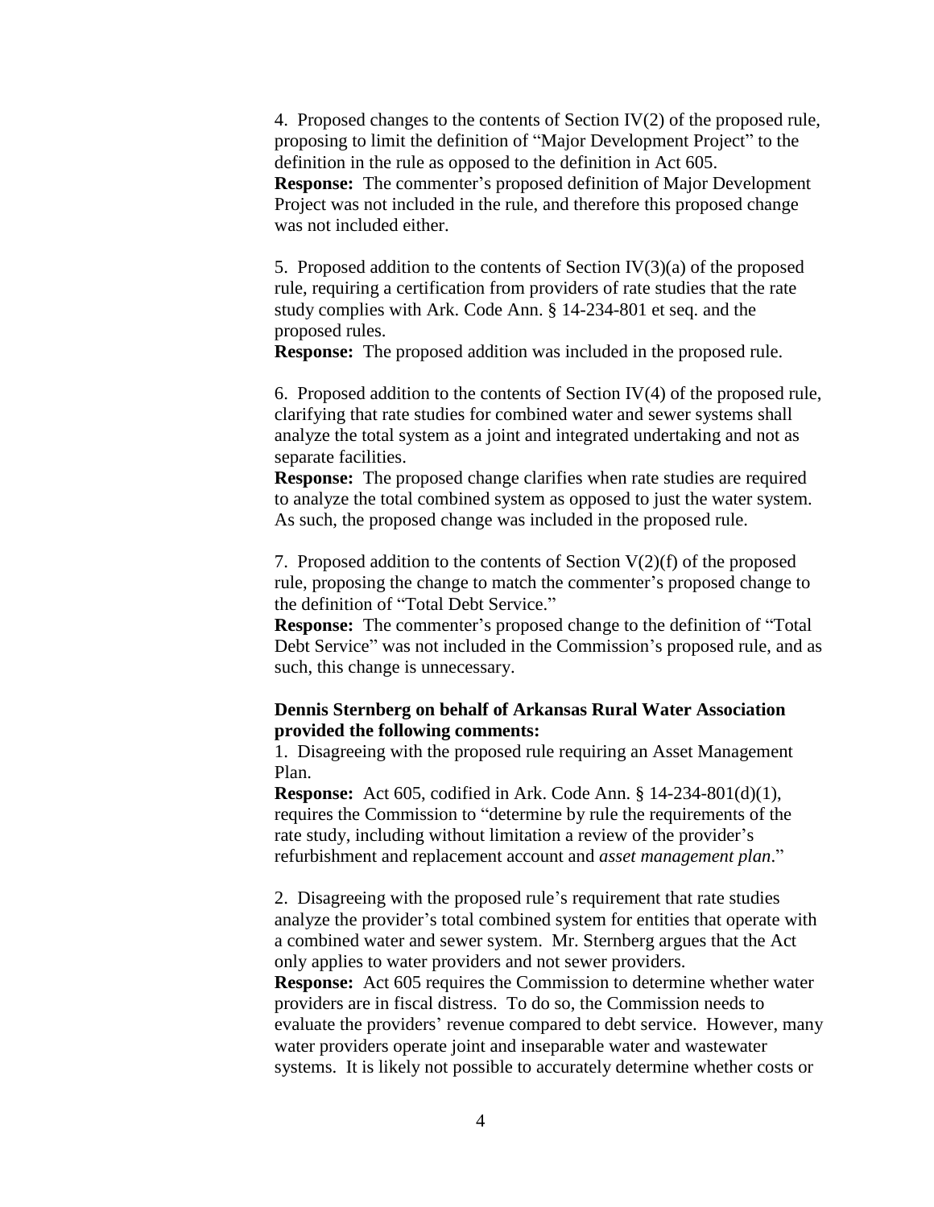4. Proposed changes to the contents of Section IV(2) of the proposed rule, proposing to limit the definition of "Major Development Project" to the definition in the rule as opposed to the definition in Act 605.
**Response:** The commenter's proposed definition of Major Development Project was not included in the rule, and therefore this proposed change was not included either.

5. Proposed addition to the contents of Section IV(3)(a) of the proposed rule, requiring a certification from providers of rate studies that the rate study complies with Ark. Code Ann. § 14-234-801 et seq. and the proposed rules.
**Response:** The proposed addition was included in the proposed rule.

6. Proposed addition to the contents of Section IV(4) of the proposed rule, clarifying that rate studies for combined water and sewer systems shall analyze the total system as a joint and integrated undertaking and not as separate facilities.
**Response:** The proposed change clarifies when rate studies are required to analyze the total combined system as opposed to just the water system. As such, the proposed change was included in the proposed rule.

7. Proposed addition to the contents of Section V(2)(f) of the proposed rule, proposing the change to match the commenter's proposed change to the definition of "Total Debt Service."
**Response:** The commenter's proposed change to the definition of "Total Debt Service" was not included in the Commission's proposed rule, and as such, this change is unnecessary.

**Dennis Sternberg on behalf of Arkansas Rural Water Association provided the following comments:**

1. Disagreeing with the proposed rule requiring an Asset Management Plan.
**Response:** Act 605, codified in Ark. Code Ann. § 14-234-801(d)(1), requires the Commission to "determine by rule the requirements of the rate study, including without limitation a review of the provider's refurbishment and replacement account and *asset management plan*."

2. Disagreeing with the proposed rule's requirement that rate studies analyze the provider's total combined system for entities that operate with a combined water and sewer system. Mr. Sternberg argues that the Act only applies to water providers and not sewer providers.
**Response:** Act 605 requires the Commission to determine whether water providers are in fiscal distress. To do so, the Commission needs to evaluate the providers' revenue compared to debt service. However, many water providers operate joint and inseparable water and wastewater systems. It is likely not possible to accurately determine whether costs or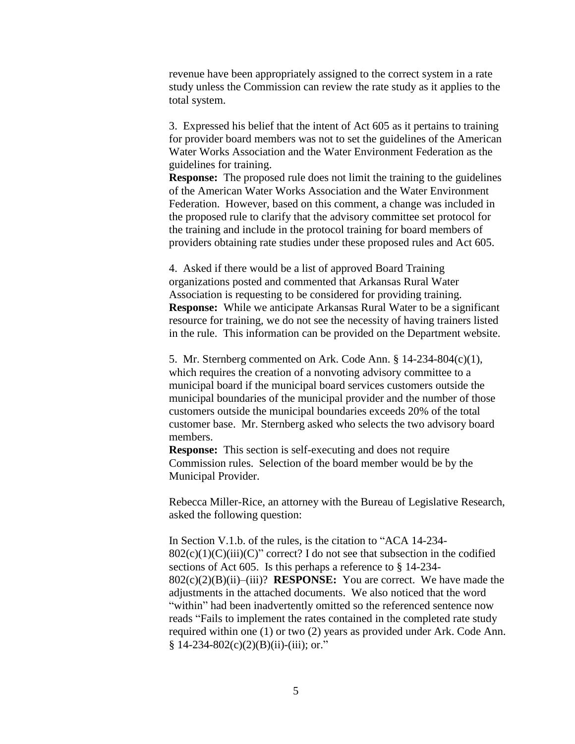revenue have been appropriately assigned to the correct system in a rate study unless the Commission can review the rate study as it applies to the total system.

3. Expressed his belief that the intent of Act 605 as it pertains to training for provider board members was not to set the guidelines of the American Water Works Association and the Water Environment Federation as the guidelines for training.
**Response:** The proposed rule does not limit the training to the guidelines of the American Water Works Association and the Water Environment Federation. However, based on this comment, a change was included in the proposed rule to clarify that the advisory committee set protocol for the training and include in the protocol training for board members of providers obtaining rate studies under these proposed rules and Act 605.

4. Asked if there would be a list of approved Board Training organizations posted and commented that Arkansas Rural Water Association is requesting to be considered for providing training.
**Response:** While we anticipate Arkansas Rural Water to be a significant resource for training, we do not see the necessity of having trainers listed in the rule. This information can be provided on the Department website.

5. Mr. Sternberg commented on Ark. Code Ann. § 14-234-804(c)(1), which requires the creation of a nonvoting advisory committee to a municipal board if the municipal board services customers outside the municipal boundaries of the municipal provider and the number of those customers outside the municipal boundaries exceeds 20% of the total customer base. Mr. Sternberg asked who selects the two advisory board members.
**Response:** This section is self-executing and does not require Commission rules. Selection of the board member would be by the Municipal Provider.

Rebecca Miller-Rice, an attorney with the Bureau of Legislative Research, asked the following question:

In Section V.1.b. of the rules, is the citation to "ACA 14-234-802(c)(1)(C)(iii)(C)" correct? I do not see that subsection in the codified sections of Act 605. Is this perhaps a reference to § 14-234-802(c)(2)(B)(ii)–(iii)? **RESPONSE:** You are correct. We have made the adjustments in the attached documents. We also noticed that the word "within" had been inadvertently omitted so the referenced sentence now reads "Fails to implement the rates contained in the completed rate study required within one (1) or two (2) years as provided under Ark. Code Ann. § 14-234-802(c)(2)(B)(ii)-(iii); or."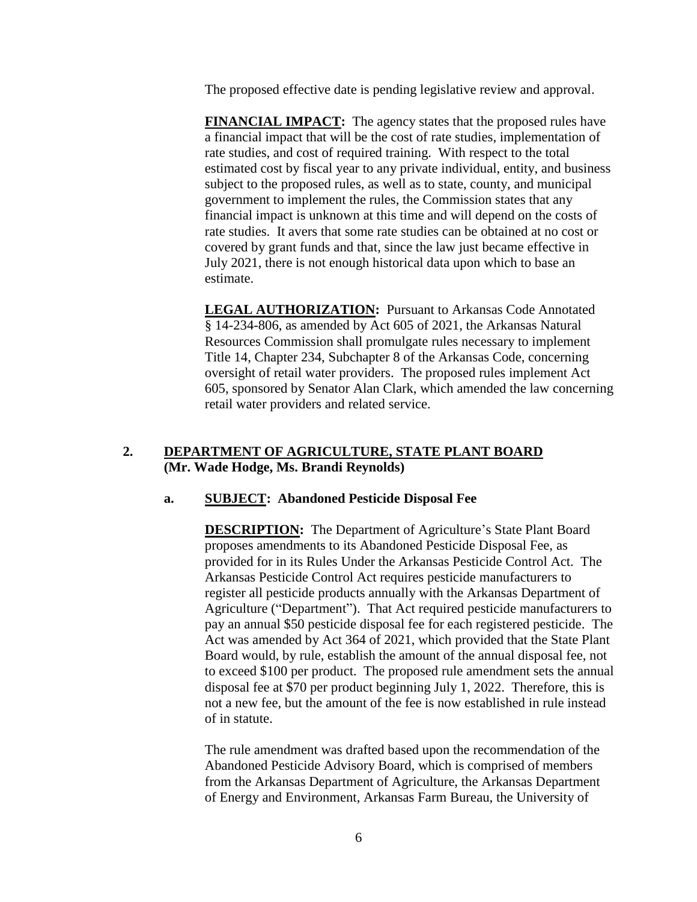The proposed effective date is pending legislative review and approval.

**FINANCIAL IMPACT:** The agency states that the proposed rules have a financial impact that will be the cost of rate studies, implementation of rate studies, and cost of required training. With respect to the total estimated cost by fiscal year to any private individual, entity, and business subject to the proposed rules, as well as to state, county, and municipal government to implement the rules, the Commission states that any financial impact is unknown at this time and will depend on the costs of rate studies. It avers that some rate studies can be obtained at no cost or covered by grant funds and that, since the law just became effective in July 2021, there is not enough historical data upon which to base an estimate.

**LEGAL AUTHORIZATION:** Pursuant to Arkansas Code Annotated § 14-234-806, as amended by Act 605 of 2021, the Arkansas Natural Resources Commission shall promulgate rules necessary to implement Title 14, Chapter 234, Subchapter 8 of the Arkansas Code, concerning oversight of retail water providers. The proposed rules implement Act 605, sponsored by Senator Alan Clark, which amended the law concerning retail water providers and related service.

**2. DEPARTMENT OF AGRICULTURE, STATE PLANT BOARD (Mr. Wade Hodge, Ms. Brandi Reynolds)**

**a. SUBJECT: Abandoned Pesticide Disposal Fee**

**DESCRIPTION:** The Department of Agriculture's State Plant Board proposes amendments to its Abandoned Pesticide Disposal Fee, as provided for in its Rules Under the Arkansas Pesticide Control Act. The Arkansas Pesticide Control Act requires pesticide manufacturers to register all pesticide products annually with the Arkansas Department of Agriculture ("Department"). That Act required pesticide manufacturers to pay an annual $50 pesticide disposal fee for each registered pesticide. The Act was amended by Act 364 of 2021, which provided that the State Plant Board would, by rule, establish the amount of the annual disposal fee, not to exceed $100 per product. The proposed rule amendment sets the annual disposal fee at $70 per product beginning July 1, 2022. Therefore, this is not a new fee, but the amount of the fee is now established in rule instead of in statute.

The rule amendment was drafted based upon the recommendation of the Abandoned Pesticide Advisory Board, which is comprised of members from the Arkansas Department of Agriculture, the Arkansas Department of Energy and Environment, Arkansas Farm Bureau, the University of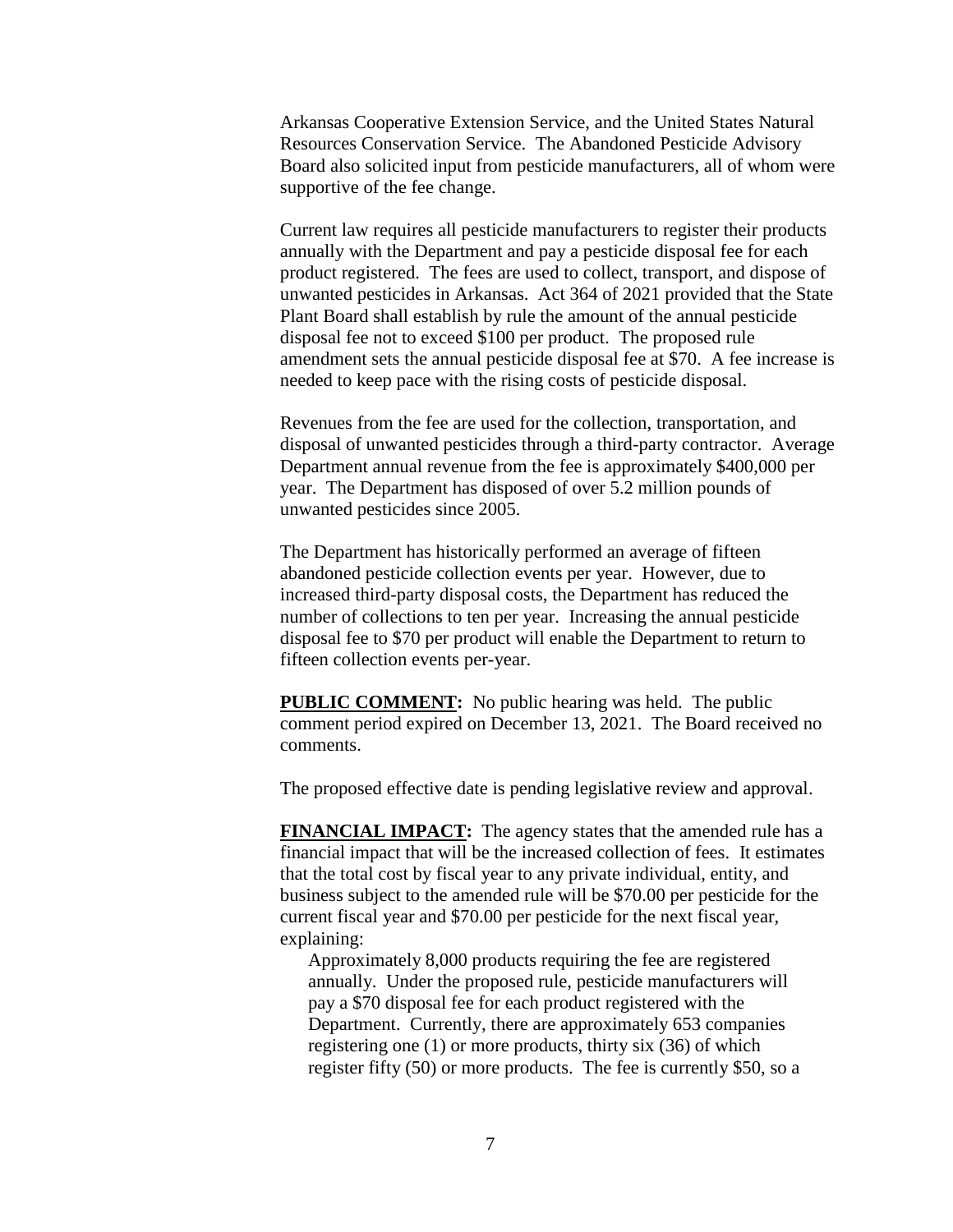Arkansas Cooperative Extension Service, and the United States Natural Resources Conservation Service. The Abandoned Pesticide Advisory Board also solicited input from pesticide manufacturers, all of whom were supportive of the fee change.

Current law requires all pesticide manufacturers to register their products annually with the Department and pay a pesticide disposal fee for each product registered. The fees are used to collect, transport, and dispose of unwanted pesticides in Arkansas. Act 364 of 2021 provided that the State Plant Board shall establish by rule the amount of the annual pesticide disposal fee not to exceed $100 per product. The proposed rule amendment sets the annual pesticide disposal fee at $70. A fee increase is needed to keep pace with the rising costs of pesticide disposal.

Revenues from the fee are used for the collection, transportation, and disposal of unwanted pesticides through a third-party contractor. Average Department annual revenue from the fee is approximately $400,000 per year. The Department has disposed of over 5.2 million pounds of unwanted pesticides since 2005.

The Department has historically performed an average of fifteen abandoned pesticide collection events per year. However, due to increased third-party disposal costs, the Department has reduced the number of collections to ten per year. Increasing the annual pesticide disposal fee to $70 per product will enable the Department to return to fifteen collection events per-year.

**PUBLIC COMMENT:** No public hearing was held. The public comment period expired on December 13, 2021. The Board received no comments.

The proposed effective date is pending legislative review and approval.

**FINANCIAL IMPACT:** The agency states that the amended rule has a financial impact that will be the increased collection of fees. It estimates that the total cost by fiscal year to any private individual, entity, and business subject to the amended rule will be $70.00 per pesticide for the current fiscal year and $70.00 per pesticide for the next fiscal year, explaining:

> Approximately 8,000 products requiring the fee are registered annually. Under the proposed rule, pesticide manufacturers will pay a $70 disposal fee for each product registered with the Department. Currently, there are approximately 653 companies registering one (1) or more products, thirty six (36) of which register fifty (50) or more products. The fee is currently $50, so a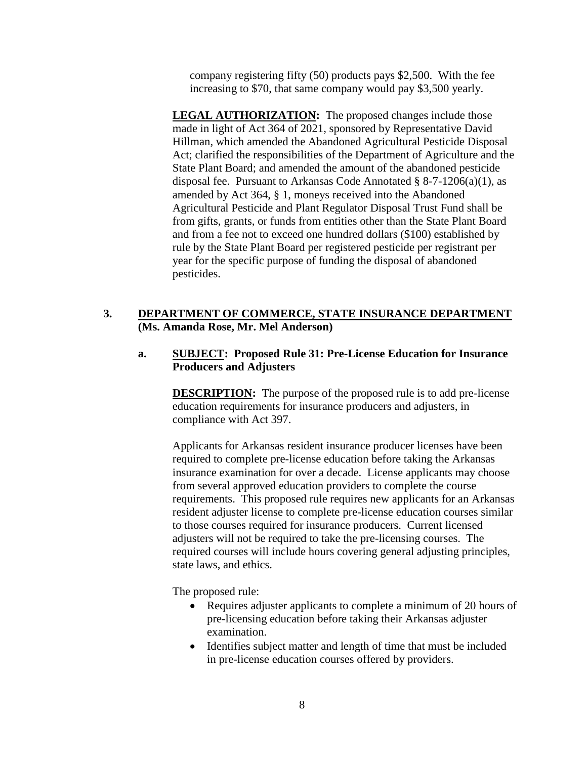company registering fifty (50) products pays $2,500. With the fee increasing to $70, that same company would pay $3,500 yearly.

**LEGAL AUTHORIZATION:** The proposed changes include those made in light of Act 364 of 2021, sponsored by Representative David Hillman, which amended the Abandoned Agricultural Pesticide Disposal Act; clarified the responsibilities of the Department of Agriculture and the State Plant Board; and amended the amount of the abandoned pesticide disposal fee. Pursuant to Arkansas Code Annotated § 8-7-1206(a)(1), as amended by Act 364, § 1, moneys received into the Abandoned Agricultural Pesticide and Plant Regulator Disposal Trust Fund shall be from gifts, grants, or funds from entities other than the State Plant Board and from a fee not to exceed one hundred dollars ($100) established by rule by the State Plant Board per registered pesticide per registrant per year for the specific purpose of funding the disposal of abandoned pesticides.

**3. DEPARTMENT OF COMMERCE, STATE INSURANCE DEPARTMENT (Ms. Amanda Rose, Mr. Mel Anderson)**

**a. SUBJECT: Proposed Rule 31: Pre-License Education for Insurance Producers and Adjusters**

**DESCRIPTION:** The purpose of the proposed rule is to add pre-license education requirements for insurance producers and adjusters, in compliance with Act 397.

Applicants for Arkansas resident insurance producer licenses have been required to complete pre-license education before taking the Arkansas insurance examination for over a decade. License applicants may choose from several approved education providers to complete the course requirements. This proposed rule requires new applicants for an Arkansas resident adjuster license to complete pre-license education courses similar to those courses required for insurance producers. Current licensed adjusters will not be required to take the pre-licensing courses. The required courses will include hours covering general adjusting principles, state laws, and ethics.

The proposed rule:

- Requires adjuster applicants to complete a minimum of 20 hours of pre-licensing education before taking their Arkansas adjuster examination.
- Identifies subject matter and length of time that must be included in pre-license education courses offered by providers.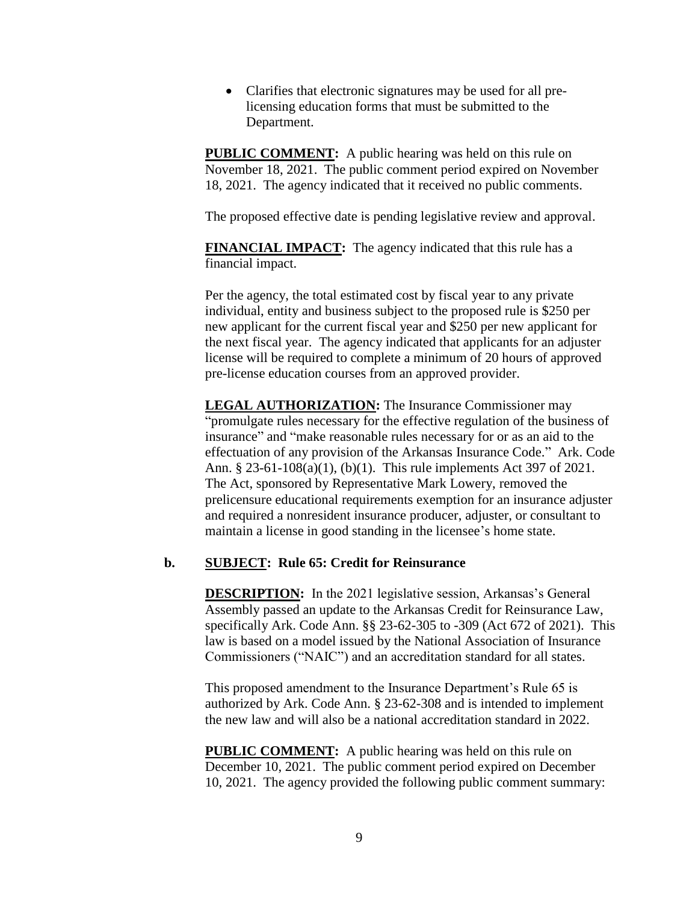- Clarifies that electronic signatures may be used for all pre-licensing education forms that must be submitted to the Department.

**PUBLIC COMMENT:** A public hearing was held on this rule on November 18, 2021. The public comment period expired on November 18, 2021. The agency indicated that it received no public comments.

The proposed effective date is pending legislative review and approval.

**FINANCIAL IMPACT:** The agency indicated that this rule has a financial impact.

Per the agency, the total estimated cost by fiscal year to any private individual, entity and business subject to the proposed rule is $250 per new applicant for the current fiscal year and $250 per new applicant for the next fiscal year. The agency indicated that applicants for an adjuster license will be required to complete a minimum of 20 hours of approved pre-license education courses from an approved provider.

**LEGAL AUTHORIZATION:** The Insurance Commissioner may "promulgate rules necessary for the effective regulation of the business of insurance" and "make reasonable rules necessary for or as an aid to the effectuation of any provision of the Arkansas Insurance Code." Ark. Code Ann. § 23-61-108(a)(1), (b)(1). This rule implements Act 397 of 2021. The Act, sponsored by Representative Mark Lowery, removed the prelicensure educational requirements exemption for an insurance adjuster and required a nonresident insurance producer, adjuster, or consultant to maintain a license in good standing in the licensee's home state.

**b. SUBJECT: Rule 65: Credit for Reinsurance**

**DESCRIPTION:** In the 2021 legislative session, Arkansas's General Assembly passed an update to the Arkansas Credit for Reinsurance Law, specifically Ark. Code Ann. §§ 23-62-305 to -309 (Act 672 of 2021). This law is based on a model issued by the National Association of Insurance Commissioners ("NAIC") and an accreditation standard for all states.

This proposed amendment to the Insurance Department's Rule 65 is authorized by Ark. Code Ann. § 23-62-308 and is intended to implement the new law and will also be a national accreditation standard in 2022.

**PUBLIC COMMENT:** A public hearing was held on this rule on December 10, 2021. The public comment period expired on December 10, 2021. The agency provided the following public comment summary: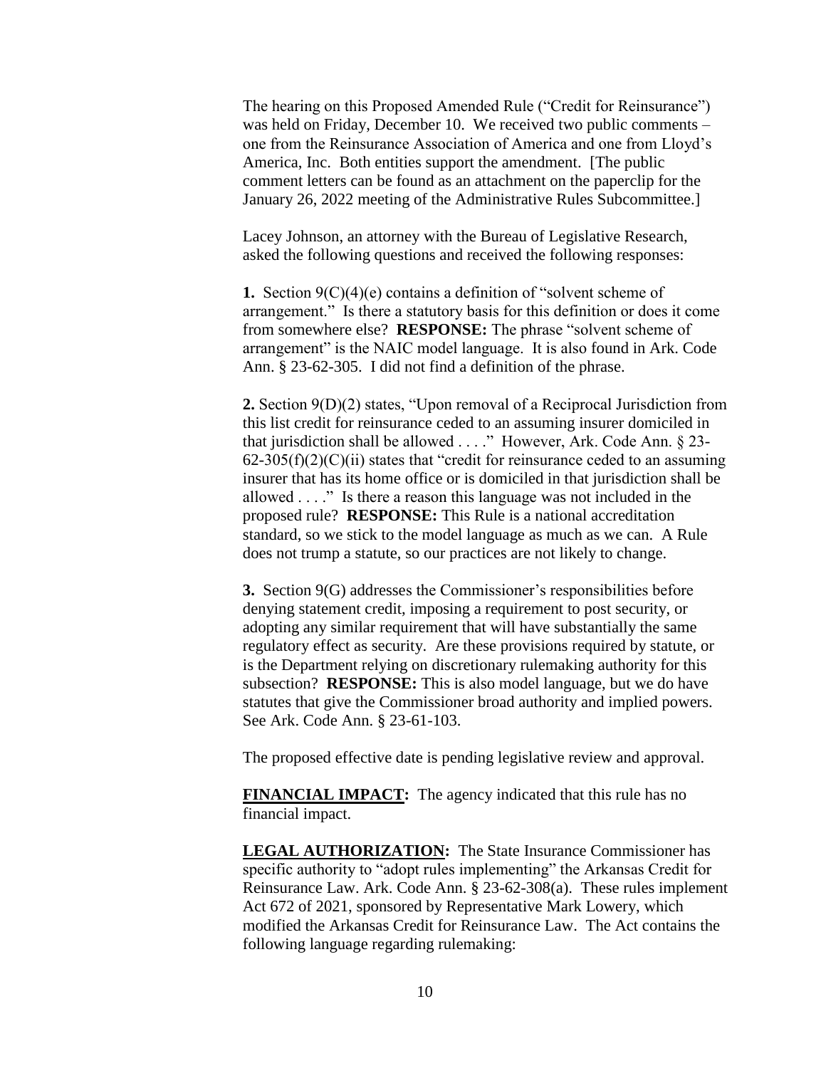The hearing on this Proposed Amended Rule ("Credit for Reinsurance") was held on Friday, December 10. We received two public comments – one from the Reinsurance Association of America and one from Lloyd's America, Inc. Both entities support the amendment. [The public comment letters can be found as an attachment on the paperclip for the January 26, 2022 meeting of the Administrative Rules Subcommittee.]

Lacey Johnson, an attorney with the Bureau of Legislative Research, asked the following questions and received the following responses:

**1.** Section 9(C)(4)(e) contains a definition of "solvent scheme of arrangement." Is there a statutory basis for this definition or does it come from somewhere else? **RESPONSE:** The phrase "solvent scheme of arrangement" is the NAIC model language. It is also found in Ark. Code Ann. § 23-62-305. I did not find a definition of the phrase.

**2.** Section 9(D)(2) states, "Upon removal of a Reciprocal Jurisdiction from this list credit for reinsurance ceded to an assuming insurer domiciled in that jurisdiction shall be allowed . . . ." However, Ark. Code Ann. § 23-62-305(f)(2)(C)(ii) states that "credit for reinsurance ceded to an assuming insurer that has its home office or is domiciled in that jurisdiction shall be allowed . . . ." Is there a reason this language was not included in the proposed rule? **RESPONSE:** This Rule is a national accreditation standard, so we stick to the model language as much as we can. A Rule does not trump a statute, so our practices are not likely to change.

**3.** Section 9(G) addresses the Commissioner's responsibilities before denying statement credit, imposing a requirement to post security, or adopting any similar requirement that will have substantially the same regulatory effect as security. Are these provisions required by statute, or is the Department relying on discretionary rulemaking authority for this subsection? **RESPONSE:** This is also model language, but we do have statutes that give the Commissioner broad authority and implied powers. See Ark. Code Ann. § 23-61-103.

The proposed effective date is pending legislative review and approval.

**FINANCIAL IMPACT:** The agency indicated that this rule has no financial impact.

**LEGAL AUTHORIZATION:** The State Insurance Commissioner has specific authority to "adopt rules implementing" the Arkansas Credit for Reinsurance Law. Ark. Code Ann. § 23-62-308(a). These rules implement Act 672 of 2021, sponsored by Representative Mark Lowery, which modified the Arkansas Credit for Reinsurance Law. The Act contains the following language regarding rulemaking: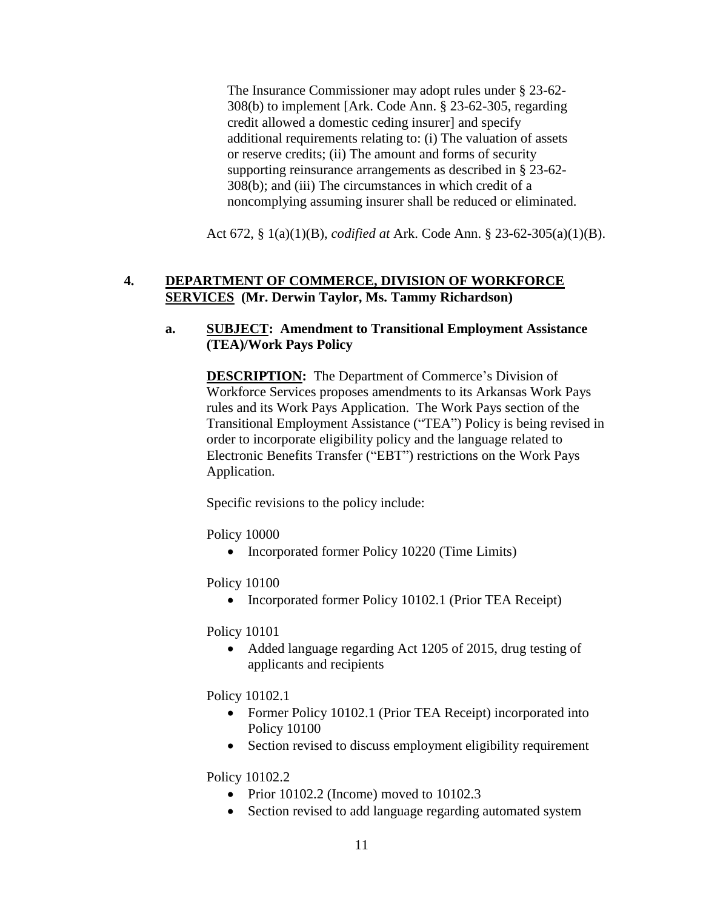The Insurance Commissioner may adopt rules under § 23-62-308(b) to implement [Ark. Code Ann. § 23-62-305, regarding credit allowed a domestic ceding insurer] and specify additional requirements relating to: (i) The valuation of assets or reserve credits; (ii) The amount and forms of security supporting reinsurance arrangements as described in § 23-62-308(b); and (iii) The circumstances in which credit of a noncomplying assuming insurer shall be reduced or eliminated.

Act 672, § 1(a)(1)(B), *codified at* Ark. Code Ann. § 23-62-305(a)(1)(B).

**4. DEPARTMENT OF COMMERCE, DIVISION OF WORKFORCE SERVICES (Mr. Derwin Taylor, Ms. Tammy Richardson)**

**a. SUBJECT: Amendment to Transitional Employment Assistance (TEA)/Work Pays Policy**

**DESCRIPTION:** The Department of Commerce's Division of Workforce Services proposes amendments to its Arkansas Work Pays rules and its Work Pays Application. The Work Pays section of the Transitional Employment Assistance ("TEA") Policy is being revised in order to incorporate eligibility policy and the language related to Electronic Benefits Transfer ("EBT") restrictions on the Work Pays Application.

Specific revisions to the policy include:

Policy 10000

- Incorporated former Policy 10220 (Time Limits)

Policy 10100

- Incorporated former Policy 10102.1 (Prior TEA Receipt)

Policy 10101

- Added language regarding Act 1205 of 2015, drug testing of applicants and recipients

Policy 10102.1

- Former Policy 10102.1 (Prior TEA Receipt) incorporated into Policy 10100
- Section revised to discuss employment eligibility requirement

Policy 10102.2

- Prior 10102.2 (Income) moved to 10102.3
- Section revised to add language regarding automated system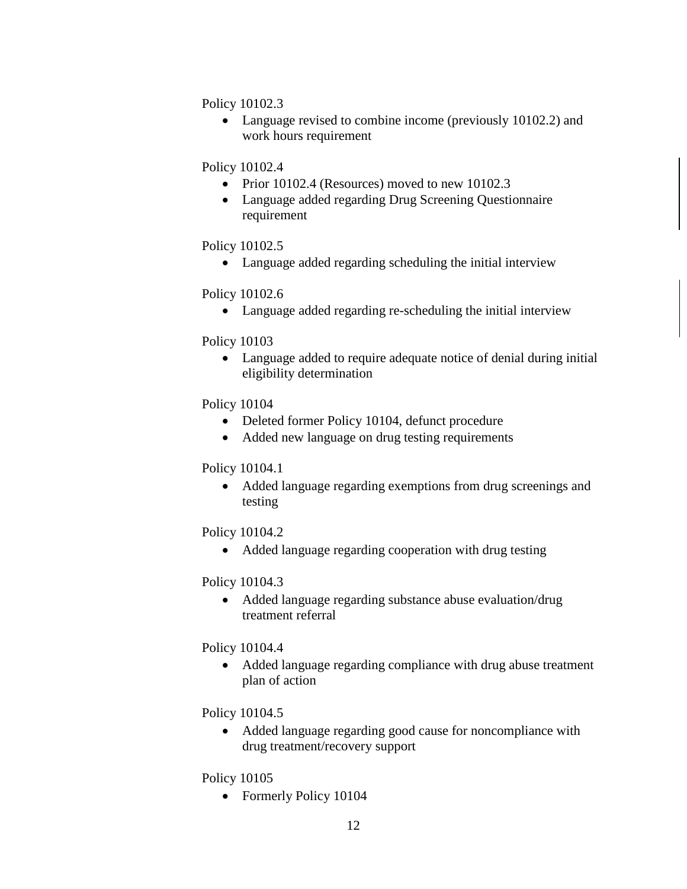Policy 10102.3

- Language revised to combine income (previously 10102.2) and work hours requirement

Policy 10102.4

- Prior 10102.4 (Resources) moved to new 10102.3
- Language added regarding Drug Screening Questionnaire requirement

Policy 10102.5

- Language added regarding scheduling the initial interview

Policy 10102.6

- Language added regarding re-scheduling the initial interview

Policy 10103

- Language added to require adequate notice of denial during initial eligibility determination

Policy 10104

- Deleted former Policy 10104, defunct procedure
- Added new language on drug testing requirements

Policy 10104.1

- Added language regarding exemptions from drug screenings and testing

Policy 10104.2

- Added language regarding cooperation with drug testing

Policy 10104.3

- Added language regarding substance abuse evaluation/drug treatment referral

Policy 10104.4

- Added language regarding compliance with drug abuse treatment plan of action

Policy 10104.5

- Added language regarding good cause for noncompliance with drug treatment/recovery support

Policy 10105

- Formerly Policy 10104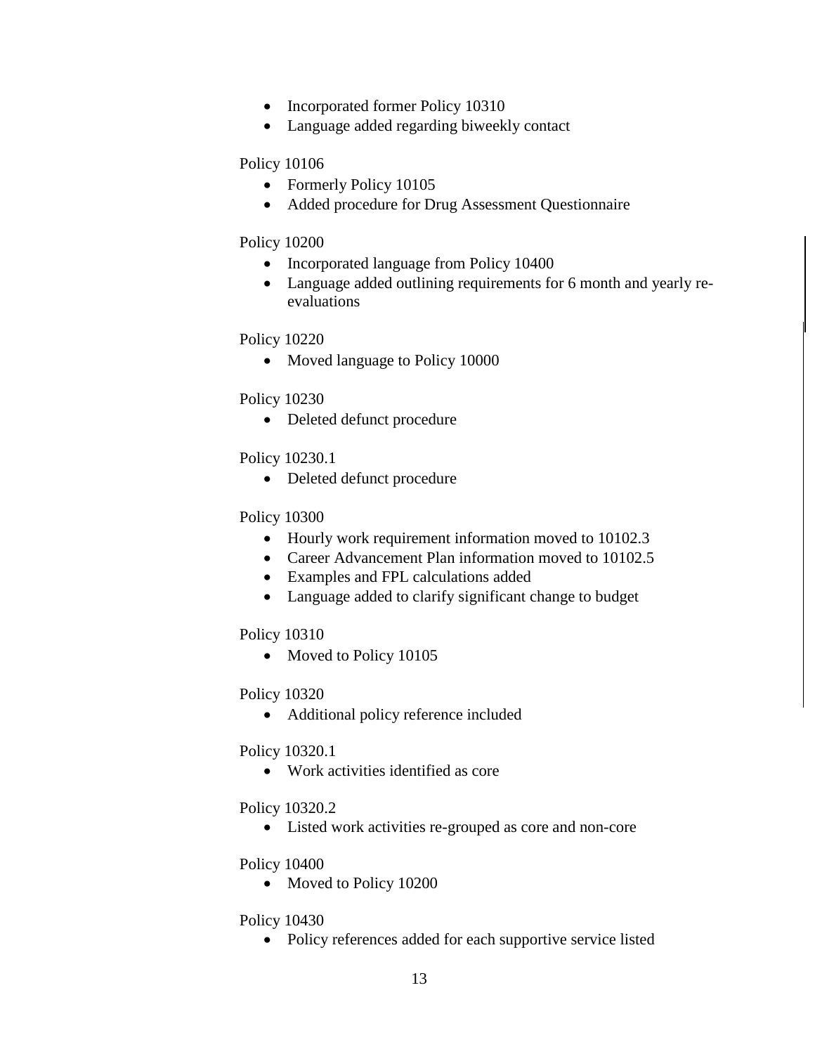- Incorporated former Policy 10310
- Language added regarding biweekly contact

Policy 10106

- Formerly Policy 10105
- Added procedure for Drug Assessment Questionnaire

Policy 10200

- Incorporated language from Policy 10400
- Language added outlining requirements for 6 month and yearly re-evaluations

Policy 10220

- Moved language to Policy 10000

Policy 10230

- Deleted defunct procedure

Policy 10230.1

- Deleted defunct procedure

Policy 10300

- Hourly work requirement information moved to 10102.3
- Career Advancement Plan information moved to 10102.5
- Examples and FPL calculations added
- Language added to clarify significant change to budget

Policy 10310

- Moved to Policy 10105

Policy 10320

- Additional policy reference included

Policy 10320.1

- Work activities identified as core

Policy 10320.2

- Listed work activities re-grouped as core and non-core

Policy 10400

- Moved to Policy 10200

Policy 10430

- Policy references added for each supportive service listed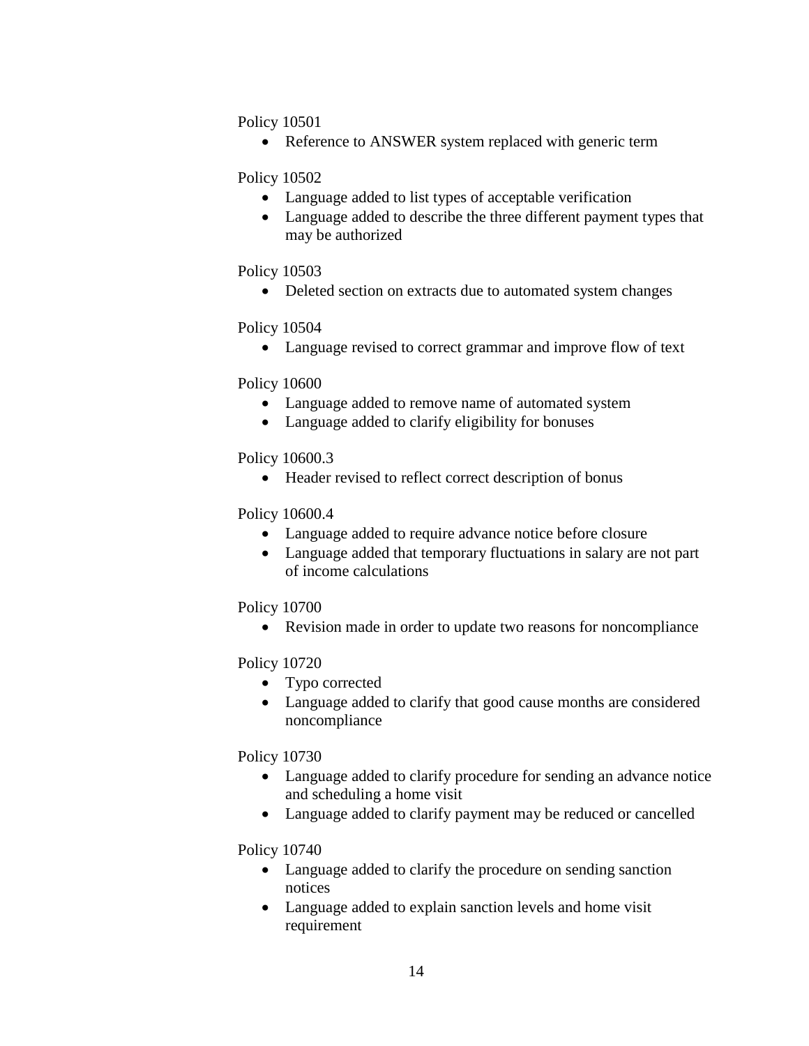Policy 10501

- Reference to ANSWER system replaced with generic term

Policy 10502

- Language added to list types of acceptable verification
- Language added to describe the three different payment types that may be authorized

Policy 10503

- Deleted section on extracts due to automated system changes

Policy 10504

- Language revised to correct grammar and improve flow of text

Policy 10600

- Language added to remove name of automated system
- Language added to clarify eligibility for bonuses

Policy 10600.3

- Header revised to reflect correct description of bonus

Policy 10600.4

- Language added to require advance notice before closure
- Language added that temporary fluctuations in salary are not part of income calculations

Policy 10700

- Revision made in order to update two reasons for noncompliance

Policy 10720

- Typo corrected
- Language added to clarify that good cause months are considered noncompliance

Policy 10730

- Language added to clarify procedure for sending an advance notice and scheduling a home visit
- Language added to clarify payment may be reduced or cancelled

Policy 10740

- Language added to clarify the procedure on sending sanction notices
- Language added to explain sanction levels and home visit requirement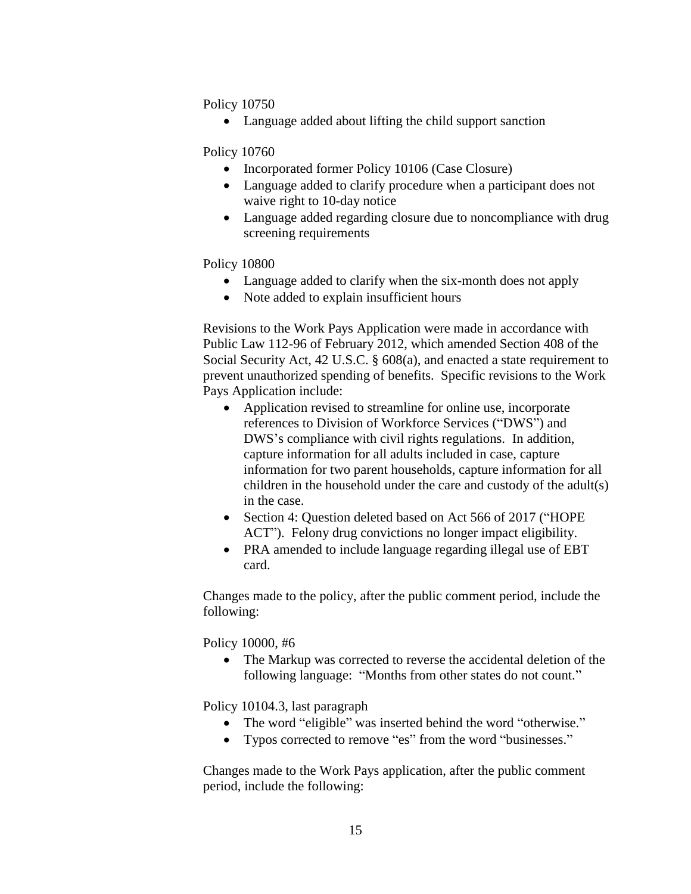Policy 10750

- Language added about lifting the child support sanction

Policy 10760

- Incorporated former Policy 10106 (Case Closure)
- Language added to clarify procedure when a participant does not waive right to 10-day notice
- Language added regarding closure due to noncompliance with drug screening requirements

Policy 10800

- Language added to clarify when the six-month does not apply
- Note added to explain insufficient hours

Revisions to the Work Pays Application were made in accordance with Public Law 112-96 of February 2012, which amended Section 408 of the Social Security Act, 42 U.S.C. § 608(a), and enacted a state requirement to prevent unauthorized spending of benefits. Specific revisions to the Work Pays Application include:

- Application revised to streamline for online use, incorporate references to Division of Workforce Services ("DWS") and DWS's compliance with civil rights regulations. In addition, capture information for all adults included in case, capture information for two parent households, capture information for all children in the household under the care and custody of the adult(s) in the case.
- Section 4: Question deleted based on Act 566 of 2017 ("HOPE ACT"). Felony drug convictions no longer impact eligibility.
- PRA amended to include language regarding illegal use of EBT card.

Changes made to the policy, after the public comment period, include the following:

Policy 10000, #6

- The Markup was corrected to reverse the accidental deletion of the following language: "Months from other states do not count."

Policy 10104.3, last paragraph

- The word "eligible" was inserted behind the word "otherwise."
- Typos corrected to remove "es" from the word "businesses."

Changes made to the Work Pays application, after the public comment period, include the following: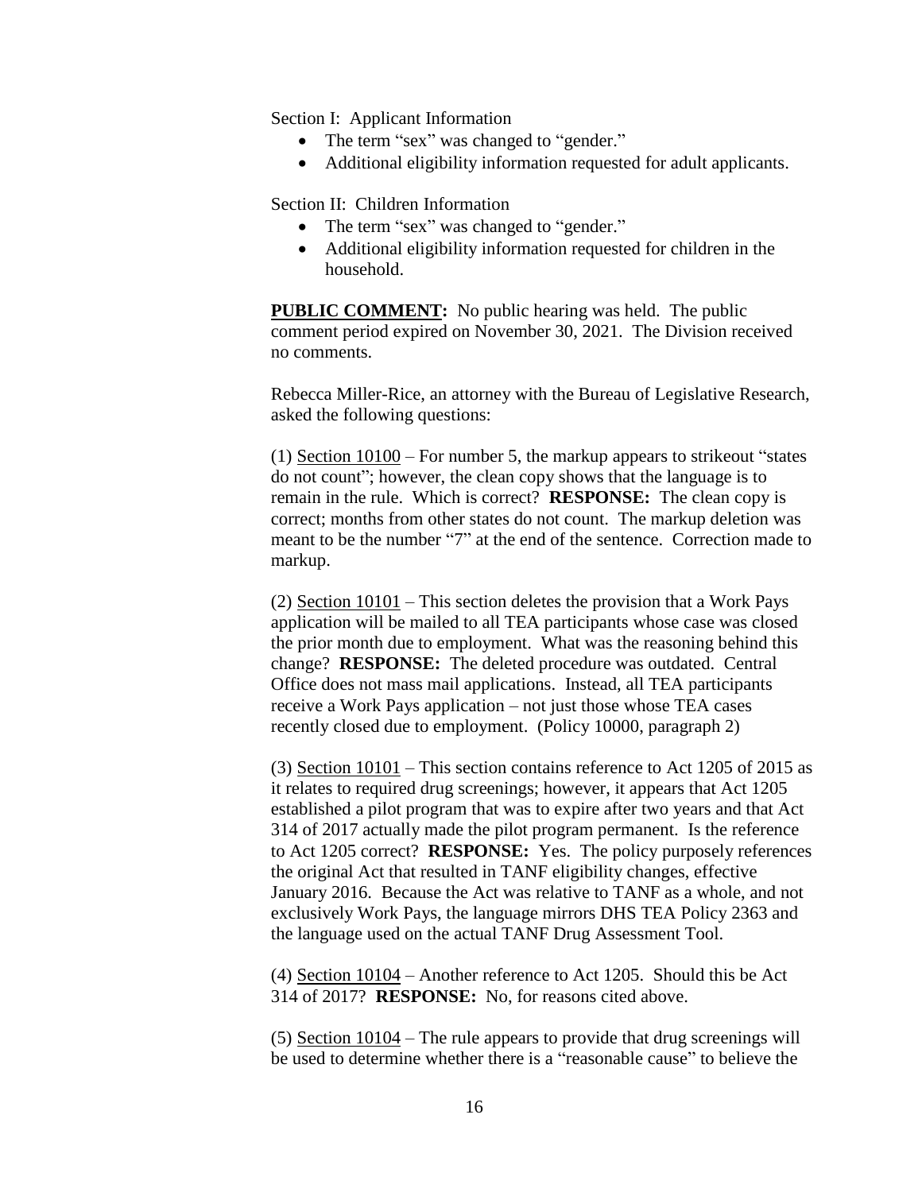Section I: Applicant Information

- The term "sex" was changed to "gender."
- Additional eligibility information requested for adult applicants.

Section II: Children Information

- The term "sex" was changed to "gender."
- Additional eligibility information requested for children in the household.

**PUBLIC COMMENT:** No public hearing was held. The public comment period expired on November 30, 2021. The Division received no comments.

Rebecca Miller-Rice, an attorney with the Bureau of Legislative Research, asked the following questions:

(1) Section 10100 – For number 5, the markup appears to strikeout "states do not count"; however, the clean copy shows that the language is to remain in the rule. Which is correct? **RESPONSE:** The clean copy is correct; months from other states do not count. The markup deletion was meant to be the number "7" at the end of the sentence. Correction made to markup.

(2) Section 10101 – This section deletes the provision that a Work Pays application will be mailed to all TEA participants whose case was closed the prior month due to employment. What was the reasoning behind this change? **RESPONSE:** The deleted procedure was outdated. Central Office does not mass mail applications. Instead, all TEA participants receive a Work Pays application – not just those whose TEA cases recently closed due to employment. (Policy 10000, paragraph 2)

(3) Section 10101 – This section contains reference to Act 1205 of 2015 as it relates to required drug screenings; however, it appears that Act 1205 established a pilot program that was to expire after two years and that Act 314 of 2017 actually made the pilot program permanent. Is the reference to Act 1205 correct? **RESPONSE:** Yes. The policy purposely references the original Act that resulted in TANF eligibility changes, effective January 2016. Because the Act was relative to TANF as a whole, and not exclusively Work Pays, the language mirrors DHS TEA Policy 2363 and the language used on the actual TANF Drug Assessment Tool.

(4) Section 10104 – Another reference to Act 1205. Should this be Act 314 of 2017? **RESPONSE:** No, for reasons cited above.

(5) Section 10104 – The rule appears to provide that drug screenings will be used to determine whether there is a "reasonable cause" to believe the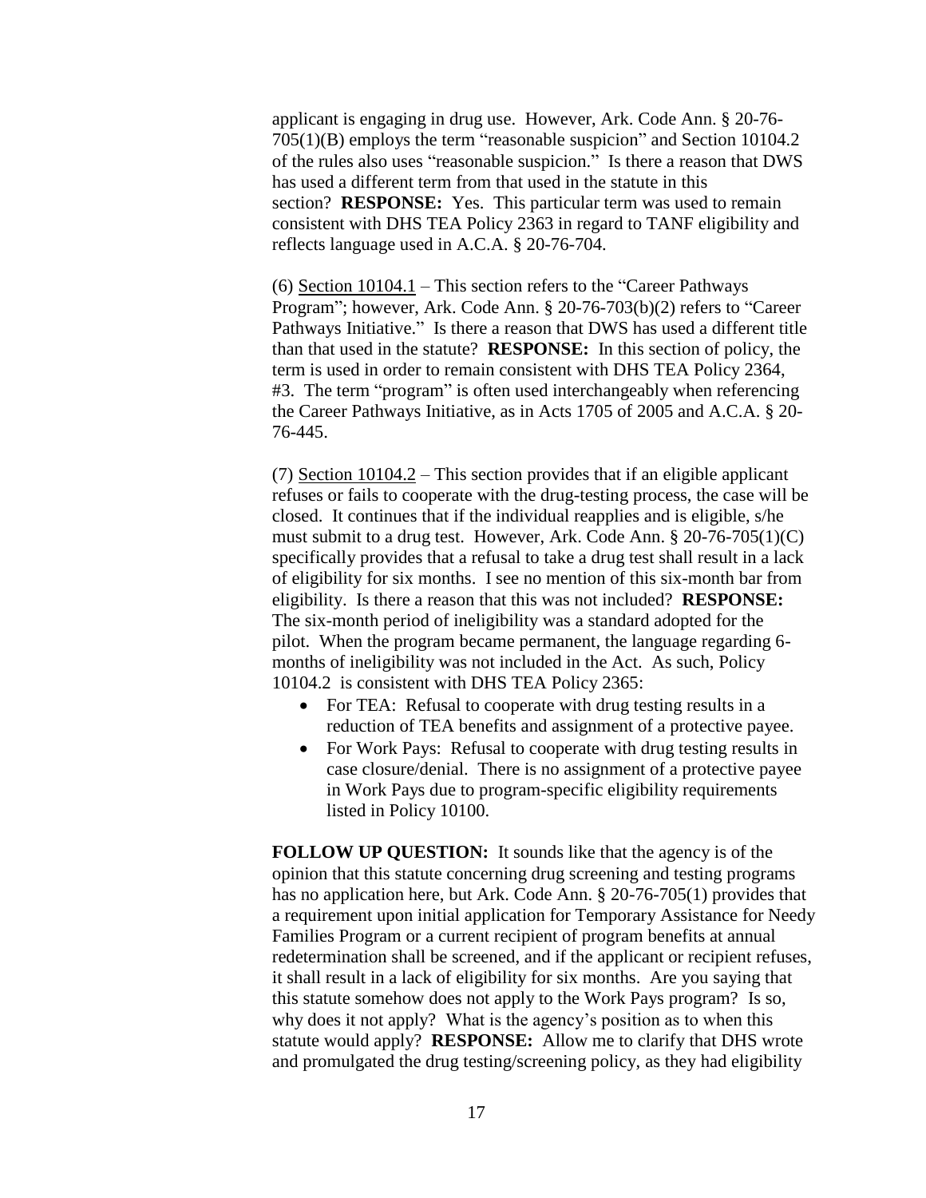applicant is engaging in drug use. However, Ark. Code Ann. § 20-76-705(1)(B) employs the term "reasonable suspicion" and Section 10104.2 of the rules also uses "reasonable suspicion." Is there a reason that DWS has used a different term from that used in the statute in this section? **RESPONSE:** Yes. This particular term was used to remain consistent with DHS TEA Policy 2363 in regard to TANF eligibility and reflects language used in A.C.A. § 20-76-704.

(6) Section 10104.1 – This section refers to the "Career Pathways Program"; however, Ark. Code Ann. § 20-76-703(b)(2) refers to "Career Pathways Initiative." Is there a reason that DWS has used a different title than that used in the statute? **RESPONSE:** In this section of policy, the term is used in order to remain consistent with DHS TEA Policy 2364, #3. The term "program" is often used interchangeably when referencing the Career Pathways Initiative, as in Acts 1705 of 2005 and A.C.A. § 20-76-445.

(7) Section 10104.2 – This section provides that if an eligible applicant refuses or fails to cooperate with the drug-testing process, the case will be closed. It continues that if the individual reapplies and is eligible, s/he must submit to a drug test. However, Ark. Code Ann. § 20-76-705(1)(C) specifically provides that a refusal to take a drug test shall result in a lack of eligibility for six months. I see no mention of this six-month bar from eligibility. Is there a reason that this was not included? **RESPONSE:** The six-month period of ineligibility was a standard adopted for the pilot. When the program became permanent, the language regarding 6-months of ineligibility was not included in the Act. As such, Policy 10104.2 is consistent with DHS TEA Policy 2365:

- For TEA: Refusal to cooperate with drug testing results in a reduction of TEA benefits and assignment of a protective payee.
- For Work Pays: Refusal to cooperate with drug testing results in case closure/denial. There is no assignment of a protective payee in Work Pays due to program-specific eligibility requirements listed in Policy 10100.

**FOLLOW UP QUESTION:** It sounds like that the agency is of the opinion that this statute concerning drug screening and testing programs has no application here, but Ark. Code Ann. § 20-76-705(1) provides that a requirement upon initial application for Temporary Assistance for Needy Families Program or a current recipient of program benefits at annual redetermination shall be screened, and if the applicant or recipient refuses, it shall result in a lack of eligibility for six months. Are you saying that this statute somehow does not apply to the Work Pays program? Is so, why does it not apply? What is the agency's position as to when this statute would apply? **RESPONSE:** Allow me to clarify that DHS wrote and promulgated the drug testing/screening policy, as they had eligibility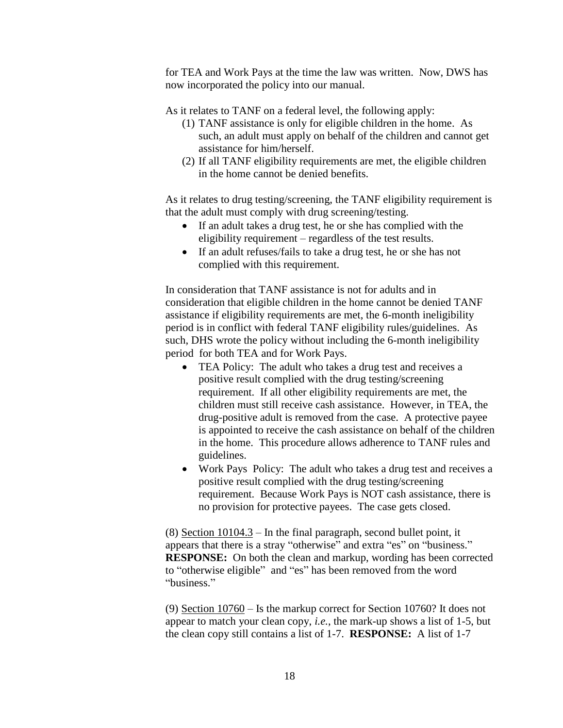for TEA and Work Pays at the time the law was written. Now, DWS has now incorporated the policy into our manual.

As it relates to TANF on a federal level, the following apply:

(1) TANF assistance is only for eligible children in the home. As such, an adult must apply on behalf of the children and cannot get assistance for him/herself.
(2) If all TANF eligibility requirements are met, the eligible children in the home cannot be denied benefits.

As it relates to drug testing/screening, the TANF eligibility requirement is that the adult must comply with drug screening/testing.

- If an adult takes a drug test, he or she has complied with the eligibility requirement – regardless of the test results.
- If an adult refuses/fails to take a drug test, he or she has not complied with this requirement.

In consideration that TANF assistance is not for adults and in consideration that eligible children in the home cannot be denied TANF assistance if eligibility requirements are met, the 6-month ineligibility period is in conflict with federal TANF eligibility rules/guidelines. As such, DHS wrote the policy without including the 6-month ineligibility period for both TEA and for Work Pays.

- TEA Policy: The adult who takes a drug test and receives a positive result complied with the drug testing/screening requirement. If all other eligibility requirements are met, the children must still receive cash assistance. However, in TEA, the drug-positive adult is removed from the case. A protective payee is appointed to receive the cash assistance on behalf of the children in the home. This procedure allows adherence to TANF rules and guidelines.
- Work Pays Policy: The adult who takes a drug test and receives a positive result complied with the drug testing/screening requirement. Because Work Pays is NOT cash assistance, there is no provision for protective payees. The case gets closed.

(8) <u>Section 10104.3</u> – In the final paragraph, second bullet point, it appears that there is a stray "otherwise" and extra "es" on "business." **RESPONSE:** On both the clean and markup, wording has been corrected to "otherwise eligible" and "es" has been removed from the word "business."

(9) <u>Section 10760</u> – Is the markup correct for Section 10760? It does not appear to match your clean copy, *i.e.*, the mark-up shows a list of 1-5, but the clean copy still contains a list of 1-7. **RESPONSE:** A list of 1-7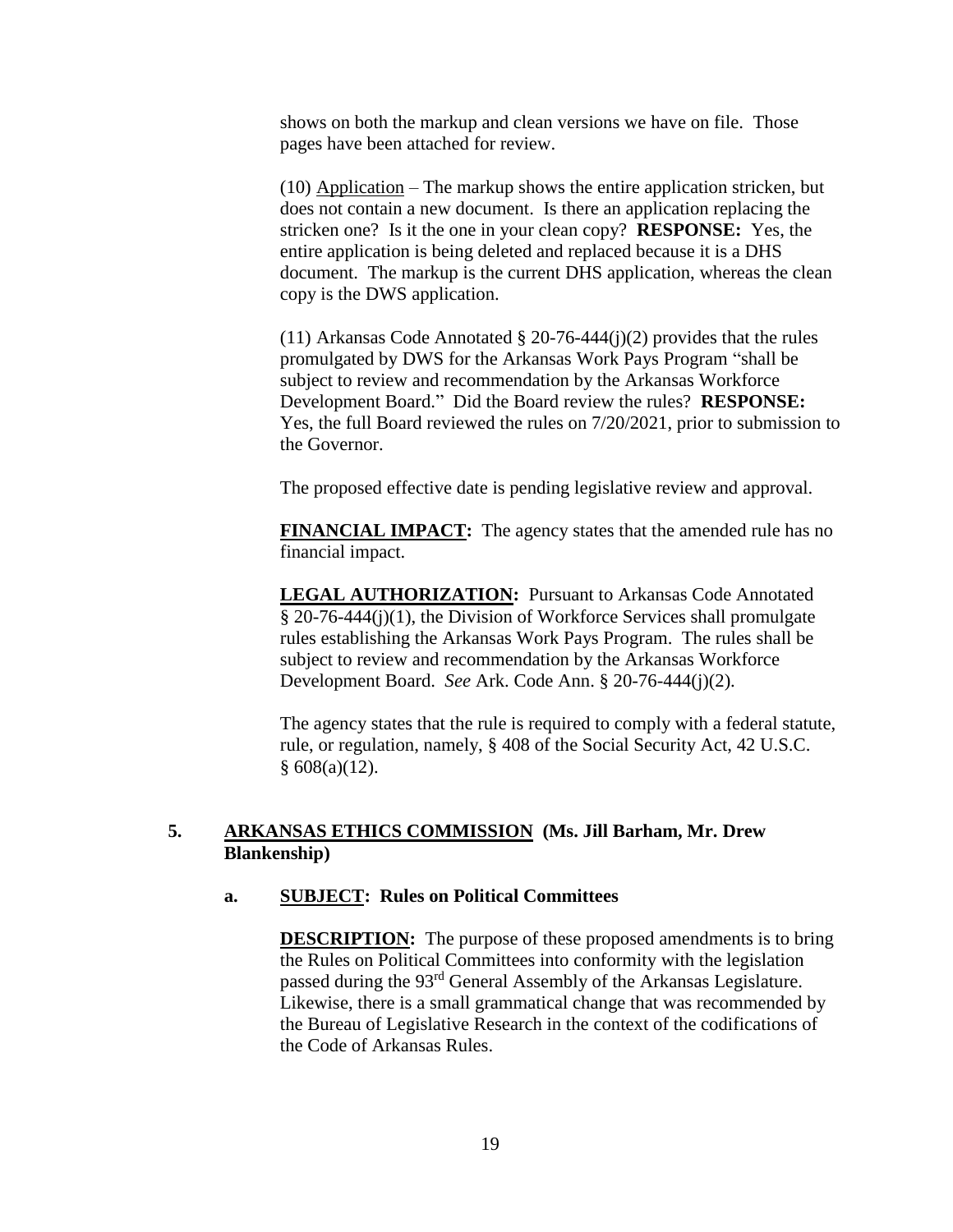shows on both the markup and clean versions we have on file. Those pages have been attached for review.

(10) Application – The markup shows the entire application stricken, but does not contain a new document. Is there an application replacing the stricken one? Is it the one in your clean copy? **RESPONSE:** Yes, the entire application is being deleted and replaced because it is a DHS document. The markup is the current DHS application, whereas the clean copy is the DWS application.

(11) Arkansas Code Annotated § 20-76-444(j)(2) provides that the rules promulgated by DWS for the Arkansas Work Pays Program "shall be subject to review and recommendation by the Arkansas Workforce Development Board." Did the Board review the rules? **RESPONSE:** Yes, the full Board reviewed the rules on 7/20/2021, prior to submission to the Governor.

The proposed effective date is pending legislative review and approval.

**FINANCIAL IMPACT:** The agency states that the amended rule has no financial impact.

**LEGAL AUTHORIZATION:** Pursuant to Arkansas Code Annotated § 20-76-444(j)(1), the Division of Workforce Services shall promulgate rules establishing the Arkansas Work Pays Program. The rules shall be subject to review and recommendation by the Arkansas Workforce Development Board. *See* Ark. Code Ann. § 20-76-444(j)(2).

The agency states that the rule is required to comply with a federal statute, rule, or regulation, namely, § 408 of the Social Security Act, 42 U.S.C. § 608(a)(12).

## 5. ARKANSAS ETHICS COMMISSION (Ms. Jill Barham, Mr. Drew Blankenship)

### a. SUBJECT: Rules on Political Committees

**DESCRIPTION:** The purpose of these proposed amendments is to bring the Rules on Political Committees into conformity with the legislation passed during the 93rd General Assembly of the Arkansas Legislature. Likewise, there is a small grammatical change that was recommended by the Bureau of Legislative Research in the context of the codifications of the Code of Arkansas Rules.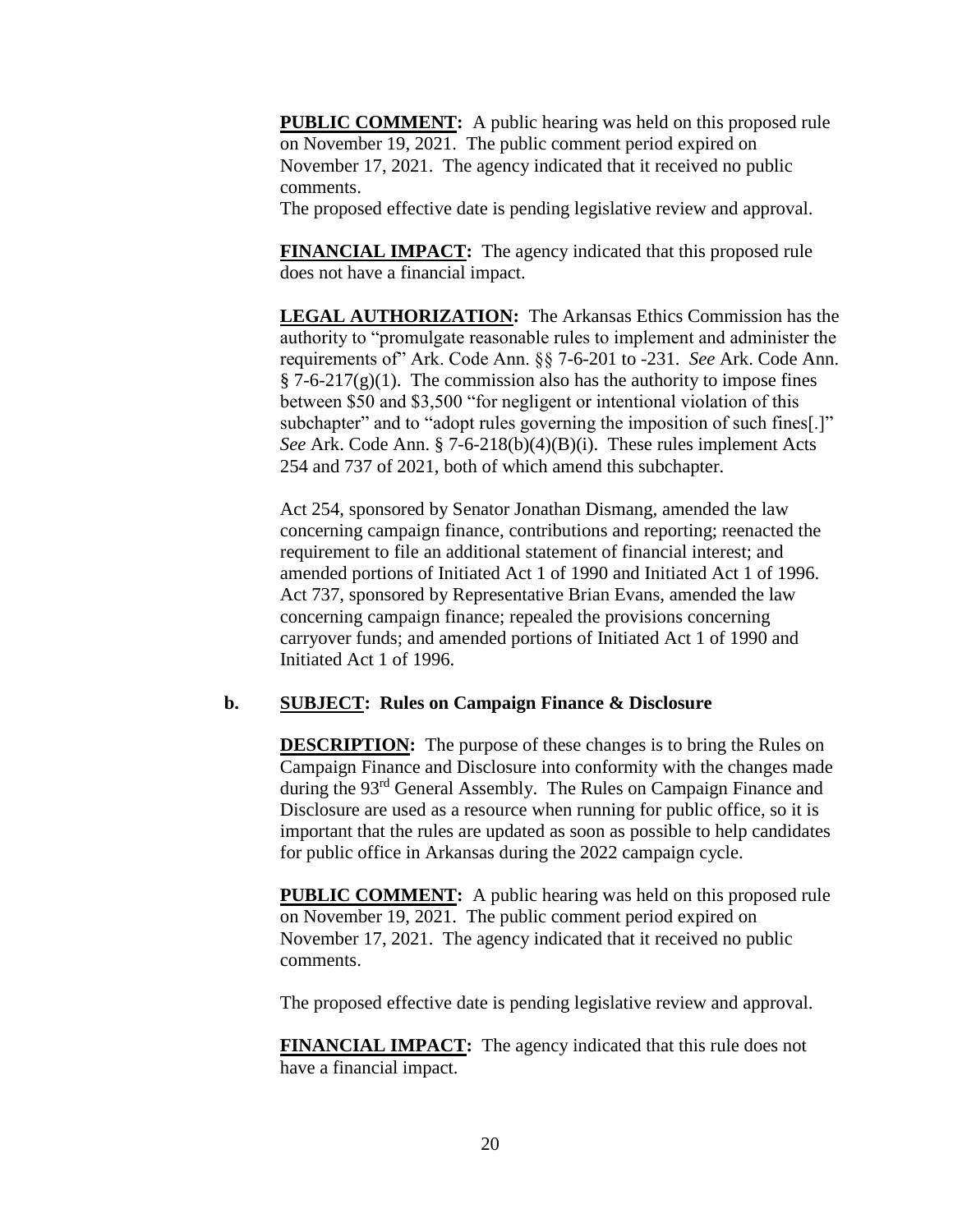**PUBLIC COMMENT:** A public hearing was held on this proposed rule on November 19, 2021. The public comment period expired on November 17, 2021. The agency indicated that it received no public comments.

The proposed effective date is pending legislative review and approval.

**FINANCIAL IMPACT:** The agency indicated that this proposed rule does not have a financial impact.

**LEGAL AUTHORIZATION:** The Arkansas Ethics Commission has the authority to "promulgate reasonable rules to implement and administer the requirements of" Ark. Code Ann. §§ 7-6-201 to -231. *See* Ark. Code Ann. § 7-6-217(g)(1). The commission also has the authority to impose fines between $50 and $3,500 "for negligent or intentional violation of this subchapter" and to "adopt rules governing the imposition of such fines[.]" *See* Ark. Code Ann. § 7-6-218(b)(4)(B)(i). These rules implement Acts 254 and 737 of 2021, both of which amend this subchapter.

Act 254, sponsored by Senator Jonathan Dismang, amended the law concerning campaign finance, contributions and reporting; reenacted the requirement to file an additional statement of financial interest; and amended portions of Initiated Act 1 of 1990 and Initiated Act 1 of 1996. Act 737, sponsored by Representative Brian Evans, amended the law concerning campaign finance; repealed the provisions concerning carryover funds; and amended portions of Initiated Act 1 of 1990 and Initiated Act 1 of 1996.

**b. SUBJECT: Rules on Campaign Finance & Disclosure**

**DESCRIPTION:** The purpose of these changes is to bring the Rules on Campaign Finance and Disclosure into conformity with the changes made during the 93rd General Assembly. The Rules on Campaign Finance and Disclosure are used as a resource when running for public office, so it is important that the rules are updated as soon as possible to help candidates for public office in Arkansas during the 2022 campaign cycle.

**PUBLIC COMMENT:** A public hearing was held on this proposed rule on November 19, 2021. The public comment period expired on November 17, 2021. The agency indicated that it received no public comments.

The proposed effective date is pending legislative review and approval.

**FINANCIAL IMPACT:** The agency indicated that this rule does not have a financial impact.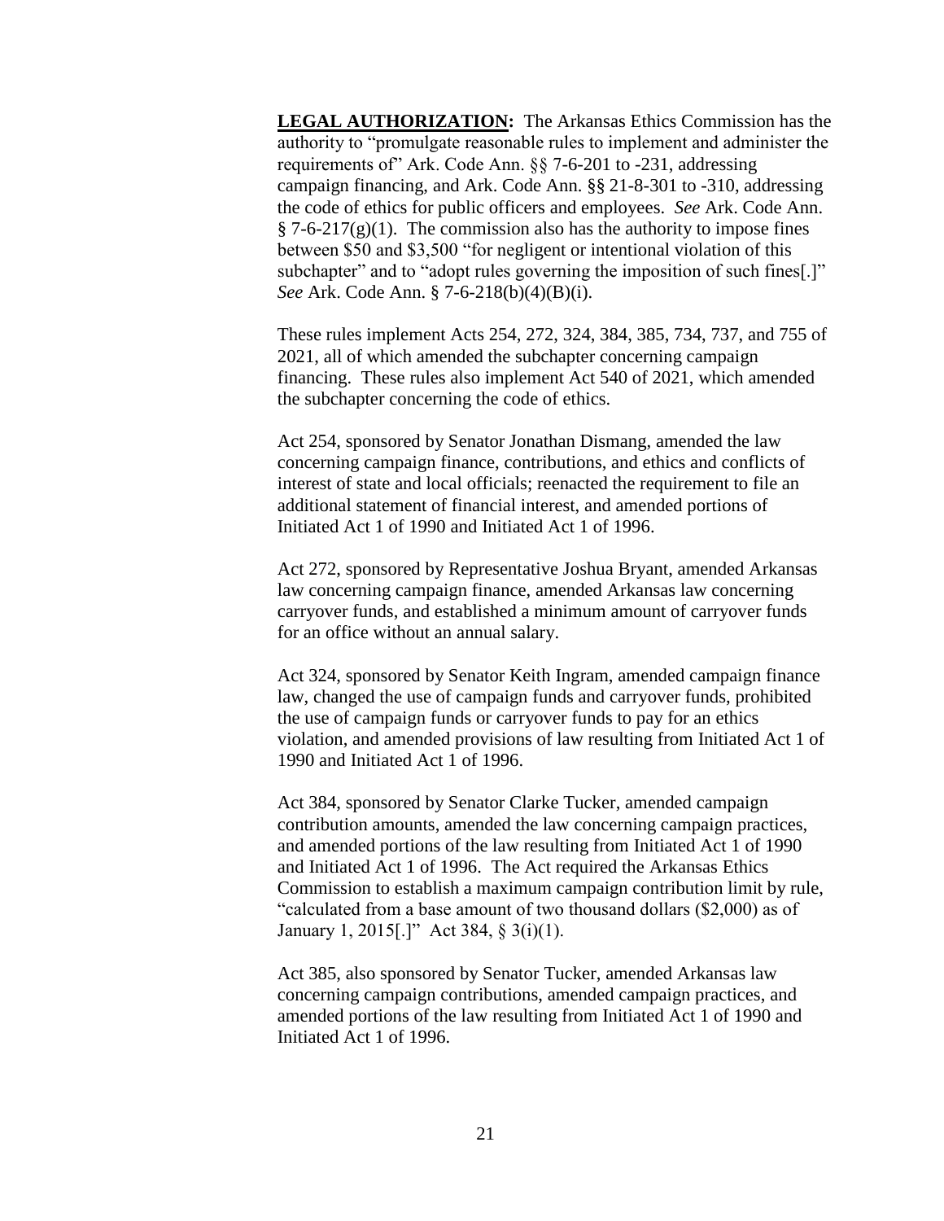**LEGAL AUTHORIZATION:** The Arkansas Ethics Commission has the authority to "promulgate reasonable rules to implement and administer the requirements of" Ark. Code Ann. §§ 7-6-201 to -231, addressing campaign financing, and Ark. Code Ann. §§ 21-8-301 to -310, addressing the code of ethics for public officers and employees. *See* Ark. Code Ann. § 7-6-217(g)(1). The commission also has the authority to impose fines between $50 and $3,500 "for negligent or intentional violation of this subchapter" and to "adopt rules governing the imposition of such fines[.]" *See* Ark. Code Ann. § 7-6-218(b)(4)(B)(i).

These rules implement Acts 254, 272, 324, 384, 385, 734, 737, and 755 of 2021, all of which amended the subchapter concerning campaign financing. These rules also implement Act 540 of 2021, which amended the subchapter concerning the code of ethics.

Act 254, sponsored by Senator Jonathan Dismang, amended the law concerning campaign finance, contributions, and ethics and conflicts of interest of state and local officials; reenacted the requirement to file an additional statement of financial interest, and amended portions of Initiated Act 1 of 1990 and Initiated Act 1 of 1996.

Act 272, sponsored by Representative Joshua Bryant, amended Arkansas law concerning campaign finance, amended Arkansas law concerning carryover funds, and established a minimum amount of carryover funds for an office without an annual salary.

Act 324, sponsored by Senator Keith Ingram, amended campaign finance law, changed the use of campaign funds and carryover funds, prohibited the use of campaign funds or carryover funds to pay for an ethics violation, and amended provisions of law resulting from Initiated Act 1 of 1990 and Initiated Act 1 of 1996.

Act 384, sponsored by Senator Clarke Tucker, amended campaign contribution amounts, amended the law concerning campaign practices, and amended portions of the law resulting from Initiated Act 1 of 1990 and Initiated Act 1 of 1996. The Act required the Arkansas Ethics Commission to establish a maximum campaign contribution limit by rule, "calculated from a base amount of two thousand dollars ($2,000) as of January 1, 2015[.]" Act 384, § 3(i)(1).

Act 385, also sponsored by Senator Tucker, amended Arkansas law concerning campaign contributions, amended campaign practices, and amended portions of the law resulting from Initiated Act 1 of 1990 and Initiated Act 1 of 1996.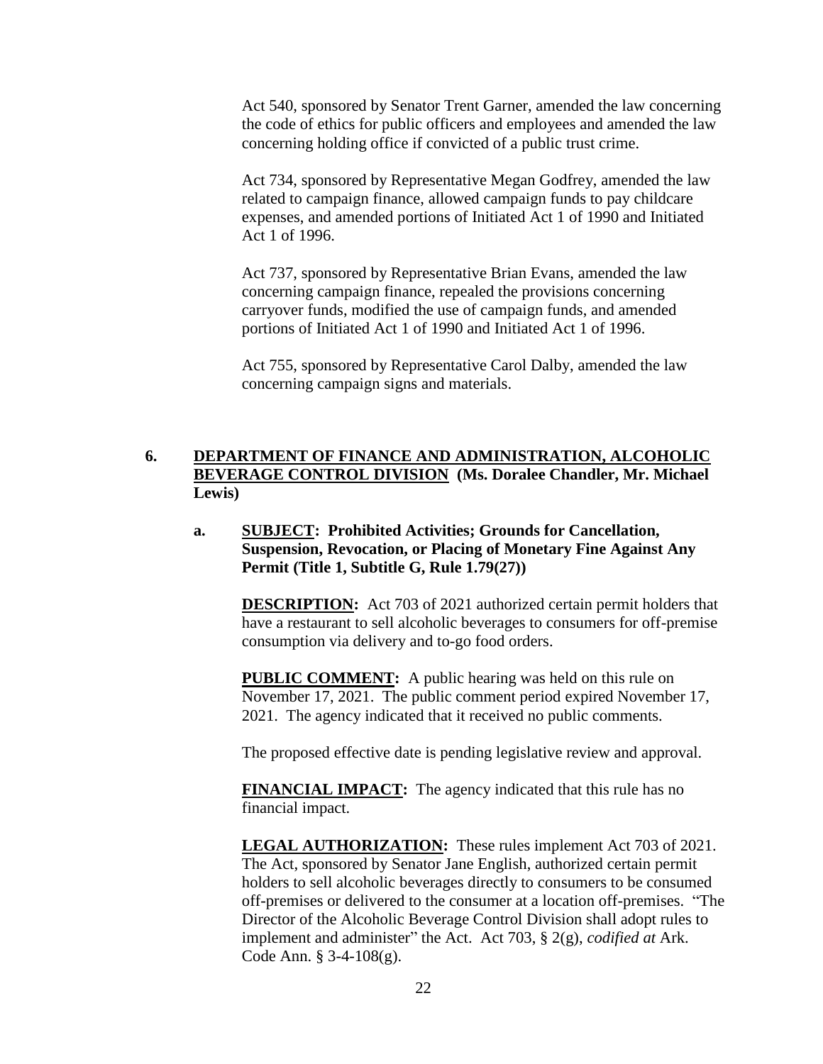Act 540, sponsored by Senator Trent Garner, amended the law concerning the code of ethics for public officers and employees and amended the law concerning holding office if convicted of a public trust crime.

Act 734, sponsored by Representative Megan Godfrey, amended the law related to campaign finance, allowed campaign funds to pay childcare expenses, and amended portions of Initiated Act 1 of 1990 and Initiated Act 1 of 1996.

Act 737, sponsored by Representative Brian Evans, amended the law concerning campaign finance, repealed the provisions concerning carryover funds, modified the use of campaign funds, and amended portions of Initiated Act 1 of 1990 and Initiated Act 1 of 1996.

Act 755, sponsored by Representative Carol Dalby, amended the law concerning campaign signs and materials.

**6. DEPARTMENT OF FINANCE AND ADMINISTRATION, ALCOHOLIC BEVERAGE CONTROL DIVISION (Ms. Doralee Chandler, Mr. Michael Lewis)**

**a. SUBJECT: Prohibited Activities; Grounds for Cancellation, Suspension, Revocation, or Placing of Monetary Fine Against Any Permit (Title 1, Subtitle G, Rule 1.79(27))**

**DESCRIPTION:** Act 703 of 2021 authorized certain permit holders that have a restaurant to sell alcoholic beverages to consumers for off-premise consumption via delivery and to-go food orders.

**PUBLIC COMMENT:** A public hearing was held on this rule on November 17, 2021. The public comment period expired November 17, 2021. The agency indicated that it received no public comments.

The proposed effective date is pending legislative review and approval.

**FINANCIAL IMPACT:** The agency indicated that this rule has no financial impact.

**LEGAL AUTHORIZATION:** These rules implement Act 703 of 2021. The Act, sponsored by Senator Jane English, authorized certain permit holders to sell alcoholic beverages directly to consumers to be consumed off-premises or delivered to the consumer at a location off-premises. "The Director of the Alcoholic Beverage Control Division shall adopt rules to implement and administer" the Act. Act 703, § 2(g), *codified at* Ark. Code Ann. § 3-4-108(g).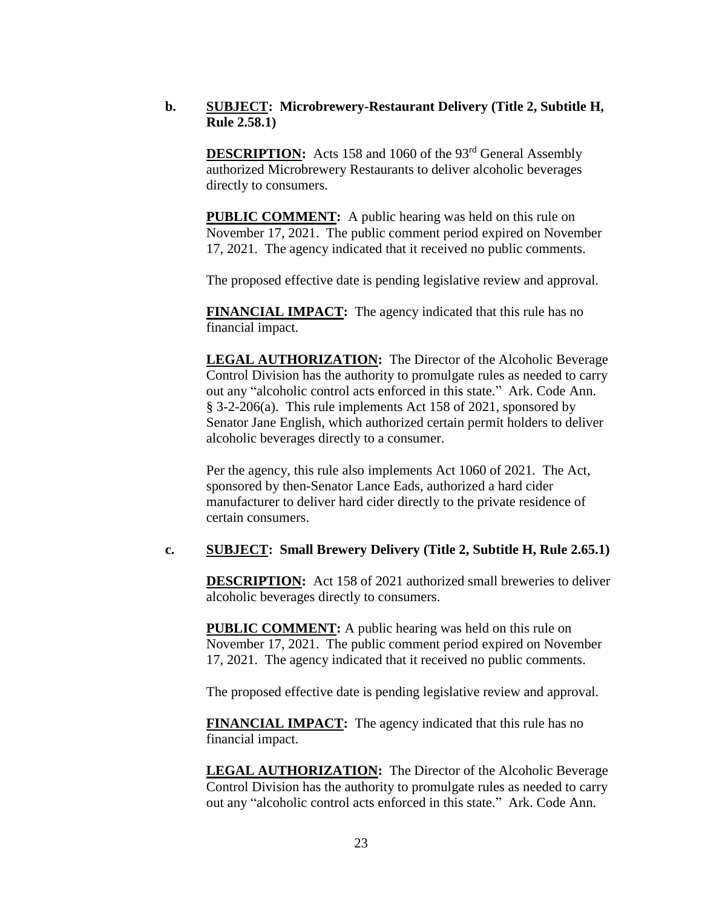**b. <u>SUBJECT</u>: Microbrewery-Restaurant Delivery (Title 2, Subtitle H, Rule 2.58.1)**

**<u>DESCRIPTION</u>:** Acts 158 and 1060 of the 93rd General Assembly authorized Microbrewery Restaurants to deliver alcoholic beverages directly to consumers.

**<u>PUBLIC COMMENT</u>:** A public hearing was held on this rule on November 17, 2021. The public comment period expired on November 17, 2021. The agency indicated that it received no public comments.

The proposed effective date is pending legislative review and approval.

**<u>FINANCIAL IMPACT</u>:** The agency indicated that this rule has no financial impact.

**<u>LEGAL AUTHORIZATION</u>:** The Director of the Alcoholic Beverage Control Division has the authority to promulgate rules as needed to carry out any "alcoholic control acts enforced in this state." Ark. Code Ann. § 3-2-206(a). This rule implements Act 158 of 2021, sponsored by Senator Jane English, which authorized certain permit holders to deliver alcoholic beverages directly to a consumer.

Per the agency, this rule also implements Act 1060 of 2021. The Act, sponsored by then-Senator Lance Eads, authorized a hard cider manufacturer to deliver hard cider directly to the private residence of certain consumers.

**c. <u>SUBJECT</u>: Small Brewery Delivery (Title 2, Subtitle H, Rule 2.65.1)**

**<u>DESCRIPTION</u>:** Act 158 of 2021 authorized small breweries to deliver alcoholic beverages directly to consumers.

**<u>PUBLIC COMMENT</u>:** A public hearing was held on this rule on November 17, 2021. The public comment period expired on November 17, 2021. The agency indicated that it received no public comments.

The proposed effective date is pending legislative review and approval.

**<u>FINANCIAL IMPACT</u>:** The agency indicated that this rule has no financial impact.

**<u>LEGAL AUTHORIZATION</u>:** The Director of the Alcoholic Beverage Control Division has the authority to promulgate rules as needed to carry out any "alcoholic control acts enforced in this state." Ark. Code Ann.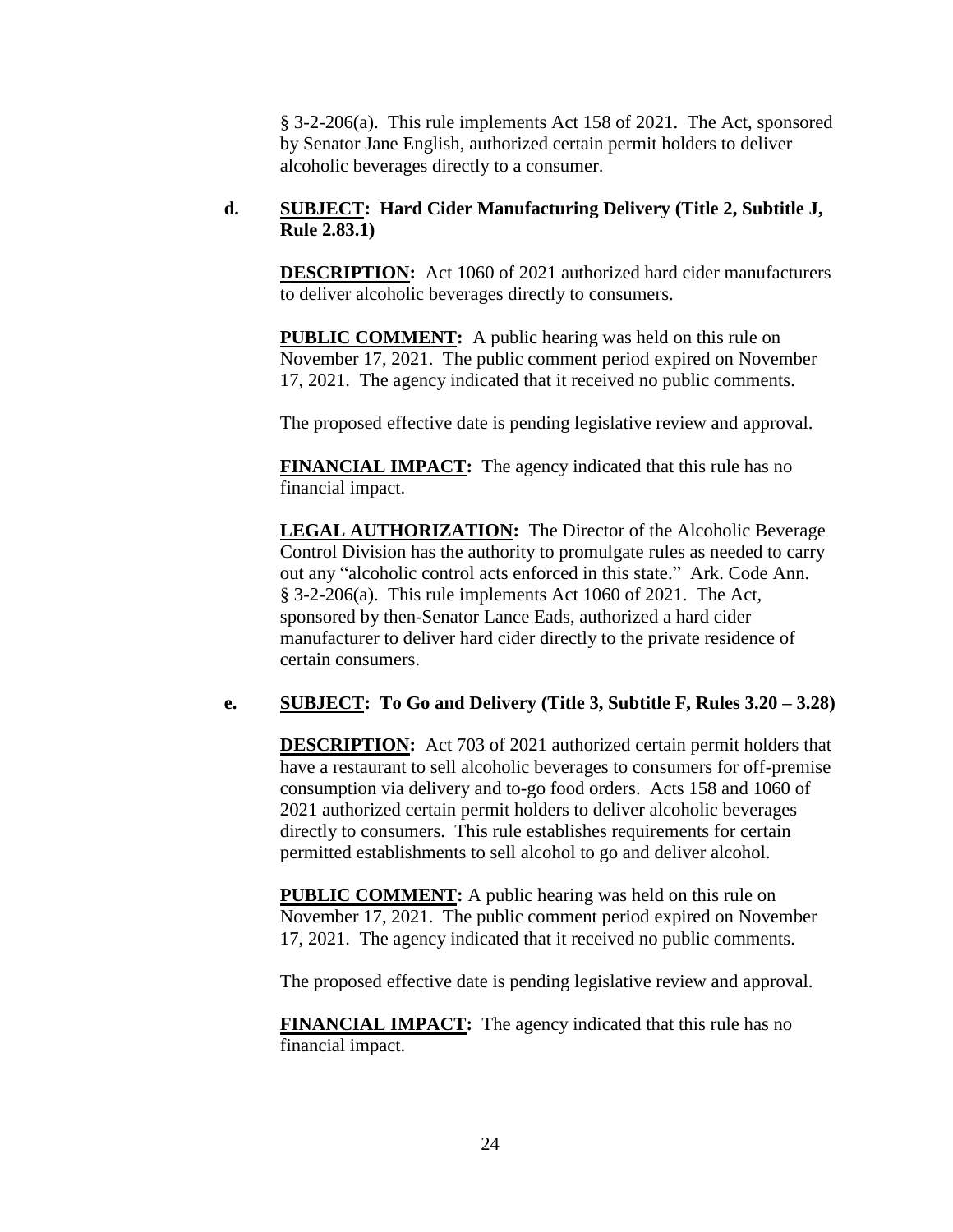§ 3-2-206(a). This rule implements Act 158 of 2021. The Act, sponsored by Senator Jane English, authorized certain permit holders to deliver alcoholic beverages directly to a consumer.

**d. SUBJECT: Hard Cider Manufacturing Delivery (Title 2, Subtitle J, Rule 2.83.1)**

**DESCRIPTION:** Act 1060 of 2021 authorized hard cider manufacturers to deliver alcoholic beverages directly to consumers.

**PUBLIC COMMENT:** A public hearing was held on this rule on November 17, 2021. The public comment period expired on November 17, 2021. The agency indicated that it received no public comments.

The proposed effective date is pending legislative review and approval.

**FINANCIAL IMPACT:** The agency indicated that this rule has no financial impact.

**LEGAL AUTHORIZATION:** The Director of the Alcoholic Beverage Control Division has the authority to promulgate rules as needed to carry out any "alcoholic control acts enforced in this state." Ark. Code Ann. § 3-2-206(a). This rule implements Act 1060 of 2021. The Act, sponsored by then-Senator Lance Eads, authorized a hard cider manufacturer to deliver hard cider directly to the private residence of certain consumers.

**e. SUBJECT: To Go and Delivery (Title 3, Subtitle F, Rules 3.20 – 3.28)**

**DESCRIPTION:** Act 703 of 2021 authorized certain permit holders that have a restaurant to sell alcoholic beverages to consumers for off-premise consumption via delivery and to-go food orders. Acts 158 and 1060 of 2021 authorized certain permit holders to deliver alcoholic beverages directly to consumers. This rule establishes requirements for certain permitted establishments to sell alcohol to go and deliver alcohol.

**PUBLIC COMMENT:** A public hearing was held on this rule on November 17, 2021. The public comment period expired on November 17, 2021. The agency indicated that it received no public comments.

The proposed effective date is pending legislative review and approval.

**FINANCIAL IMPACT:** The agency indicated that this rule has no financial impact.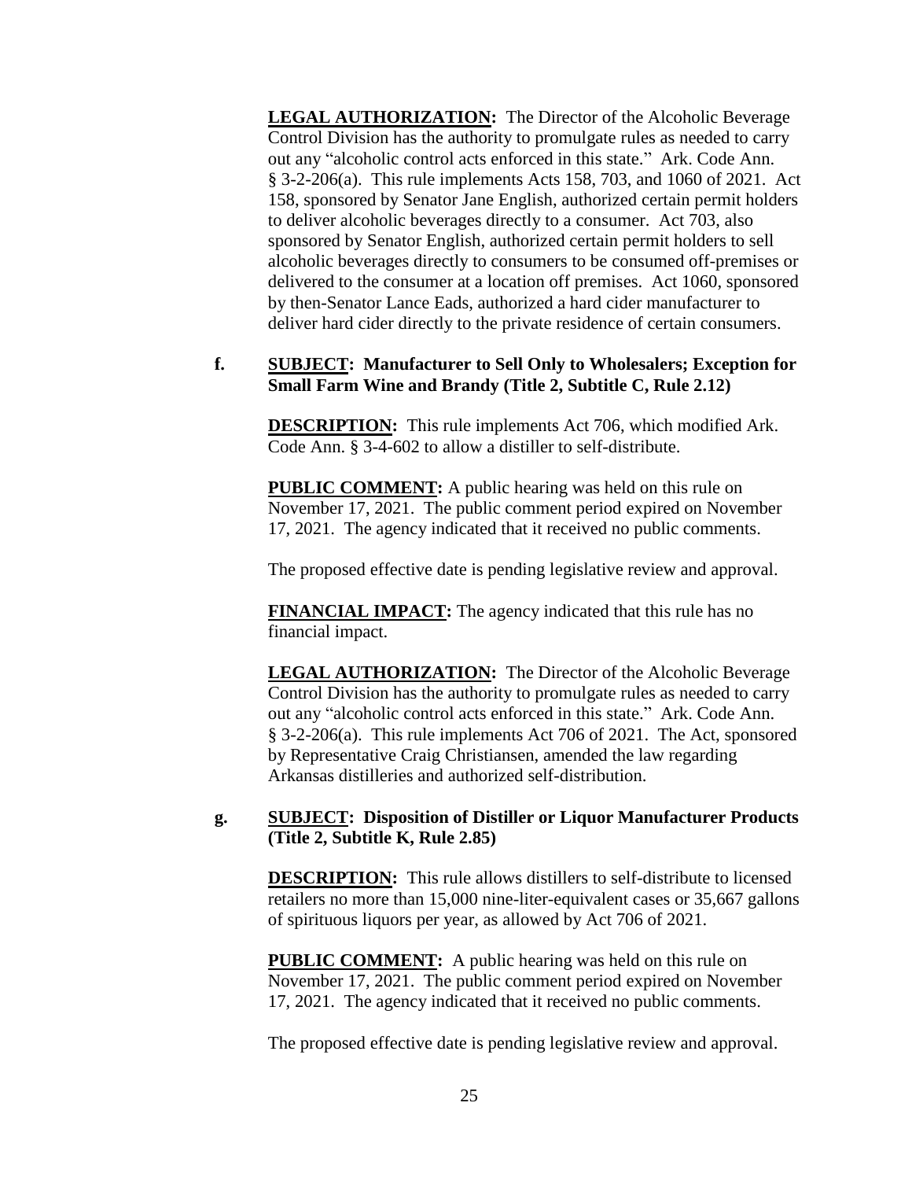**LEGAL AUTHORIZATION:** The Director of the Alcoholic Beverage Control Division has the authority to promulgate rules as needed to carry out any "alcoholic control acts enforced in this state." Ark. Code Ann. § 3-2-206(a). This rule implements Acts 158, 703, and 1060 of 2021. Act 158, sponsored by Senator Jane English, authorized certain permit holders to deliver alcoholic beverages directly to a consumer. Act 703, also sponsored by Senator English, authorized certain permit holders to sell alcoholic beverages directly to consumers to be consumed off-premises or delivered to the consumer at a location off premises. Act 1060, sponsored by then-Senator Lance Eads, authorized a hard cider manufacturer to deliver hard cider directly to the private residence of certain consumers.

**f. SUBJECT: Manufacturer to Sell Only to Wholesalers; Exception for Small Farm Wine and Brandy (Title 2, Subtitle C, Rule 2.12)**

**DESCRIPTION:** This rule implements Act 706, which modified Ark. Code Ann. § 3-4-602 to allow a distiller to self-distribute.

**PUBLIC COMMENT:** A public hearing was held on this rule on November 17, 2021. The public comment period expired on November 17, 2021. The agency indicated that it received no public comments.

The proposed effective date is pending legislative review and approval.

**FINANCIAL IMPACT:** The agency indicated that this rule has no financial impact.

**LEGAL AUTHORIZATION:** The Director of the Alcoholic Beverage Control Division has the authority to promulgate rules as needed to carry out any "alcoholic control acts enforced in this state." Ark. Code Ann. § 3-2-206(a). This rule implements Act 706 of 2021. The Act, sponsored by Representative Craig Christiansen, amended the law regarding Arkansas distilleries and authorized self-distribution.

**g. SUBJECT: Disposition of Distiller or Liquor Manufacturer Products (Title 2, Subtitle K, Rule 2.85)**

**DESCRIPTION:** This rule allows distillers to self-distribute to licensed retailers no more than 15,000 nine-liter-equivalent cases or 35,667 gallons of spirituous liquors per year, as allowed by Act 706 of 2021.

**PUBLIC COMMENT:** A public hearing was held on this rule on November 17, 2021. The public comment period expired on November 17, 2021. The agency indicated that it received no public comments.

The proposed effective date is pending legislative review and approval.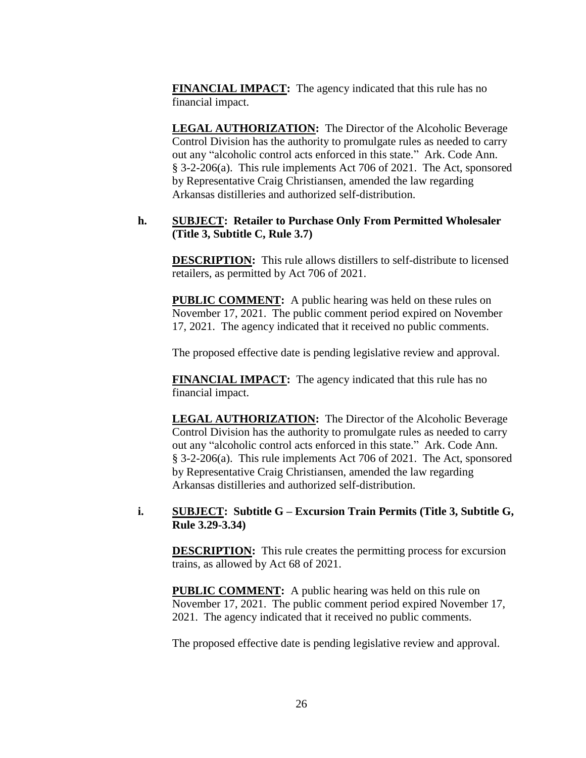**FINANCIAL IMPACT:** The agency indicated that this rule has no financial impact.

**LEGAL AUTHORIZATION:** The Director of the Alcoholic Beverage Control Division has the authority to promulgate rules as needed to carry out any "alcoholic control acts enforced in this state." Ark. Code Ann. § 3-2-206(a). This rule implements Act 706 of 2021. The Act, sponsored by Representative Craig Christiansen, amended the law regarding Arkansas distilleries and authorized self-distribution.

**h. SUBJECT: Retailer to Purchase Only From Permitted Wholesaler (Title 3, Subtitle C, Rule 3.7)**

**DESCRIPTION:** This rule allows distillers to self-distribute to licensed retailers, as permitted by Act 706 of 2021.

**PUBLIC COMMENT:** A public hearing was held on these rules on November 17, 2021. The public comment period expired on November 17, 2021. The agency indicated that it received no public comments.

The proposed effective date is pending legislative review and approval.

**FINANCIAL IMPACT:** The agency indicated that this rule has no financial impact.

**LEGAL AUTHORIZATION:** The Director of the Alcoholic Beverage Control Division has the authority to promulgate rules as needed to carry out any "alcoholic control acts enforced in this state." Ark. Code Ann. § 3-2-206(a). This rule implements Act 706 of 2021. The Act, sponsored by Representative Craig Christiansen, amended the law regarding Arkansas distilleries and authorized self-distribution.

**i. SUBJECT: Subtitle G – Excursion Train Permits (Title 3, Subtitle G, Rule 3.29-3.34)**

**DESCRIPTION:** This rule creates the permitting process for excursion trains, as allowed by Act 68 of 2021.

**PUBLIC COMMENT:** A public hearing was held on this rule on November 17, 2021. The public comment period expired November 17, 2021. The agency indicated that it received no public comments.

The proposed effective date is pending legislative review and approval.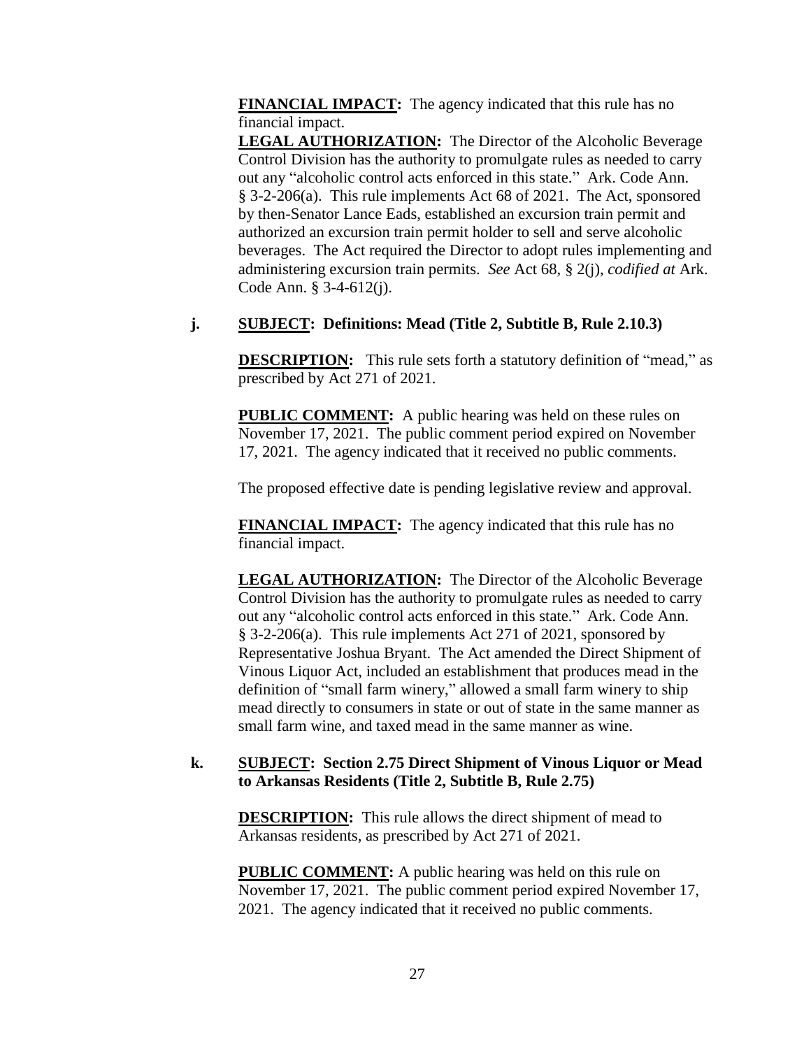**FINANCIAL IMPACT:** The agency indicated that this rule has no financial impact.

**LEGAL AUTHORIZATION:** The Director of the Alcoholic Beverage Control Division has the authority to promulgate rules as needed to carry out any "alcoholic control acts enforced in this state." Ark. Code Ann. § 3-2-206(a). This rule implements Act 68 of 2021. The Act, sponsored by then-Senator Lance Eads, established an excursion train permit and authorized an excursion train permit holder to sell and serve alcoholic beverages. The Act required the Director to adopt rules implementing and administering excursion train permits. *See* Act 68, § 2(j), *codified at* Ark. Code Ann. § 3-4-612(j).

**j. SUBJECT: Definitions: Mead (Title 2, Subtitle B, Rule 2.10.3)**

**DESCRIPTION:** This rule sets forth a statutory definition of "mead," as prescribed by Act 271 of 2021.

**PUBLIC COMMENT:** A public hearing was held on these rules on November 17, 2021. The public comment period expired on November 17, 2021. The agency indicated that it received no public comments.

The proposed effective date is pending legislative review and approval.

**FINANCIAL IMPACT:** The agency indicated that this rule has no financial impact.

**LEGAL AUTHORIZATION:** The Director of the Alcoholic Beverage Control Division has the authority to promulgate rules as needed to carry out any "alcoholic control acts enforced in this state." Ark. Code Ann. § 3-2-206(a). This rule implements Act 271 of 2021, sponsored by Representative Joshua Bryant. The Act amended the Direct Shipment of Vinous Liquor Act, included an establishment that produces mead in the definition of "small farm winery," allowed a small farm winery to ship mead directly to consumers in state or out of state in the same manner as small farm wine, and taxed mead in the same manner as wine.

**k. SUBJECT: Section 2.75 Direct Shipment of Vinous Liquor or Mead to Arkansas Residents (Title 2, Subtitle B, Rule 2.75)**

**DESCRIPTION:** This rule allows the direct shipment of mead to Arkansas residents, as prescribed by Act 271 of 2021.

**PUBLIC COMMENT:** A public hearing was held on this rule on November 17, 2021. The public comment period expired November 17, 2021. The agency indicated that it received no public comments.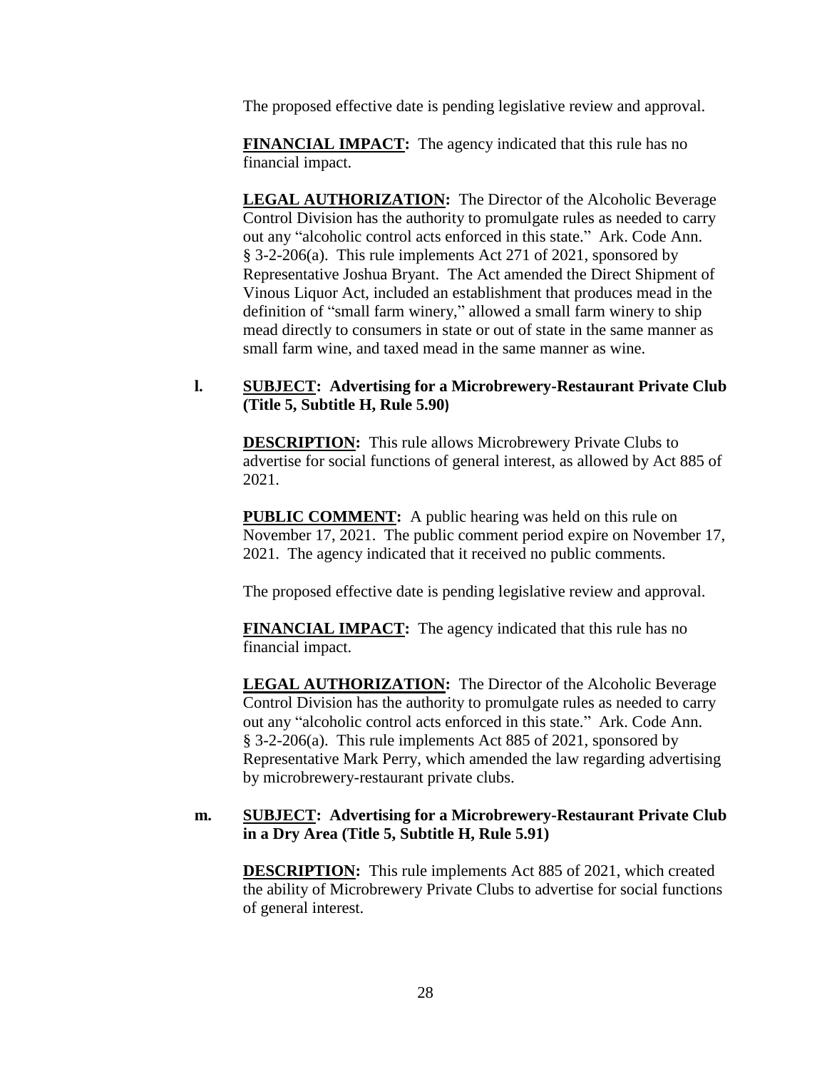The proposed effective date is pending legislative review and approval.

**FINANCIAL IMPACT:** The agency indicated that this rule has no financial impact.

**LEGAL AUTHORIZATION:** The Director of the Alcoholic Beverage Control Division has the authority to promulgate rules as needed to carry out any "alcoholic control acts enforced in this state." Ark. Code Ann. § 3-2-206(a). This rule implements Act 271 of 2021, sponsored by Representative Joshua Bryant. The Act amended the Direct Shipment of Vinous Liquor Act, included an establishment that produces mead in the definition of "small farm winery," allowed a small farm winery to ship mead directly to consumers in state or out of state in the same manner as small farm wine, and taxed mead in the same manner as wine.

**l. SUBJECT: Advertising for a Microbrewery-Restaurant Private Club (Title 5, Subtitle H, Rule 5.90)**

**DESCRIPTION:** This rule allows Microbrewery Private Clubs to advertise for social functions of general interest, as allowed by Act 885 of 2021.

**PUBLIC COMMENT:** A public hearing was held on this rule on November 17, 2021. The public comment period expire on November 17, 2021. The agency indicated that it received no public comments.

The proposed effective date is pending legislative review and approval.

**FINANCIAL IMPACT:** The agency indicated that this rule has no financial impact.

**LEGAL AUTHORIZATION:** The Director of the Alcoholic Beverage Control Division has the authority to promulgate rules as needed to carry out any "alcoholic control acts enforced in this state." Ark. Code Ann. § 3-2-206(a). This rule implements Act 885 of 2021, sponsored by Representative Mark Perry, which amended the law regarding advertising by microbrewery-restaurant private clubs.

**m. SUBJECT: Advertising for a Microbrewery-Restaurant Private Club in a Dry Area (Title 5, Subtitle H, Rule 5.91)**

**DESCRIPTION:** This rule implements Act 885 of 2021, which created the ability of Microbrewery Private Clubs to advertise for social functions of general interest.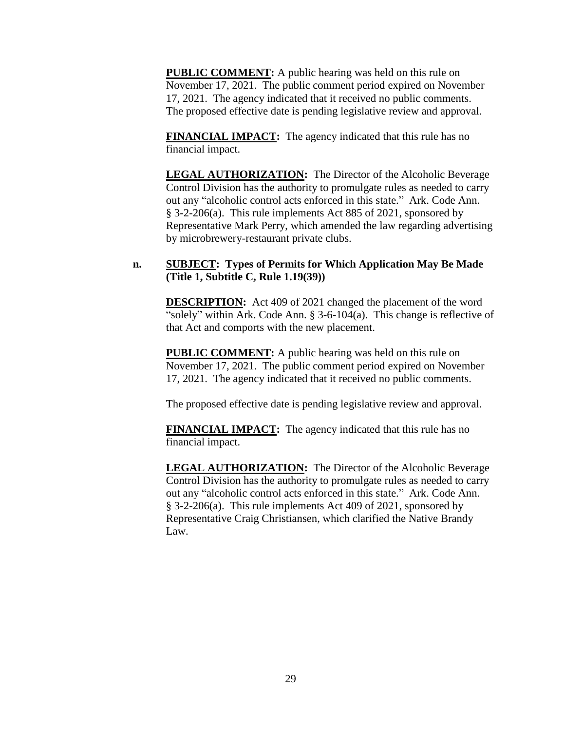**PUBLIC COMMENT:** A public hearing was held on this rule on November 17, 2021. The public comment period expired on November 17, 2021. The agency indicated that it received no public comments. The proposed effective date is pending legislative review and approval.

**FINANCIAL IMPACT:** The agency indicated that this rule has no financial impact.

**LEGAL AUTHORIZATION:** The Director of the Alcoholic Beverage Control Division has the authority to promulgate rules as needed to carry out any "alcoholic control acts enforced in this state." Ark. Code Ann. § 3-2-206(a). This rule implements Act 885 of 2021, sponsored by Representative Mark Perry, which amended the law regarding advertising by microbrewery-restaurant private clubs.

**n. SUBJECT: Types of Permits for Which Application May Be Made (Title 1, Subtitle C, Rule 1.19(39))**

**DESCRIPTION:** Act 409 of 2021 changed the placement of the word "solely" within Ark. Code Ann. § 3-6-104(a). This change is reflective of that Act and comports with the new placement.

**PUBLIC COMMENT:** A public hearing was held on this rule on November 17, 2021. The public comment period expired on November 17, 2021. The agency indicated that it received no public comments.

The proposed effective date is pending legislative review and approval.

**FINANCIAL IMPACT:** The agency indicated that this rule has no financial impact.

**LEGAL AUTHORIZATION:** The Director of the Alcoholic Beverage Control Division has the authority to promulgate rules as needed to carry out any "alcoholic control acts enforced in this state." Ark. Code Ann. § 3-2-206(a). This rule implements Act 409 of 2021, sponsored by Representative Craig Christiansen, which clarified the Native Brandy Law.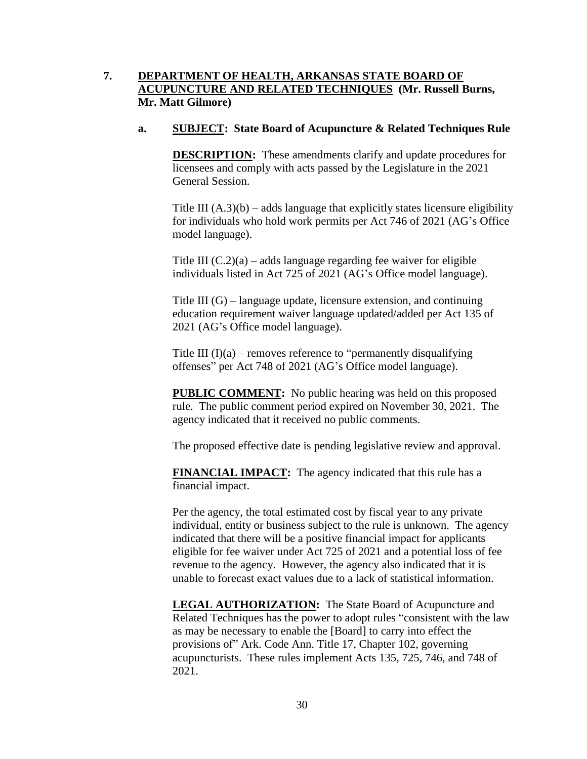**7. <u>DEPARTMENT OF HEALTH, ARKANSAS STATE BOARD OF ACUPUNCTURE AND RELATED TECHNIQUES</u> (Mr. Russell Burns, Mr. Matt Gilmore)**

**a. <u>SUBJECT</u>: State Board of Acupuncture & Related Techniques Rule**

**<u>DESCRIPTION</u>:** These amendments clarify and update procedures for licensees and comply with acts passed by the Legislature in the 2021 General Session.

Title III (A.3)(b) – adds language that explicitly states licensure eligibility for individuals who hold work permits per Act 746 of 2021 (AG's Office model language).

Title III (C.2)(a) – adds language regarding fee waiver for eligible individuals listed in Act 725 of 2021 (AG's Office model language).

Title III (G) – language update, licensure extension, and continuing education requirement waiver language updated/added per Act 135 of 2021 (AG's Office model language).

Title III (I)(a) – removes reference to "permanently disqualifying offenses" per Act 748 of 2021 (AG's Office model language).

**<u>PUBLIC COMMENT</u>:** No public hearing was held on this proposed rule. The public comment period expired on November 30, 2021. The agency indicated that it received no public comments.

The proposed effective date is pending legislative review and approval.

**<u>FINANCIAL IMPACT</u>:** The agency indicated that this rule has a financial impact.

Per the agency, the total estimated cost by fiscal year to any private individual, entity or business subject to the rule is unknown. The agency indicated that there will be a positive financial impact for applicants eligible for fee waiver under Act 725 of 2021 and a potential loss of fee revenue to the agency. However, the agency also indicated that it is unable to forecast exact values due to a lack of statistical information.

**<u>LEGAL AUTHORIZATION</u>:** The State Board of Acupuncture and Related Techniques has the power to adopt rules "consistent with the law as may be necessary to enable the [Board] to carry into effect the provisions of" Ark. Code Ann. Title 17, Chapter 102, governing acupuncturists. These rules implement Acts 135, 725, 746, and 748 of 2021.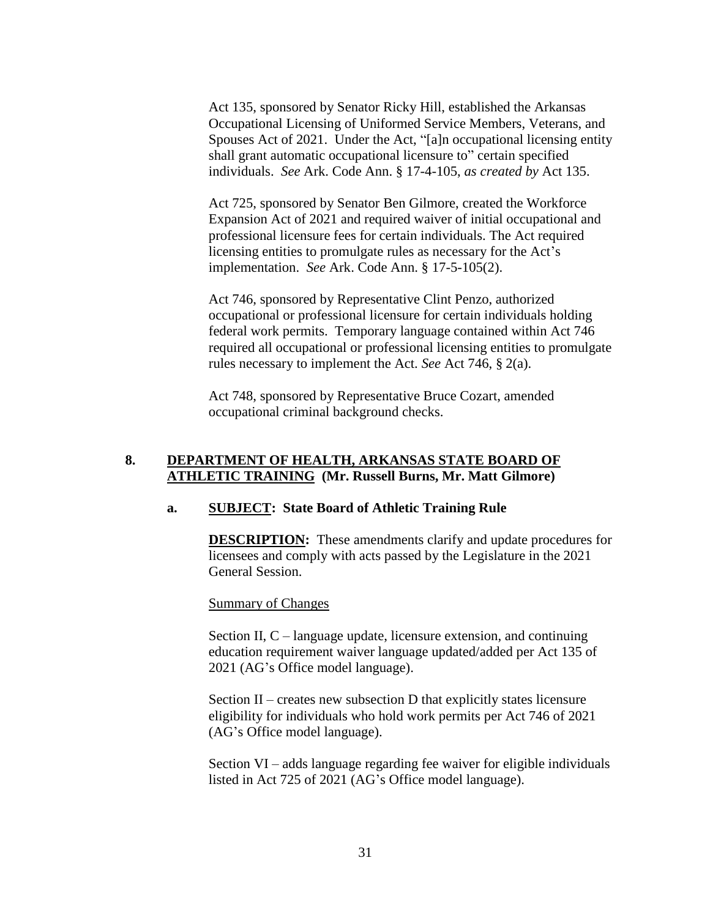Act 135, sponsored by Senator Ricky Hill, established the Arkansas Occupational Licensing of Uniformed Service Members, Veterans, and Spouses Act of 2021. Under the Act, "[a]n occupational licensing entity shall grant automatic occupational licensure to" certain specified individuals. *See* Ark. Code Ann. § 17-4-105, *as created by* Act 135.

Act 725, sponsored by Senator Ben Gilmore, created the Workforce Expansion Act of 2021 and required waiver of initial occupational and professional licensure fees for certain individuals. The Act required licensing entities to promulgate rules as necessary for the Act's implementation. *See* Ark. Code Ann. § 17-5-105(2).

Act 746, sponsored by Representative Clint Penzo, authorized occupational or professional licensure for certain individuals holding federal work permits. Temporary language contained within Act 746 required all occupational or professional licensing entities to promulgate rules necessary to implement the Act. *See* Act 746, § 2(a).

Act 748, sponsored by Representative Bruce Cozart, amended occupational criminal background checks.

## 8. DEPARTMENT OF HEALTH, ARKANSAS STATE BOARD OF ATHLETIC TRAINING (Mr. Russell Burns, Mr. Matt Gilmore)

### a. SUBJECT: State Board of Athletic Training Rule

**DESCRIPTION:** These amendments clarify and update procedures for licensees and comply with acts passed by the Legislature in the 2021 General Session.

Summary of Changes

Section II, C – language update, licensure extension, and continuing education requirement waiver language updated/added per Act 135 of 2021 (AG's Office model language).

Section II – creates new subsection D that explicitly states licensure eligibility for individuals who hold work permits per Act 746 of 2021 (AG's Office model language).

Section VI – adds language regarding fee waiver for eligible individuals listed in Act 725 of 2021 (AG's Office model language).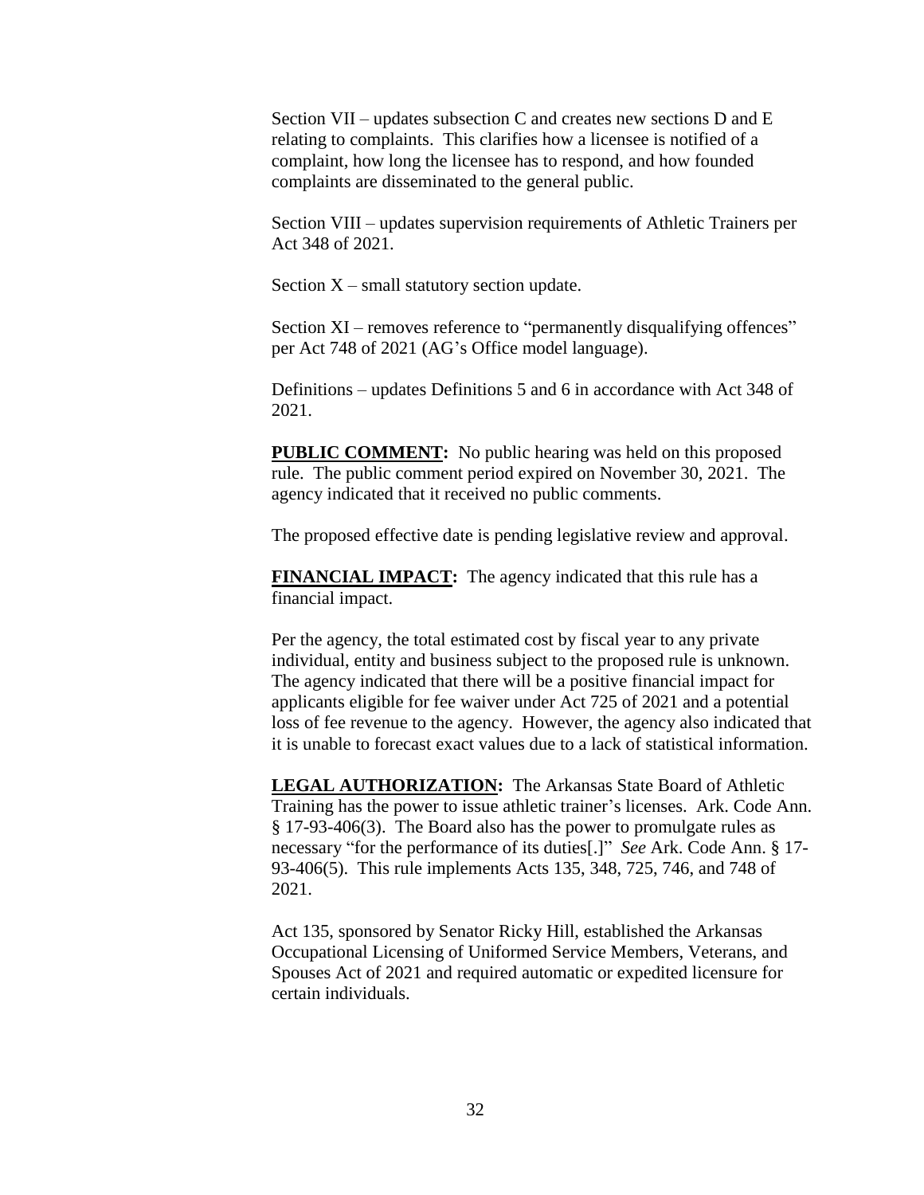Section VII – updates subsection C and creates new sections D and E relating to complaints. This clarifies how a licensee is notified of a complaint, how long the licensee has to respond, and how founded complaints are disseminated to the general public.

Section VIII – updates supervision requirements of Athletic Trainers per Act 348 of 2021.

Section X – small statutory section update.

Section XI – removes reference to "permanently disqualifying offences" per Act 748 of 2021 (AG's Office model language).

Definitions – updates Definitions 5 and 6 in accordance with Act 348 of 2021.

**PUBLIC COMMENT:** No public hearing was held on this proposed rule. The public comment period expired on November 30, 2021. The agency indicated that it received no public comments.

The proposed effective date is pending legislative review and approval.

**FINANCIAL IMPACT:** The agency indicated that this rule has a financial impact.

Per the agency, the total estimated cost by fiscal year to any private individual, entity and business subject to the proposed rule is unknown. The agency indicated that there will be a positive financial impact for applicants eligible for fee waiver under Act 725 of 2021 and a potential loss of fee revenue to the agency. However, the agency also indicated that it is unable to forecast exact values due to a lack of statistical information.

**LEGAL AUTHORIZATION:** The Arkansas State Board of Athletic Training has the power to issue athletic trainer's licenses. Ark. Code Ann. § 17-93-406(3). The Board also has the power to promulgate rules as necessary "for the performance of its duties[.]" *See* Ark. Code Ann. § 17-93-406(5). This rule implements Acts 135, 348, 725, 746, and 748 of 2021.

Act 135, sponsored by Senator Ricky Hill, established the Arkansas Occupational Licensing of Uniformed Service Members, Veterans, and Spouses Act of 2021 and required automatic or expedited licensure for certain individuals.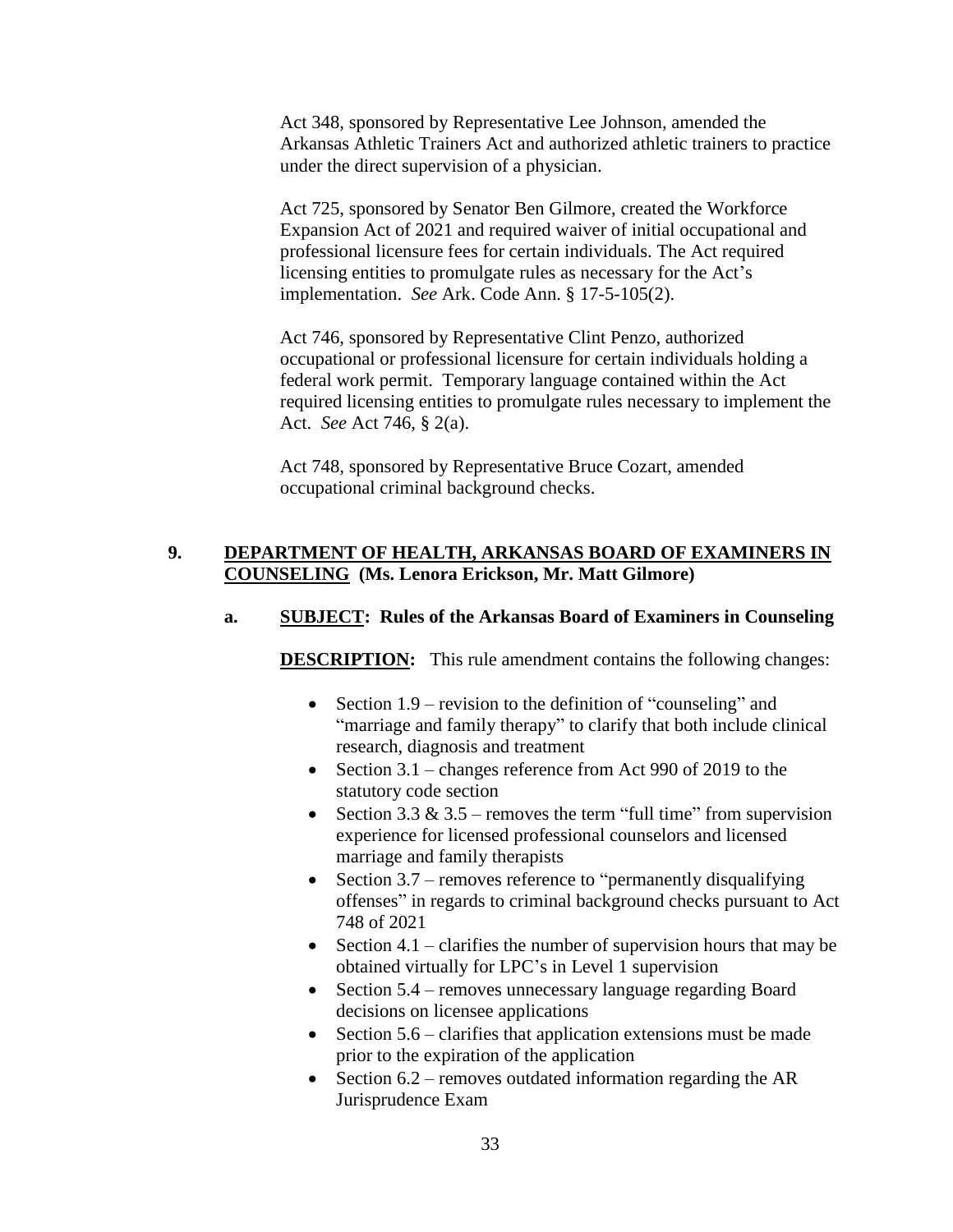Act 348, sponsored by Representative Lee Johnson, amended the Arkansas Athletic Trainers Act and authorized athletic trainers to practice under the direct supervision of a physician.

Act 725, sponsored by Senator Ben Gilmore, created the Workforce Expansion Act of 2021 and required waiver of initial occupational and professional licensure fees for certain individuals. The Act required licensing entities to promulgate rules as necessary for the Act's implementation. *See* Ark. Code Ann. § 17-5-105(2).

Act 746, sponsored by Representative Clint Penzo, authorized occupational or professional licensure for certain individuals holding a federal work permit. Temporary language contained within the Act required licensing entities to promulgate rules necessary to implement the Act. *See* Act 746, § 2(a).

Act 748, sponsored by Representative Bruce Cozart, amended occupational criminal background checks.

**9. <u>DEPARTMENT OF HEALTH, ARKANSAS BOARD OF EXAMINERS IN COUNSELING</u> (Ms. Lenora Erickson, Mr. Matt Gilmore)**

**a. <u>SUBJECT</u>: Rules of the Arkansas Board of Examiners in Counseling**

**<u>DESCRIPTION</u>:** This rule amendment contains the following changes:

- Section 1.9 – revision to the definition of "counseling" and "marriage and family therapy" to clarify that both include clinical research, diagnosis and treatment
- Section 3.1 – changes reference from Act 990 of 2019 to the statutory code section
- Section 3.3 & 3.5 – removes the term "full time" from supervision experience for licensed professional counselors and licensed marriage and family therapists
- Section 3.7 – removes reference to "permanently disqualifying offenses" in regards to criminal background checks pursuant to Act 748 of 2021
- Section 4.1 – clarifies the number of supervision hours that may be obtained virtually for LPC's in Level 1 supervision
- Section 5.4 – removes unnecessary language regarding Board decisions on licensee applications
- Section 5.6 – clarifies that application extensions must be made prior to the expiration of the application
- Section 6.2 – removes outdated information regarding the AR Jurisprudence Exam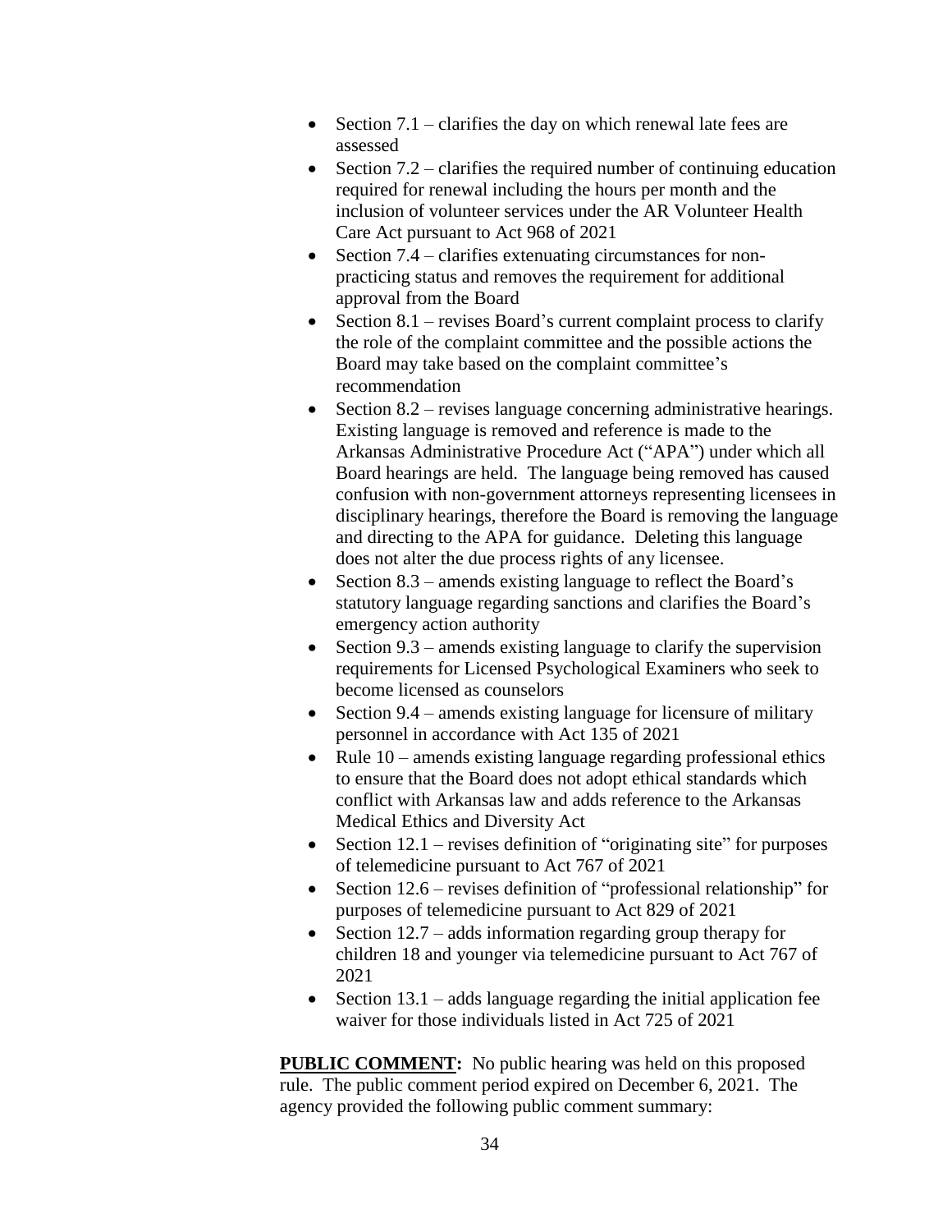- Section 7.1 – clarifies the day on which renewal late fees are assessed
- Section 7.2 – clarifies the required number of continuing education required for renewal including the hours per month and the inclusion of volunteer services under the AR Volunteer Health Care Act pursuant to Act 968 of 2021
- Section 7.4 – clarifies extenuating circumstances for non-practicing status and removes the requirement for additional approval from the Board
- Section 8.1 – revises Board's current complaint process to clarify the role of the complaint committee and the possible actions the Board may take based on the complaint committee's recommendation
- Section 8.2 – revises language concerning administrative hearings. Existing language is removed and reference is made to the Arkansas Administrative Procedure Act ("APA") under which all Board hearings are held. The language being removed has caused confusion with non-government attorneys representing licensees in disciplinary hearings, therefore the Board is removing the language and directing to the APA for guidance. Deleting this language does not alter the due process rights of any licensee.
- Section 8.3 – amends existing language to reflect the Board's statutory language regarding sanctions and clarifies the Board's emergency action authority
- Section 9.3 – amends existing language to clarify the supervision requirements for Licensed Psychological Examiners who seek to become licensed as counselors
- Section 9.4 – amends existing language for licensure of military personnel in accordance with Act 135 of 2021
- Rule 10 – amends existing language regarding professional ethics to ensure that the Board does not adopt ethical standards which conflict with Arkansas law and adds reference to the Arkansas Medical Ethics and Diversity Act
- Section 12.1 – revises definition of "originating site" for purposes of telemedicine pursuant to Act 767 of 2021
- Section 12.6 – revises definition of "professional relationship" for purposes of telemedicine pursuant to Act 829 of 2021
- Section 12.7 – adds information regarding group therapy for children 18 and younger via telemedicine pursuant to Act 767 of 2021
- Section 13.1 – adds language regarding the initial application fee waiver for those individuals listed in Act 725 of 2021

**PUBLIC COMMENT:** No public hearing was held on this proposed rule. The public comment period expired on December 6, 2021. The agency provided the following public comment summary: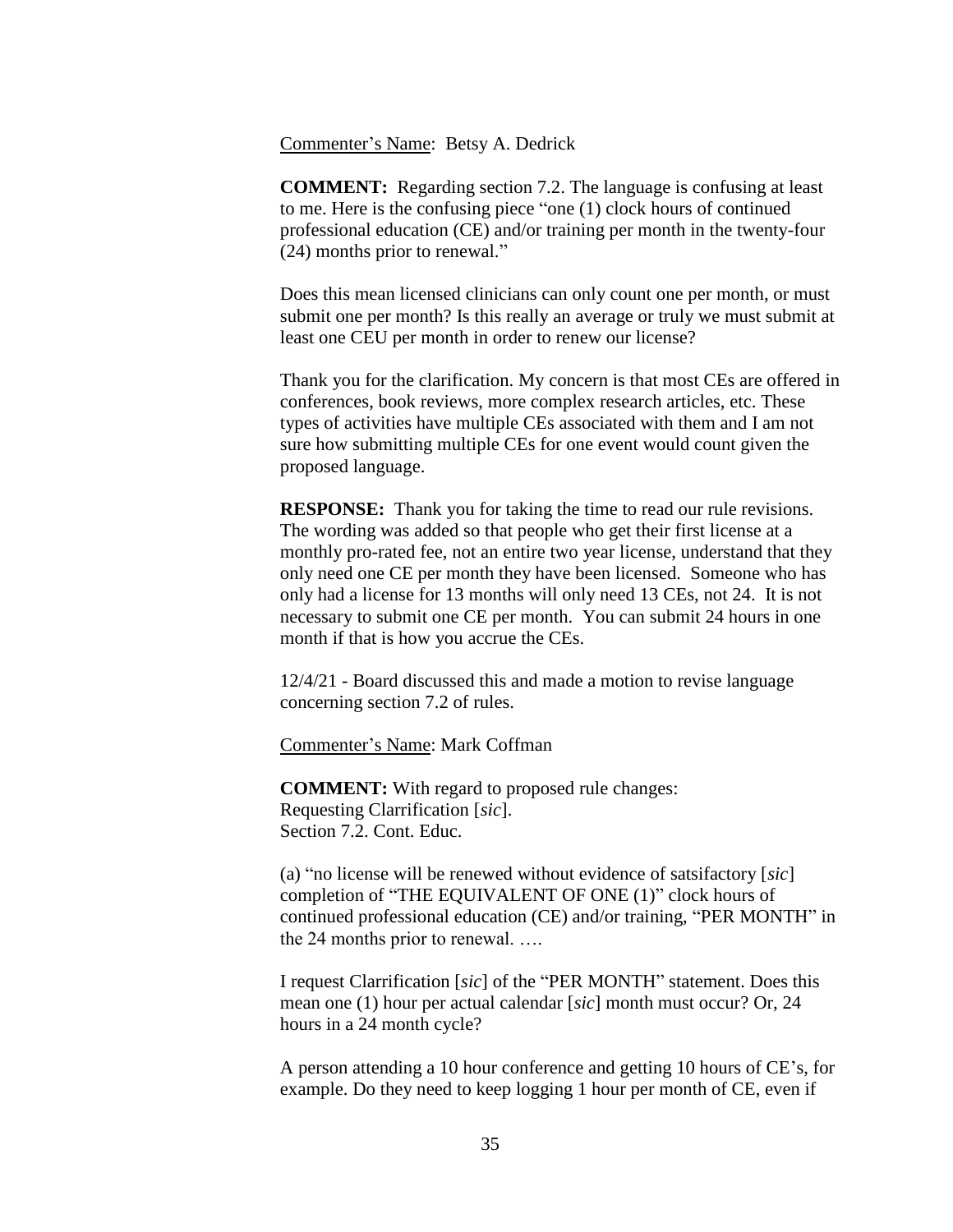<u>Commenter's Name</u>: Betsy A. Dedrick

**COMMENT:** Regarding section 7.2. The language is confusing at least to me. Here is the confusing piece "one (1) clock hours of continued professional education (CE) and/or training per month in the twenty-four (24) months prior to renewal."

Does this mean licensed clinicians can only count one per month, or must submit one per month? Is this really an average or truly we must submit at least one CEU per month in order to renew our license?

Thank you for the clarification. My concern is that most CEs are offered in conferences, book reviews, more complex research articles, etc. These types of activities have multiple CEs associated with them and I am not sure how submitting multiple CEs for one event would count given the proposed language.

**RESPONSE:** Thank you for taking the time to read our rule revisions. The wording was added so that people who get their first license at a monthly pro-rated fee, not an entire two year license, understand that they only need one CE per month they have been licensed. Someone who has only had a license for 13 months will only need 13 CEs, not 24. It is not necessary to submit one CE per month. You can submit 24 hours in one month if that is how you accrue the CEs.

12/4/21 - Board discussed this and made a motion to revise language concerning section 7.2 of rules.

<u>Commenter's Name</u>: Mark Coffman

**COMMENT:** With regard to proposed rule changes:
Requesting Clarrification [*sic*].
Section 7.2. Cont. Educ.

(a) "no license will be renewed without evidence of satsifactory [*sic*] completion of "THE EQUIVALENT OF ONE (1)" clock hours of continued professional education (CE) and/or training, "PER MONTH" in the 24 months prior to renewal. ….

I request Clarrification [*sic*] of the "PER MONTH" statement. Does this mean one (1) hour per actual calendar [*sic*] month must occur? Or, 24 hours in a 24 month cycle?

A person attending a 10 hour conference and getting 10 hours of CE's, for example. Do they need to keep logging 1 hour per month of CE, even if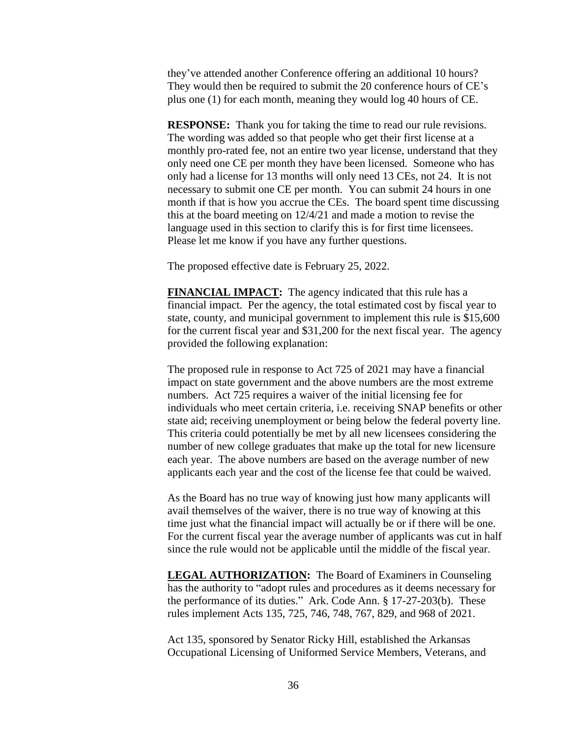they've attended another Conference offering an additional 10 hours? They would then be required to submit the 20 conference hours of CE's plus one (1) for each month, meaning they would log 40 hours of CE.

**RESPONSE:** Thank you for taking the time to read our rule revisions. The wording was added so that people who get their first license at a monthly pro-rated fee, not an entire two year license, understand that they only need one CE per month they have been licensed. Someone who has only had a license for 13 months will only need 13 CEs, not 24. It is not necessary to submit one CE per month. You can submit 24 hours in one month if that is how you accrue the CEs. The board spent time discussing this at the board meeting on 12/4/21 and made a motion to revise the language used in this section to clarify this is for first time licensees. Please let me know if you have any further questions.

The proposed effective date is February 25, 2022.

**FINANCIAL IMPACT:** The agency indicated that this rule has a financial impact. Per the agency, the total estimated cost by fiscal year to state, county, and municipal government to implement this rule is $15,600 for the current fiscal year and $31,200 for the next fiscal year. The agency provided the following explanation:

The proposed rule in response to Act 725 of 2021 may have a financial impact on state government and the above numbers are the most extreme numbers. Act 725 requires a waiver of the initial licensing fee for individuals who meet certain criteria, i.e. receiving SNAP benefits or other state aid; receiving unemployment or being below the federal poverty line. This criteria could potentially be met by all new licensees considering the number of new college graduates that make up the total for new licensure each year. The above numbers are based on the average number of new applicants each year and the cost of the license fee that could be waived.

As the Board has no true way of knowing just how many applicants will avail themselves of the waiver, there is no true way of knowing at this time just what the financial impact will actually be or if there will be one. For the current fiscal year the average number of applicants was cut in half since the rule would not be applicable until the middle of the fiscal year.

**LEGAL AUTHORIZATION:** The Board of Examiners in Counseling has the authority to "adopt rules and procedures as it deems necessary for the performance of its duties." Ark. Code Ann. § 17-27-203(b). These rules implement Acts 135, 725, 746, 748, 767, 829, and 968 of 2021.

Act 135, sponsored by Senator Ricky Hill, established the Arkansas Occupational Licensing of Uniformed Service Members, Veterans, and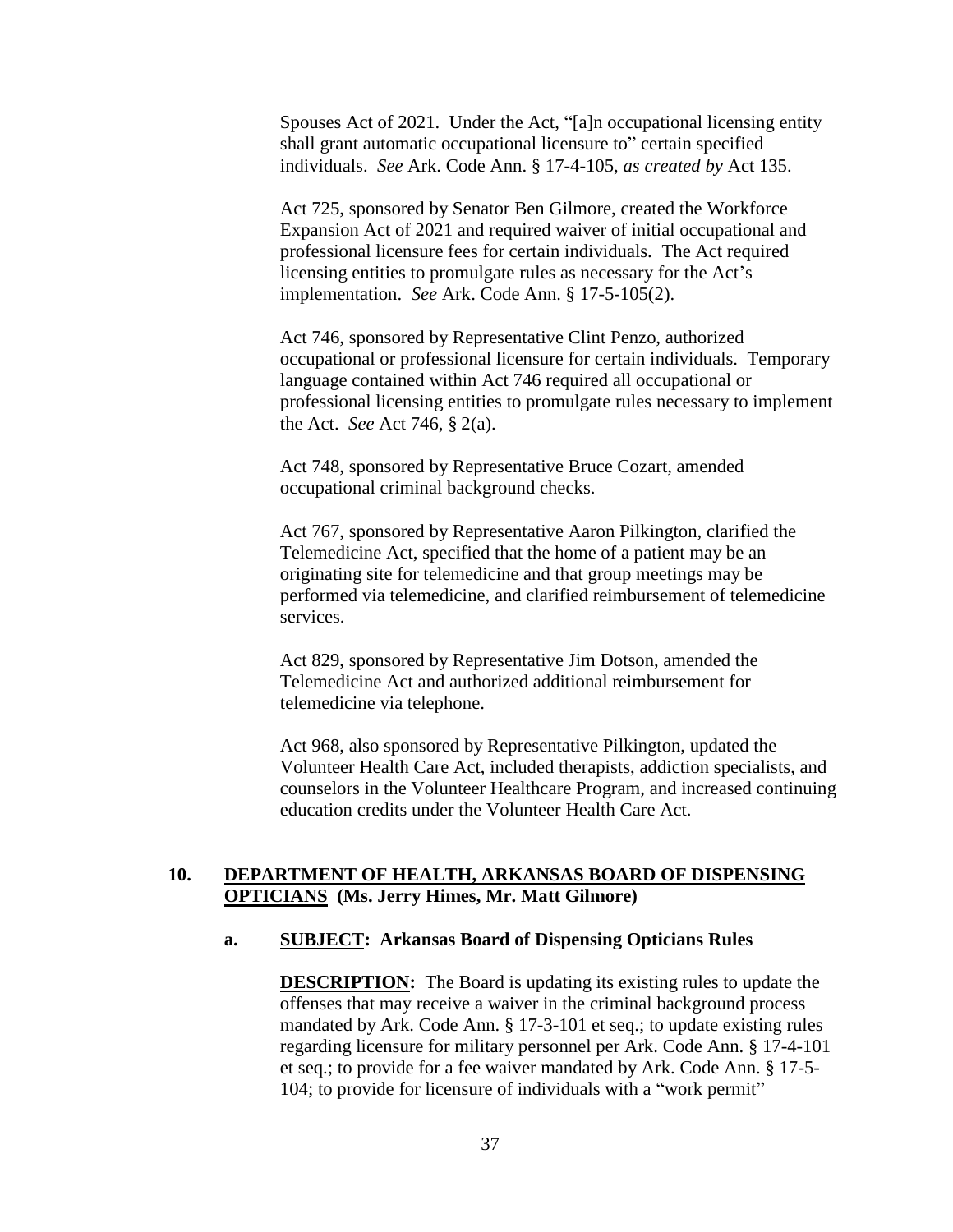Spouses Act of 2021. Under the Act, "[a]n occupational licensing entity shall grant automatic occupational licensure to" certain specified individuals. *See* Ark. Code Ann. § 17-4-105, *as created by* Act 135.

Act 725, sponsored by Senator Ben Gilmore, created the Workforce Expansion Act of 2021 and required waiver of initial occupational and professional licensure fees for certain individuals. The Act required licensing entities to promulgate rules as necessary for the Act's implementation. *See* Ark. Code Ann. § 17-5-105(2).

Act 746, sponsored by Representative Clint Penzo, authorized occupational or professional licensure for certain individuals. Temporary language contained within Act 746 required all occupational or professional licensing entities to promulgate rules necessary to implement the Act. *See* Act 746, § 2(a).

Act 748, sponsored by Representative Bruce Cozart, amended occupational criminal background checks.

Act 767, sponsored by Representative Aaron Pilkington, clarified the Telemedicine Act, specified that the home of a patient may be an originating site for telemedicine and that group meetings may be performed via telemedicine, and clarified reimbursement of telemedicine services.

Act 829, sponsored by Representative Jim Dotson, amended the Telemedicine Act and authorized additional reimbursement for telemedicine via telephone.

Act 968, also sponsored by Representative Pilkington, updated the Volunteer Health Care Act, included therapists, addiction specialists, and counselors in the Volunteer Healthcare Program, and increased continuing education credits under the Volunteer Health Care Act.

**10. DEPARTMENT OF HEALTH, ARKANSAS BOARD OF DISPENSING OPTICIANS (Ms. Jerry Himes, Mr. Matt Gilmore)**

**a. SUBJECT: Arkansas Board of Dispensing Opticians Rules**

**DESCRIPTION:** The Board is updating its existing rules to update the offenses that may receive a waiver in the criminal background process mandated by Ark. Code Ann. § 17-3-101 et seq.; to update existing rules regarding licensure for military personnel per Ark. Code Ann. § 17-4-101 et seq.; to provide for a fee waiver mandated by Ark. Code Ann. § 17-5-104; to provide for licensure of individuals with a "work permit"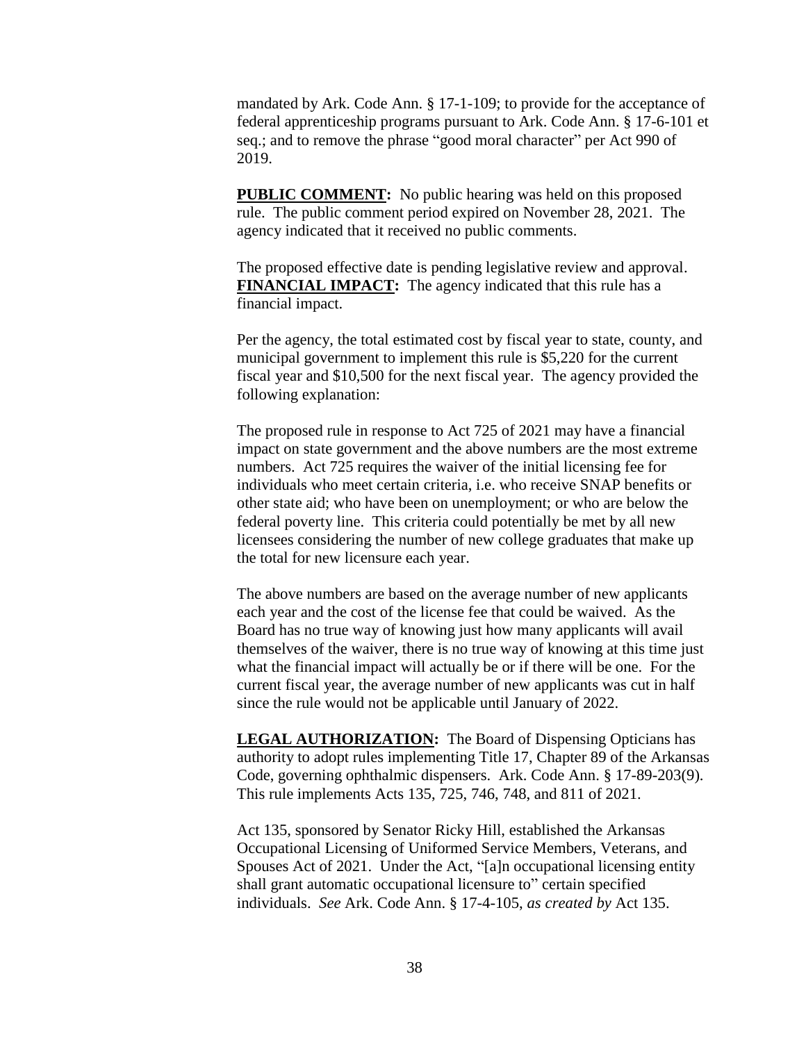mandated by Ark. Code Ann. § 17-1-109; to provide for the acceptance of federal apprenticeship programs pursuant to Ark. Code Ann. § 17-6-101 et seq.; and to remove the phrase "good moral character" per Act 990 of 2019.

**PUBLIC COMMENT:** No public hearing was held on this proposed rule. The public comment period expired on November 28, 2021. The agency indicated that it received no public comments.

The proposed effective date is pending legislative review and approval.

**FINANCIAL IMPACT:** The agency indicated that this rule has a financial impact.

Per the agency, the total estimated cost by fiscal year to state, county, and municipal government to implement this rule is $5,220 for the current fiscal year and $10,500 for the next fiscal year. The agency provided the following explanation:

The proposed rule in response to Act 725 of 2021 may have a financial impact on state government and the above numbers are the most extreme numbers. Act 725 requires the waiver of the initial licensing fee for individuals who meet certain criteria, i.e. who receive SNAP benefits or other state aid; who have been on unemployment; or who are below the federal poverty line. This criteria could potentially be met by all new licensees considering the number of new college graduates that make up the total for new licensure each year.

The above numbers are based on the average number of new applicants each year and the cost of the license fee that could be waived. As the Board has no true way of knowing just how many applicants will avail themselves of the waiver, there is no true way of knowing at this time just what the financial impact will actually be or if there will be one. For the current fiscal year, the average number of new applicants was cut in half since the rule would not be applicable until January of 2022.

**LEGAL AUTHORIZATION:** The Board of Dispensing Opticians has authority to adopt rules implementing Title 17, Chapter 89 of the Arkansas Code, governing ophthalmic dispensers. Ark. Code Ann. § 17-89-203(9). This rule implements Acts 135, 725, 746, 748, and 811 of 2021.

Act 135, sponsored by Senator Ricky Hill, established the Arkansas Occupational Licensing of Uniformed Service Members, Veterans, and Spouses Act of 2021. Under the Act, "[a]n occupational licensing entity shall grant automatic occupational licensure to" certain specified individuals. *See* Ark. Code Ann. § 17-4-105, *as created by* Act 135.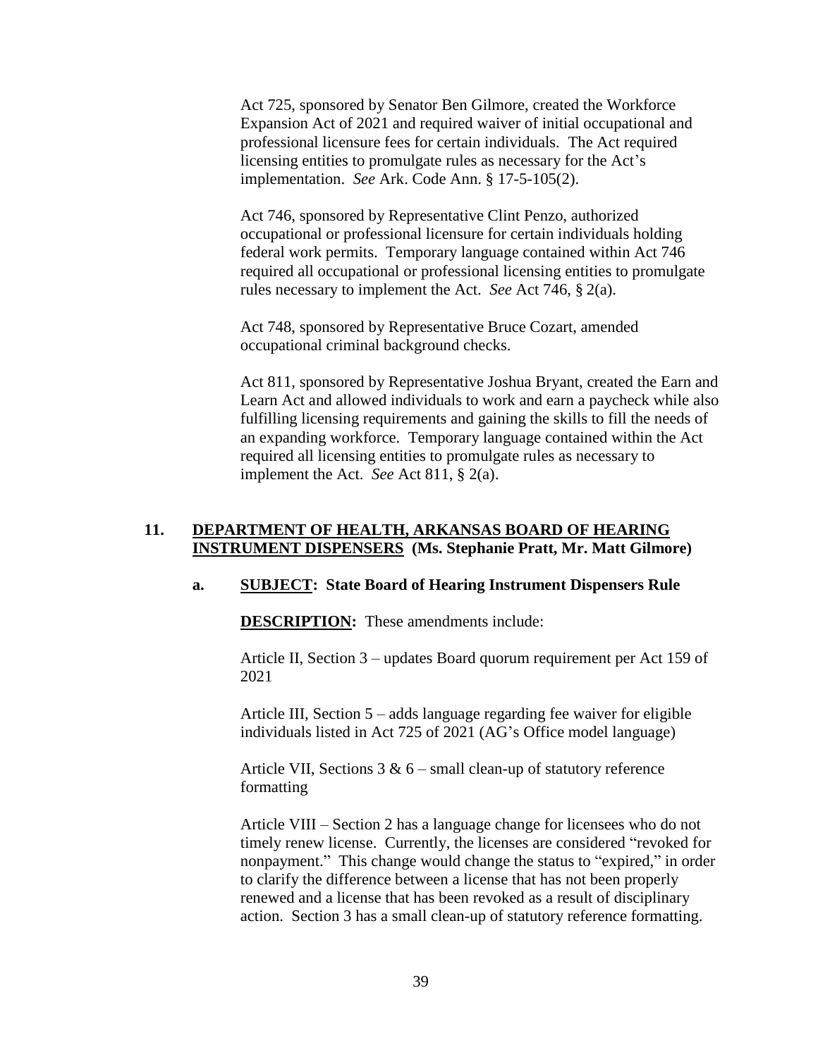Act 725, sponsored by Senator Ben Gilmore, created the Workforce Expansion Act of 2021 and required waiver of initial occupational and professional licensure fees for certain individuals. The Act required licensing entities to promulgate rules as necessary for the Act's implementation. *See* Ark. Code Ann. § 17-5-105(2).

Act 746, sponsored by Representative Clint Penzo, authorized occupational or professional licensure for certain individuals holding federal work permits. Temporary language contained within Act 746 required all occupational or professional licensing entities to promulgate rules necessary to implement the Act. *See* Act 746, § 2(a).

Act 748, sponsored by Representative Bruce Cozart, amended occupational criminal background checks.

Act 811, sponsored by Representative Joshua Bryant, created the Earn and Learn Act and allowed individuals to work and earn a paycheck while also fulfilling licensing requirements and gaining the skills to fill the needs of an expanding workforce. Temporary language contained within the Act required all licensing entities to promulgate rules as necessary to implement the Act. *See* Act 811, § 2(a).

**11. <u>DEPARTMENT OF HEALTH, ARKANSAS BOARD OF HEARING INSTRUMENT DISPENSERS</u> (Ms. Stephanie Pratt, Mr. Matt Gilmore)**

**a. <u>SUBJECT</u>: State Board of Hearing Instrument Dispensers Rule**

**<u>DESCRIPTION</u>:** These amendments include:

Article II, Section 3 – updates Board quorum requirement per Act 159 of 2021

Article III, Section 5 – adds language regarding fee waiver for eligible individuals listed in Act 725 of 2021 (AG's Office model language)

Article VII, Sections 3 & 6 – small clean-up of statutory reference formatting

Article VIII – Section 2 has a language change for licensees who do not timely renew license. Currently, the licenses are considered "revoked for nonpayment." This change would change the status to "expired," in order to clarify the difference between a license that has not been properly renewed and a license that has been revoked as a result of disciplinary action. Section 3 has a small clean-up of statutory reference formatting.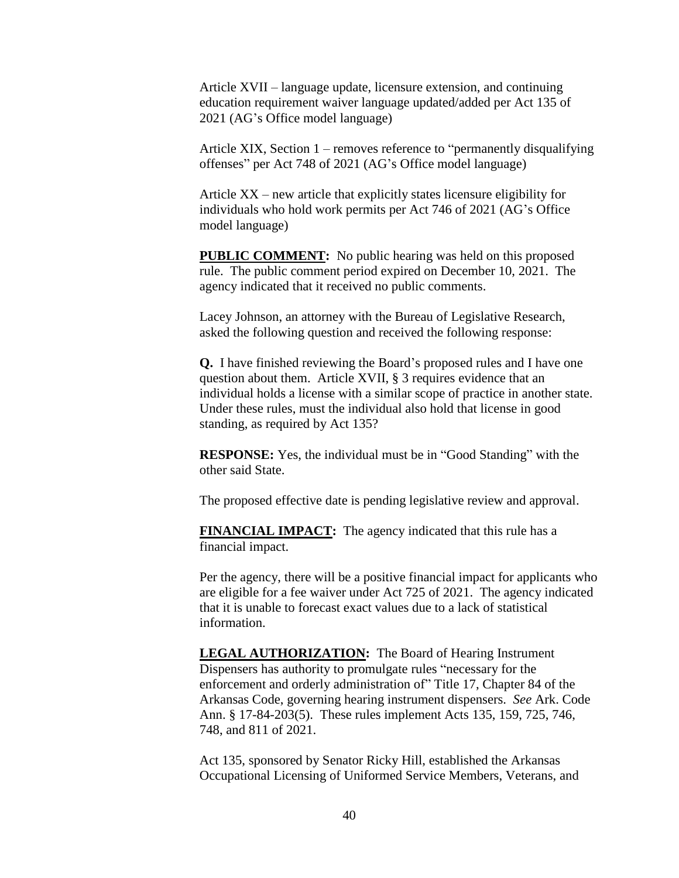Article XVII – language update, licensure extension, and continuing education requirement waiver language updated/added per Act 135 of 2021 (AG's Office model language)

Article XIX, Section 1 – removes reference to "permanently disqualifying offenses" per Act 748 of 2021 (AG's Office model language)

Article XX – new article that explicitly states licensure eligibility for individuals who hold work permits per Act 746 of 2021 (AG's Office model language)

**PUBLIC COMMENT:** No public hearing was held on this proposed rule. The public comment period expired on December 10, 2021. The agency indicated that it received no public comments.

Lacey Johnson, an attorney with the Bureau of Legislative Research, asked the following question and received the following response:

**Q.** I have finished reviewing the Board's proposed rules and I have one question about them. Article XVII, § 3 requires evidence that an individual holds a license with a similar scope of practice in another state. Under these rules, must the individual also hold that license in good standing, as required by Act 135?

**RESPONSE:** Yes, the individual must be in "Good Standing" with the other said State.

The proposed effective date is pending legislative review and approval.

**FINANCIAL IMPACT:** The agency indicated that this rule has a financial impact.

Per the agency, there will be a positive financial impact for applicants who are eligible for a fee waiver under Act 725 of 2021. The agency indicated that it is unable to forecast exact values due to a lack of statistical information.

**LEGAL AUTHORIZATION:** The Board of Hearing Instrument Dispensers has authority to promulgate rules "necessary for the enforcement and orderly administration of" Title 17, Chapter 84 of the Arkansas Code, governing hearing instrument dispensers. *See* Ark. Code Ann. § 17-84-203(5). These rules implement Acts 135, 159, 725, 746, 748, and 811 of 2021.

Act 135, sponsored by Senator Ricky Hill, established the Arkansas Occupational Licensing of Uniformed Service Members, Veterans, and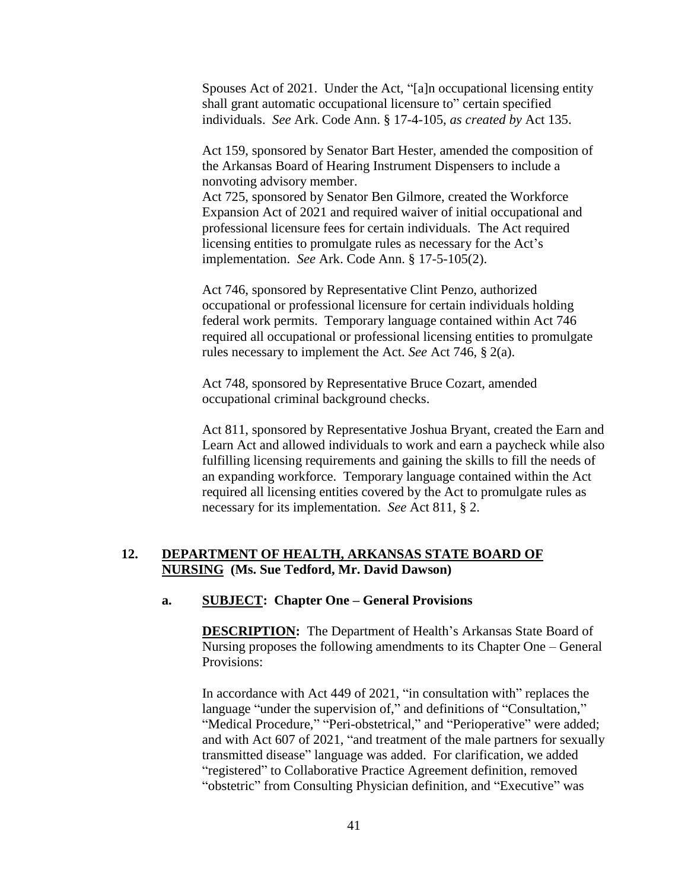Spouses Act of 2021. Under the Act, "[a]n occupational licensing entity shall grant automatic occupational licensure to" certain specified individuals. *See* Ark. Code Ann. § 17-4-105, *as created by* Act 135.

Act 159, sponsored by Senator Bart Hester, amended the composition of the Arkansas Board of Hearing Instrument Dispensers to include a nonvoting advisory member.

Act 725, sponsored by Senator Ben Gilmore, created the Workforce Expansion Act of 2021 and required waiver of initial occupational and professional licensure fees for certain individuals. The Act required licensing entities to promulgate rules as necessary for the Act's implementation. *See* Ark. Code Ann. § 17-5-105(2).

Act 746, sponsored by Representative Clint Penzo, authorized occupational or professional licensure for certain individuals holding federal work permits. Temporary language contained within Act 746 required all occupational or professional licensing entities to promulgate rules necessary to implement the Act. *See* Act 746, § 2(a).

Act 748, sponsored by Representative Bruce Cozart, amended occupational criminal background checks.

Act 811, sponsored by Representative Joshua Bryant, created the Earn and Learn Act and allowed individuals to work and earn a paycheck while also fulfilling licensing requirements and gaining the skills to fill the needs of an expanding workforce. Temporary language contained within the Act required all licensing entities covered by the Act to promulgate rules as necessary for its implementation. *See* Act 811, § 2.

## 12. DEPARTMENT OF HEALTH, ARKANSAS STATE BOARD OF NURSING (Ms. Sue Tedford, Mr. David Dawson)

### a. SUBJECT: Chapter One – General Provisions

**DESCRIPTION:** The Department of Health's Arkansas State Board of Nursing proposes the following amendments to its Chapter One – General Provisions:

In accordance with Act 449 of 2021, "in consultation with" replaces the language "under the supervision of," and definitions of "Consultation," "Medical Procedure," "Peri-obstetrical," and "Perioperative" were added; and with Act 607 of 2021, "and treatment of the male partners for sexually transmitted disease" language was added. For clarification, we added "registered" to Collaborative Practice Agreement definition, removed "obstetric" from Consulting Physician definition, and "Executive" was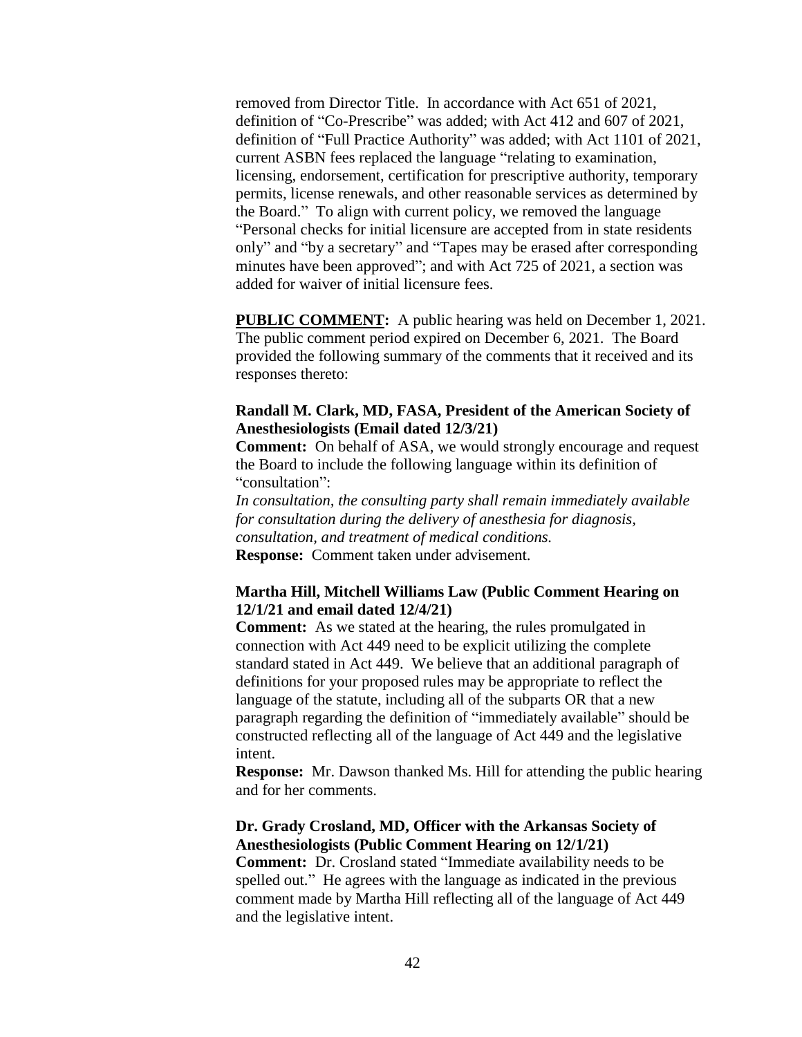removed from Director Title. In accordance with Act 651 of 2021, definition of "Co-Prescribe" was added; with Act 412 and 607 of 2021, definition of "Full Practice Authority" was added; with Act 1101 of 2021, current ASBN fees replaced the language "relating to examination, licensing, endorsement, certification for prescriptive authority, temporary permits, license renewals, and other reasonable services as determined by the Board." To align with current policy, we removed the language "Personal checks for initial licensure are accepted from in state residents only" and "by a secretary" and "Tapes may be erased after corresponding minutes have been approved"; and with Act 725 of 2021, a section was added for waiver of initial licensure fees.

**PUBLIC COMMENT:** A public hearing was held on December 1, 2021. The public comment period expired on December 6, 2021. The Board provided the following summary of the comments that it received and its responses thereto:

**Randall M. Clark, MD, FASA, President of the American Society of Anesthesiologists (Email dated 12/3/21)**

**Comment:** On behalf of ASA, we would strongly encourage and request the Board to include the following language within its definition of "consultation":

*In consultation, the consulting party shall remain immediately available for consultation during the delivery of anesthesia for diagnosis, consultation, and treatment of medical conditions.*

**Response:** Comment taken under advisement.

**Martha Hill, Mitchell Williams Law (Public Comment Hearing on 12/1/21 and email dated 12/4/21)**

**Comment:** As we stated at the hearing, the rules promulgated in connection with Act 449 need to be explicit utilizing the complete standard stated in Act 449. We believe that an additional paragraph of definitions for your proposed rules may be appropriate to reflect the language of the statute, including all of the subparts OR that a new paragraph regarding the definition of "immediately available" should be constructed reflecting all of the language of Act 449 and the legislative intent.

**Response:** Mr. Dawson thanked Ms. Hill for attending the public hearing and for her comments.

**Dr. Grady Crosland, MD, Officer with the Arkansas Society of Anesthesiologists (Public Comment Hearing on 12/1/21)**

**Comment:** Dr. Crosland stated "Immediate availability needs to be spelled out." He agrees with the language as indicated in the previous comment made by Martha Hill reflecting all of the language of Act 449 and the legislative intent.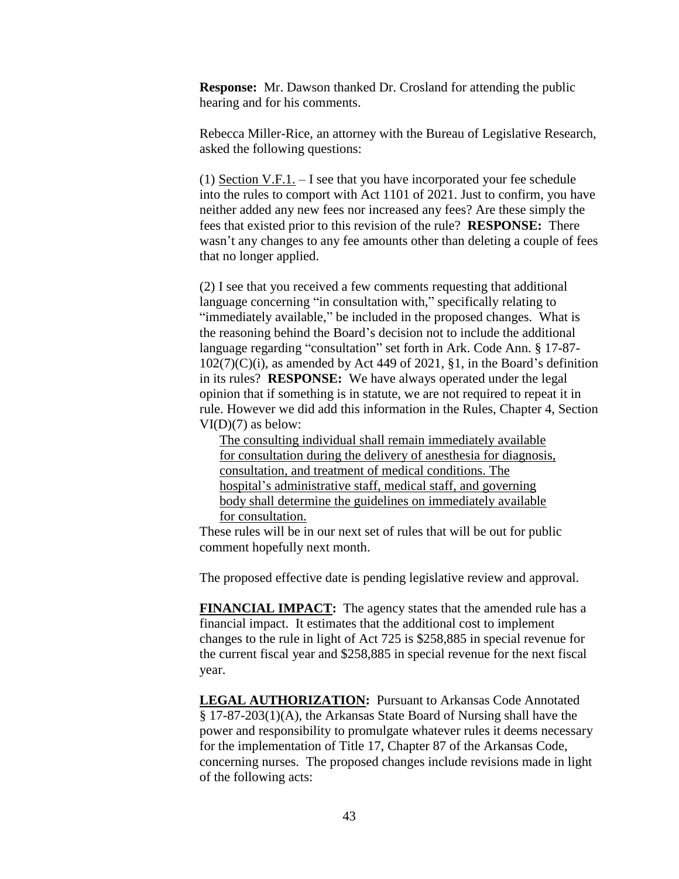**Response:** Mr. Dawson thanked Dr. Crosland for attending the public hearing and for his comments.

Rebecca Miller-Rice, an attorney with the Bureau of Legislative Research, asked the following questions:

(1) <u>Section V.F.1.</u> – I see that you have incorporated your fee schedule into the rules to comport with Act 1101 of 2021. Just to confirm, you have neither added any new fees nor increased any fees? Are these simply the fees that existed prior to this revision of the rule? **RESPONSE:** There wasn't any changes to any fee amounts other than deleting a couple of fees that no longer applied.

(2) I see that you received a few comments requesting that additional language concerning "in consultation with," specifically relating to "immediately available," be included in the proposed changes. What is the reasoning behind the Board's decision not to include the additional language regarding "consultation" set forth in Ark. Code Ann. § 17-87-102(7)(C)(i), as amended by Act 449 of 2021, §1, in the Board's definition in its rules? **RESPONSE:** We have always operated under the legal opinion that if something is in statute, we are not required to repeat it in rule. However we did add this information in the Rules, Chapter 4, Section VI(D)(7) as below:

> <u>The consulting individual shall remain immediately available for consultation during the delivery of anesthesia for diagnosis, consultation, and treatment of medical conditions. The hospital's administrative staff, medical staff, and governing body shall determine the guidelines on immediately available for consultation.</u>

These rules will be in our next set of rules that will be out for public comment hopefully next month.

The proposed effective date is pending legislative review and approval.

**<u>FINANCIAL IMPACT</u>:** The agency states that the amended rule has a financial impact. It estimates that the additional cost to implement changes to the rule in light of Act 725 is $258,885 in special revenue for the current fiscal year and $258,885 in special revenue for the next fiscal year.

**<u>LEGAL AUTHORIZATION</u>:** Pursuant to Arkansas Code Annotated § 17-87-203(1)(A), the Arkansas State Board of Nursing shall have the power and responsibility to promulgate whatever rules it deems necessary for the implementation of Title 17, Chapter 87 of the Arkansas Code, concerning nurses. The proposed changes include revisions made in light of the following acts: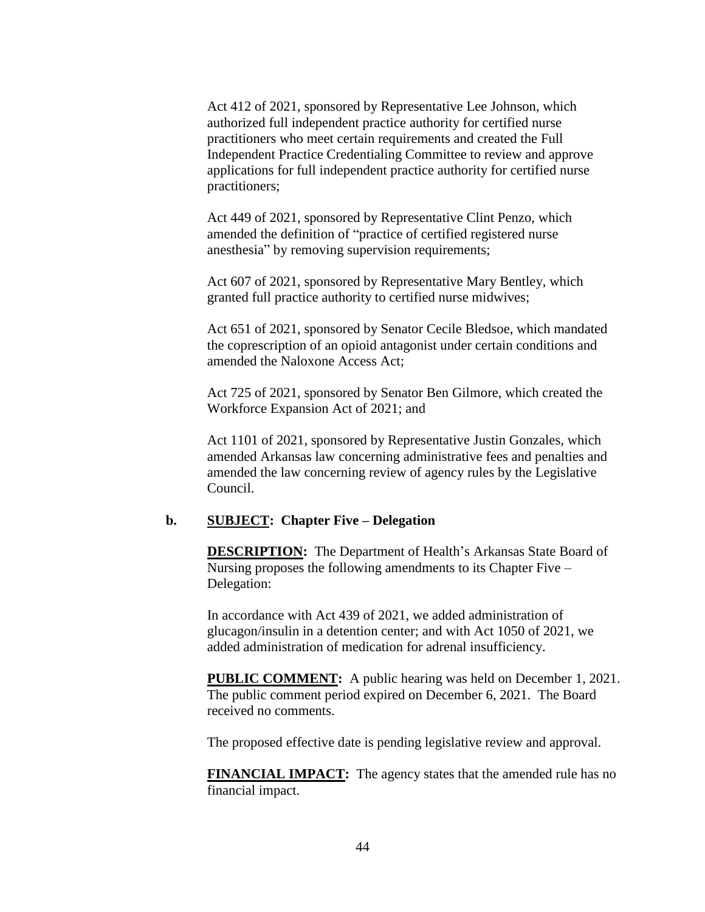Act 412 of 2021, sponsored by Representative Lee Johnson, which authorized full independent practice authority for certified nurse practitioners who meet certain requirements and created the Full Independent Practice Credentialing Committee to review and approve applications for full independent practice authority for certified nurse practitioners;

Act 449 of 2021, sponsored by Representative Clint Penzo, which amended the definition of "practice of certified registered nurse anesthesia" by removing supervision requirements;

Act 607 of 2021, sponsored by Representative Mary Bentley, which granted full practice authority to certified nurse midwives;

Act 651 of 2021, sponsored by Senator Cecile Bledsoe, which mandated the coprescription of an opioid antagonist under certain conditions and amended the Naloxone Access Act;

Act 725 of 2021, sponsored by Senator Ben Gilmore, which created the Workforce Expansion Act of 2021; and

Act 1101 of 2021, sponsored by Representative Justin Gonzales, which amended Arkansas law concerning administrative fees and penalties and amended the law concerning review of agency rules by the Legislative Council.

**b. SUBJECT: Chapter Five – Delegation**

**DESCRIPTION:** The Department of Health's Arkansas State Board of Nursing proposes the following amendments to its Chapter Five – Delegation:

In accordance with Act 439 of 2021, we added administration of glucagon/insulin in a detention center; and with Act 1050 of 2021, we added administration of medication for adrenal insufficiency.

**PUBLIC COMMENT:** A public hearing was held on December 1, 2021. The public comment period expired on December 6, 2021. The Board received no comments.

The proposed effective date is pending legislative review and approval.

**FINANCIAL IMPACT:** The agency states that the amended rule has no financial impact.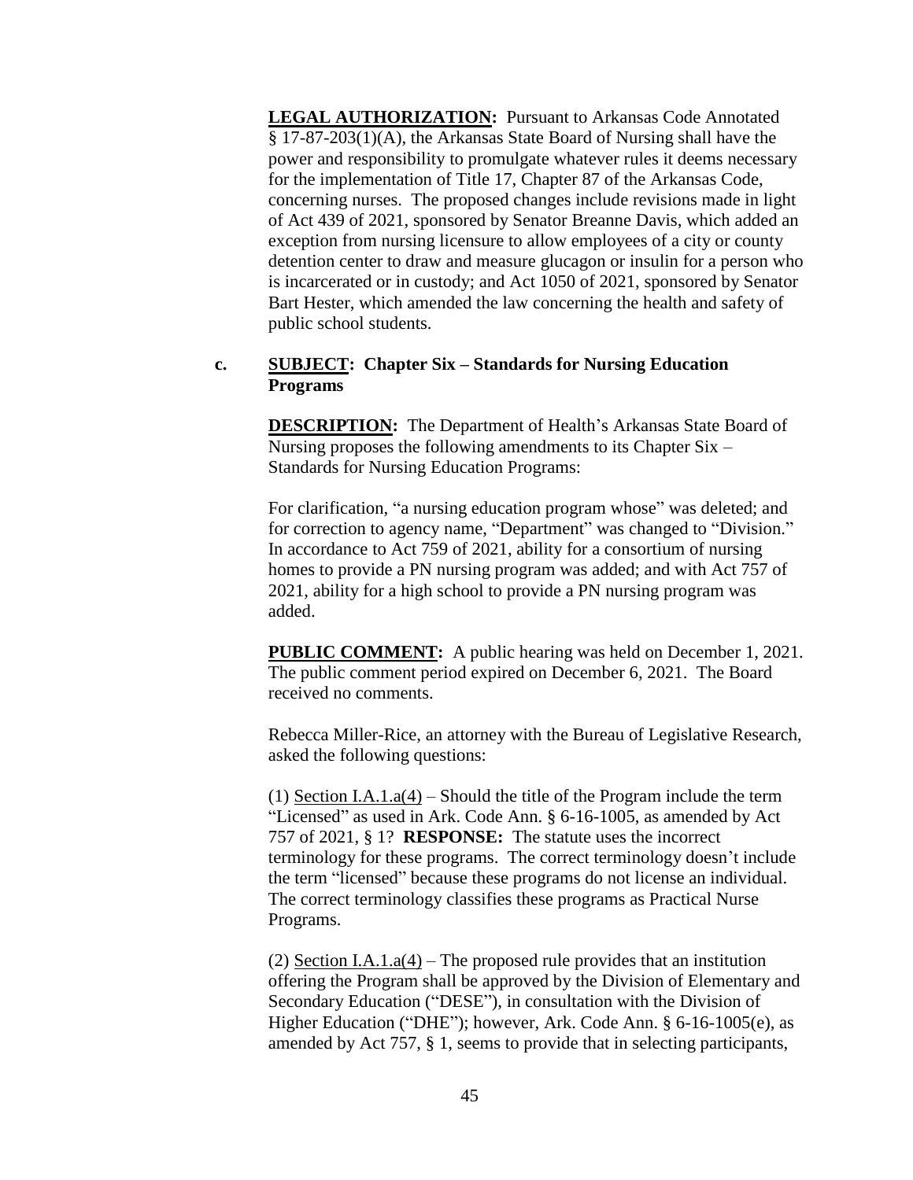**LEGAL AUTHORIZATION:** Pursuant to Arkansas Code Annotated § 17-87-203(1)(A), the Arkansas State Board of Nursing shall have the power and responsibility to promulgate whatever rules it deems necessary for the implementation of Title 17, Chapter 87 of the Arkansas Code, concerning nurses. The proposed changes include revisions made in light of Act 439 of 2021, sponsored by Senator Breanne Davis, which added an exception from nursing licensure to allow employees of a city or county detention center to draw and measure glucagon or insulin for a person who is incarcerated or in custody; and Act 1050 of 2021, sponsored by Senator Bart Hester, which amended the law concerning the health and safety of public school students.

**c. SUBJECT: Chapter Six – Standards for Nursing Education Programs**

**DESCRIPTION:** The Department of Health's Arkansas State Board of Nursing proposes the following amendments to its Chapter Six – Standards for Nursing Education Programs:

For clarification, "a nursing education program whose" was deleted; and for correction to agency name, "Department" was changed to "Division." In accordance to Act 759 of 2021, ability for a consortium of nursing homes to provide a PN nursing program was added; and with Act 757 of 2021, ability for a high school to provide a PN nursing program was added.

**PUBLIC COMMENT:** A public hearing was held on December 1, 2021. The public comment period expired on December 6, 2021. The Board received no comments.

Rebecca Miller-Rice, an attorney with the Bureau of Legislative Research, asked the following questions:

(1) Section I.A.1.a(4) – Should the title of the Program include the term "Licensed" as used in Ark. Code Ann. § 6-16-1005, as amended by Act 757 of 2021, § 1? **RESPONSE:** The statute uses the incorrect terminology for these programs. The correct terminology doesn't include the term "licensed" because these programs do not license an individual. The correct terminology classifies these programs as Practical Nurse Programs.

(2) Section I.A.1.a(4) – The proposed rule provides that an institution offering the Program shall be approved by the Division of Elementary and Secondary Education ("DESE"), in consultation with the Division of Higher Education ("DHE"); however, Ark. Code Ann. § 6-16-1005(e), as amended by Act 757, § 1, seems to provide that in selecting participants,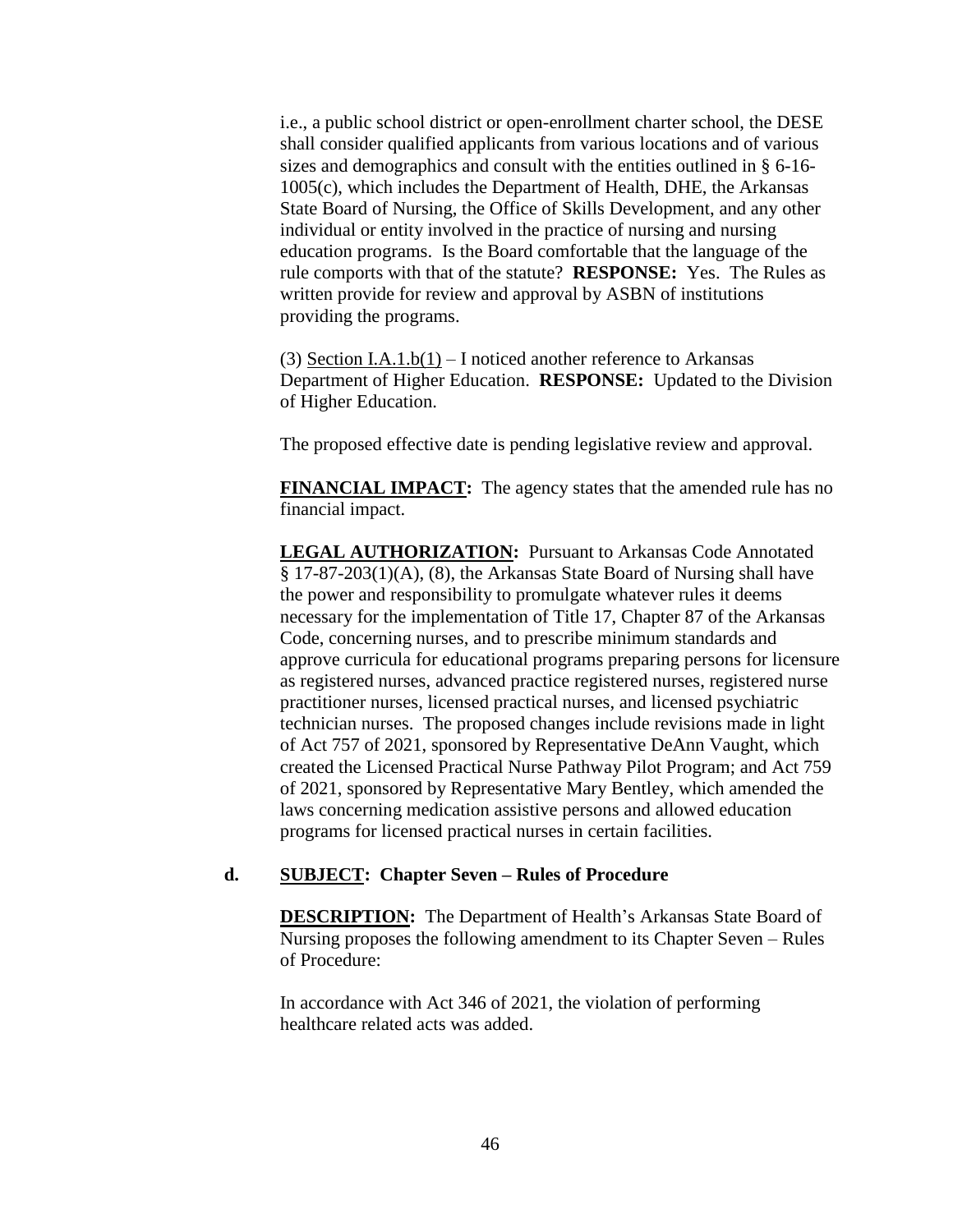i.e., a public school district or open-enrollment charter school, the DESE shall consider qualified applicants from various locations and of various sizes and demographics and consult with the entities outlined in § 6-16-1005(c), which includes the Department of Health, DHE, the Arkansas State Board of Nursing, the Office of Skills Development, and any other individual or entity involved in the practice of nursing and nursing education programs. Is the Board comfortable that the language of the rule comports with that of the statute? **RESPONSE:** Yes. The Rules as written provide for review and approval by ASBN of institutions providing the programs.

(3) Section I.A.1.b(1) – I noticed another reference to Arkansas Department of Higher Education. **RESPONSE:** Updated to the Division of Higher Education.

The proposed effective date is pending legislative review and approval.

**FINANCIAL IMPACT:** The agency states that the amended rule has no financial impact.

**LEGAL AUTHORIZATION:** Pursuant to Arkansas Code Annotated § 17-87-203(1)(A), (8), the Arkansas State Board of Nursing shall have the power and responsibility to promulgate whatever rules it deems necessary for the implementation of Title 17, Chapter 87 of the Arkansas Code, concerning nurses, and to prescribe minimum standards and approve curricula for educational programs preparing persons for licensure as registered nurses, advanced practice registered nurses, registered nurse practitioner nurses, licensed practical nurses, and licensed psychiatric technician nurses. The proposed changes include revisions made in light of Act 757 of 2021, sponsored by Representative DeAnn Vaught, which created the Licensed Practical Nurse Pathway Pilot Program; and Act 759 of 2021, sponsored by Representative Mary Bentley, which amended the laws concerning medication assistive persons and allowed education programs for licensed practical nurses in certain facilities.

**d. SUBJECT: Chapter Seven – Rules of Procedure**

**DESCRIPTION:** The Department of Health's Arkansas State Board of Nursing proposes the following amendment to its Chapter Seven – Rules of Procedure:

In accordance with Act 346 of 2021, the violation of performing healthcare related acts was added.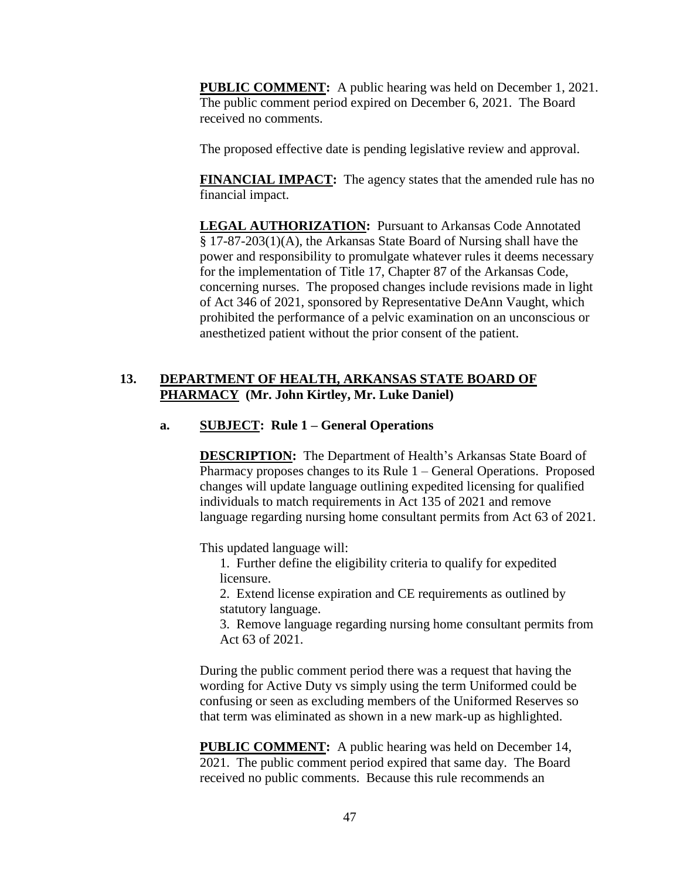**PUBLIC COMMENT:** A public hearing was held on December 1, 2021. The public comment period expired on December 6, 2021. The Board received no comments.

The proposed effective date is pending legislative review and approval.

**FINANCIAL IMPACT:** The agency states that the amended rule has no financial impact.

**LEGAL AUTHORIZATION:** Pursuant to Arkansas Code Annotated § 17-87-203(1)(A), the Arkansas State Board of Nursing shall have the power and responsibility to promulgate whatever rules it deems necessary for the implementation of Title 17, Chapter 87 of the Arkansas Code, concerning nurses. The proposed changes include revisions made in light of Act 346 of 2021, sponsored by Representative DeAnn Vaught, which prohibited the performance of a pelvic examination on an unconscious or anesthetized patient without the prior consent of the patient.

## 13. DEPARTMENT OF HEALTH, ARKANSAS STATE BOARD OF PHARMACY (Mr. John Kirtley, Mr. Luke Daniel)

### a. SUBJECT: Rule 1 – General Operations

**DESCRIPTION:** The Department of Health's Arkansas State Board of Pharmacy proposes changes to its Rule 1 – General Operations. Proposed changes will update language outlining expedited licensing for qualified individuals to match requirements in Act 135 of 2021 and remove language regarding nursing home consultant permits from Act 63 of 2021.

This updated language will:

1. Further define the eligibility criteria to qualify for expedited licensure.
2. Extend license expiration and CE requirements as outlined by statutory language.
3. Remove language regarding nursing home consultant permits from Act 63 of 2021.

During the public comment period there was a request that having the wording for Active Duty vs simply using the term Uniformed could be confusing or seen as excluding members of the Uniformed Reserves so that term was eliminated as shown in a new mark-up as highlighted.

**PUBLIC COMMENT:** A public hearing was held on December 14, 2021. The public comment period expired that same day. The Board received no public comments. Because this rule recommends an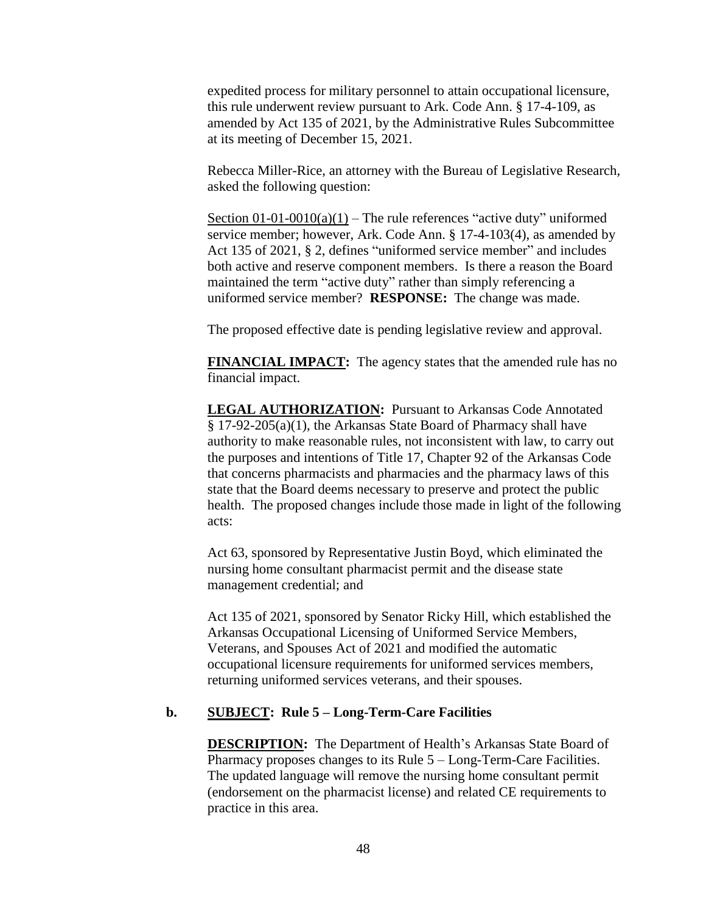expedited process for military personnel to attain occupational licensure, this rule underwent review pursuant to Ark. Code Ann. § 17-4-109, as amended by Act 135 of 2021, by the Administrative Rules Subcommittee at its meeting of December 15, 2021.

Rebecca Miller-Rice, an attorney with the Bureau of Legislative Research, asked the following question:

Section 01-01-0010(a)(1) – The rule references "active duty" uniformed service member; however, Ark. Code Ann. § 17-4-103(4), as amended by Act 135 of 2021, § 2, defines "uniformed service member" and includes both active and reserve component members. Is there a reason the Board maintained the term "active duty" rather than simply referencing a uniformed service member? **RESPONSE:** The change was made.

The proposed effective date is pending legislative review and approval.

**FINANCIAL IMPACT:** The agency states that the amended rule has no financial impact.

**LEGAL AUTHORIZATION:** Pursuant to Arkansas Code Annotated § 17-92-205(a)(1), the Arkansas State Board of Pharmacy shall have authority to make reasonable rules, not inconsistent with law, to carry out the purposes and intentions of Title 17, Chapter 92 of the Arkansas Code that concerns pharmacists and pharmacies and the pharmacy laws of this state that the Board deems necessary to preserve and protect the public health. The proposed changes include those made in light of the following acts:

Act 63, sponsored by Representative Justin Boyd, which eliminated the nursing home consultant pharmacist permit and the disease state management credential; and

Act 135 of 2021, sponsored by Senator Ricky Hill, which established the Arkansas Occupational Licensing of Uniformed Service Members, Veterans, and Spouses Act of 2021 and modified the automatic occupational licensure requirements for uniformed services members, returning uniformed services veterans, and their spouses.

**b. SUBJECT: Rule 5 – Long-Term-Care Facilities**

**DESCRIPTION:** The Department of Health's Arkansas State Board of Pharmacy proposes changes to its Rule 5 – Long-Term-Care Facilities. The updated language will remove the nursing home consultant permit (endorsement on the pharmacist license) and related CE requirements to practice in this area.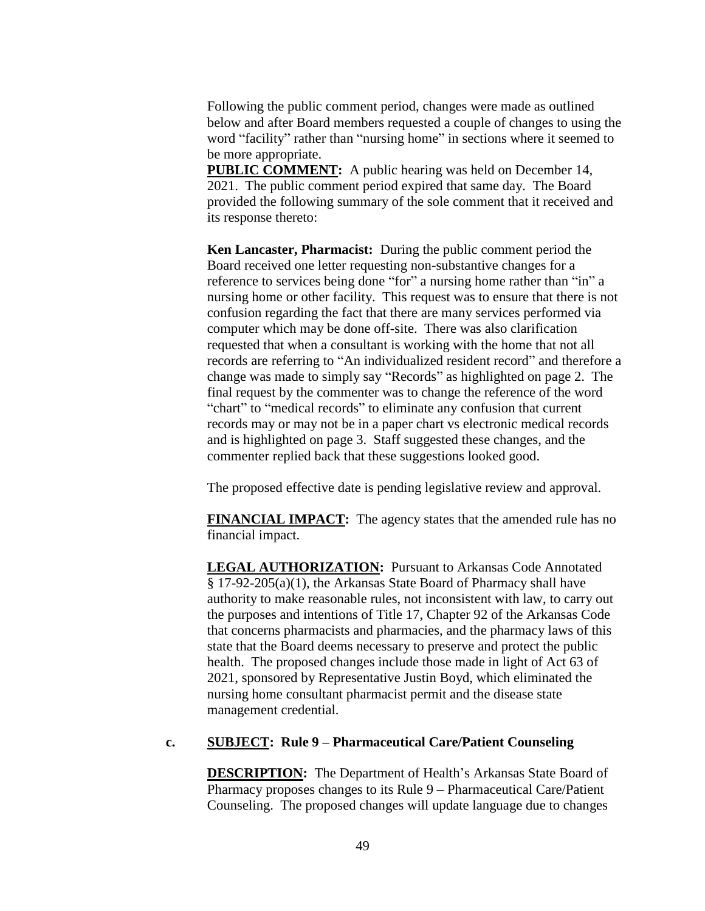Following the public comment period, changes were made as outlined below and after Board members requested a couple of changes to using the word "facility" rather than "nursing home" in sections where it seemed to be more appropriate.

**PUBLIC COMMENT:** A public hearing was held on December 14, 2021. The public comment period expired that same day. The Board provided the following summary of the sole comment that it received and its response thereto:

**Ken Lancaster, Pharmacist:** During the public comment period the Board received one letter requesting non-substantive changes for a reference to services being done "for" a nursing home rather than "in" a nursing home or other facility. This request was to ensure that there is not confusion regarding the fact that there are many services performed via computer which may be done off-site. There was also clarification requested that when a consultant is working with the home that not all records are referring to "An individualized resident record" and therefore a change was made to simply say "Records" as highlighted on page 2. The final request by the commenter was to change the reference of the word "chart" to "medical records" to eliminate any confusion that current records may or may not be in a paper chart vs electronic medical records and is highlighted on page 3. Staff suggested these changes, and the commenter replied back that these suggestions looked good.

The proposed effective date is pending legislative review and approval.

**FINANCIAL IMPACT:** The agency states that the amended rule has no financial impact.

**LEGAL AUTHORIZATION:** Pursuant to Arkansas Code Annotated § 17-92-205(a)(1), the Arkansas State Board of Pharmacy shall have authority to make reasonable rules, not inconsistent with law, to carry out the purposes and intentions of Title 17, Chapter 92 of the Arkansas Code that concerns pharmacists and pharmacies, and the pharmacy laws of this state that the Board deems necessary to preserve and protect the public health. The proposed changes include those made in light of Act 63 of 2021, sponsored by Representative Justin Boyd, which eliminated the nursing home consultant pharmacist permit and the disease state management credential.

**c. SUBJECT: Rule 9 – Pharmaceutical Care/Patient Counseling**

**DESCRIPTION:** The Department of Health's Arkansas State Board of Pharmacy proposes changes to its Rule 9 – Pharmaceutical Care/Patient Counseling. The proposed changes will update language due to changes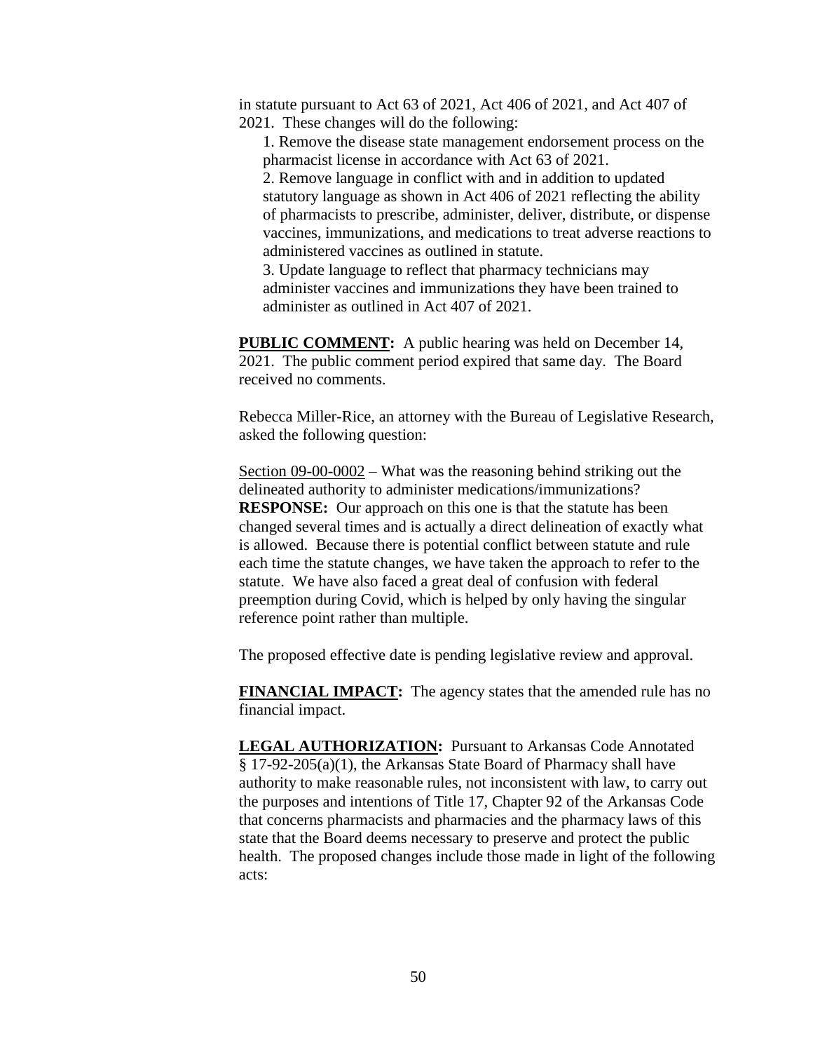in statute pursuant to Act 63 of 2021, Act 406 of 2021, and Act 407 of 2021. These changes will do the following:

1. Remove the disease state management endorsement process on the pharmacist license in accordance with Act 63 of 2021.
2. Remove language in conflict with and in addition to updated statutory language as shown in Act 406 of 2021 reflecting the ability of pharmacists to prescribe, administer, deliver, distribute, or dispense vaccines, immunizations, and medications to treat adverse reactions to administered vaccines as outlined in statute.
3. Update language to reflect that pharmacy technicians may administer vaccines and immunizations they have been trained to administer as outlined in Act 407 of 2021.

**PUBLIC COMMENT:** A public hearing was held on December 14, 2021. The public comment period expired that same day. The Board received no comments.

Rebecca Miller-Rice, an attorney with the Bureau of Legislative Research, asked the following question:

Section 09-00-0002 – What was the reasoning behind striking out the delineated authority to administer medications/immunizations? **RESPONSE:** Our approach on this one is that the statute has been changed several times and is actually a direct delineation of exactly what is allowed. Because there is potential conflict between statute and rule each time the statute changes, we have taken the approach to refer to the statute. We have also faced a great deal of confusion with federal preemption during Covid, which is helped by only having the singular reference point rather than multiple.

The proposed effective date is pending legislative review and approval.

**FINANCIAL IMPACT:** The agency states that the amended rule has no financial impact.

**LEGAL AUTHORIZATION:** Pursuant to Arkansas Code Annotated § 17-92-205(a)(1), the Arkansas State Board of Pharmacy shall have authority to make reasonable rules, not inconsistent with law, to carry out the purposes and intentions of Title 17, Chapter 92 of the Arkansas Code that concerns pharmacists and pharmacies and the pharmacy laws of this state that the Board deems necessary to preserve and protect the public health. The proposed changes include those made in light of the following acts: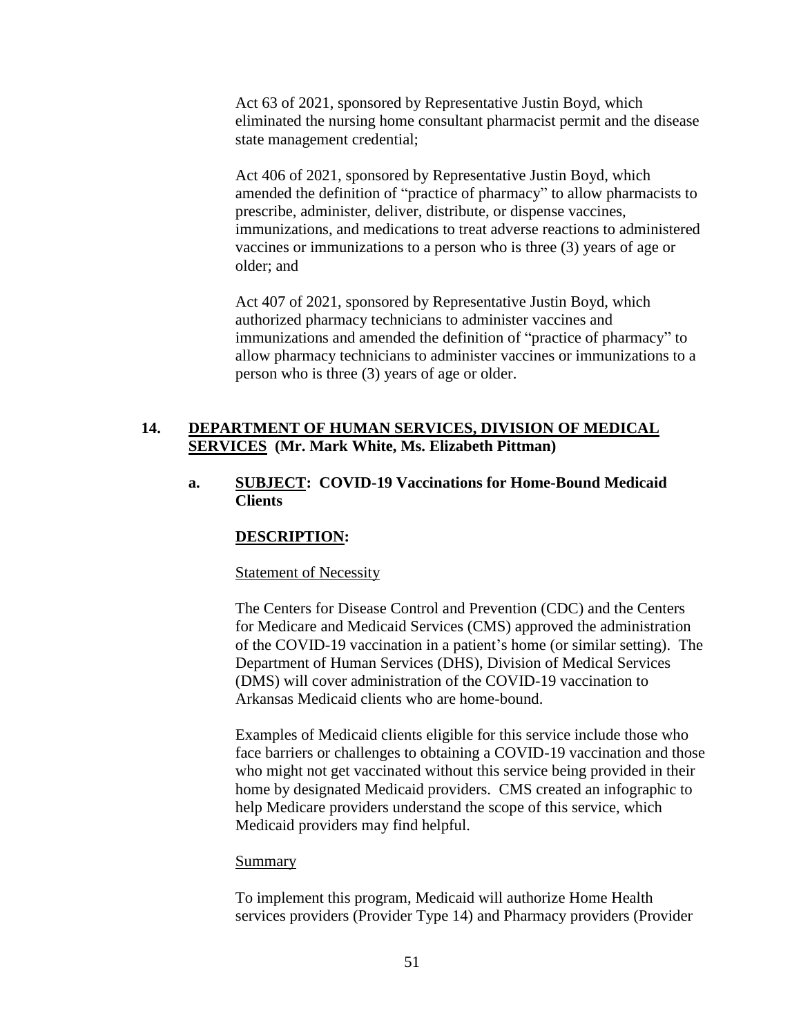Act 63 of 2021, sponsored by Representative Justin Boyd, which eliminated the nursing home consultant pharmacist permit and the disease state management credential;

Act 406 of 2021, sponsored by Representative Justin Boyd, which amended the definition of "practice of pharmacy" to allow pharmacists to prescribe, administer, deliver, distribute, or dispense vaccines, immunizations, and medications to treat adverse reactions to administered vaccines or immunizations to a person who is three (3) years of age or older; and

Act 407 of 2021, sponsored by Representative Justin Boyd, which authorized pharmacy technicians to administer vaccines and immunizations and amended the definition of "practice of pharmacy" to allow pharmacy technicians to administer vaccines or immunizations to a person who is three (3) years of age or older.

## 14. DEPARTMENT OF HUMAN SERVICES, DIVISION OF MEDICAL SERVICES (Mr. Mark White, Ms. Elizabeth Pittman)

### a. SUBJECT: COVID-19 Vaccinations for Home-Bound Medicaid Clients

**DESCRIPTION:**

Statement of Necessity

The Centers for Disease Control and Prevention (CDC) and the Centers for Medicare and Medicaid Services (CMS) approved the administration of the COVID-19 vaccination in a patient's home (or similar setting). The Department of Human Services (DHS), Division of Medical Services (DMS) will cover administration of the COVID-19 vaccination to Arkansas Medicaid clients who are home-bound.

Examples of Medicaid clients eligible for this service include those who face barriers or challenges to obtaining a COVID-19 vaccination and those who might not get vaccinated without this service being provided in their home by designated Medicaid providers. CMS created an infographic to help Medicare providers understand the scope of this service, which Medicaid providers may find helpful.

Summary

To implement this program, Medicaid will authorize Home Health services providers (Provider Type 14) and Pharmacy providers (Provider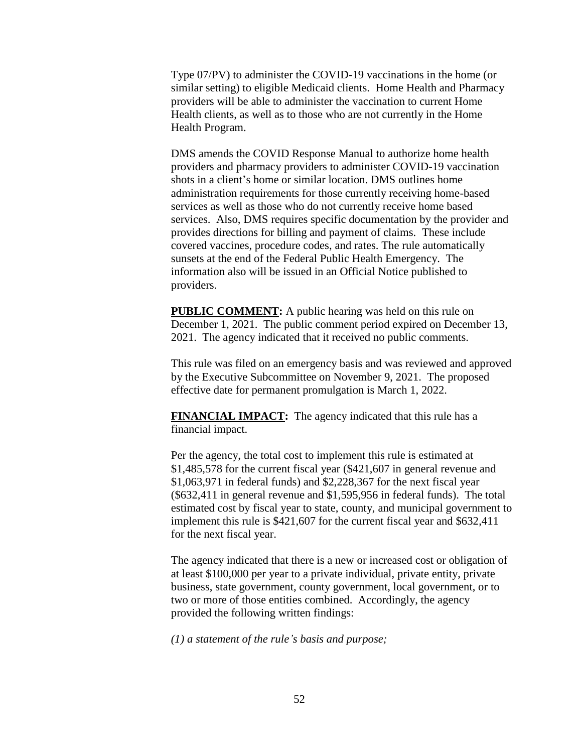Type 07/PV) to administer the COVID-19 vaccinations in the home (or similar setting) to eligible Medicaid clients. Home Health and Pharmacy providers will be able to administer the vaccination to current Home Health clients, as well as to those who are not currently in the Home Health Program.

DMS amends the COVID Response Manual to authorize home health providers and pharmacy providers to administer COVID-19 vaccination shots in a client's home or similar location. DMS outlines home administration requirements for those currently receiving home-based services as well as those who do not currently receive home based services. Also, DMS requires specific documentation by the provider and provides directions for billing and payment of claims. These include covered vaccines, procedure codes, and rates. The rule automatically sunsets at the end of the Federal Public Health Emergency. The information also will be issued in an Official Notice published to providers.

**PUBLIC COMMENT:** A public hearing was held on this rule on December 1, 2021. The public comment period expired on December 13, 2021. The agency indicated that it received no public comments.

This rule was filed on an emergency basis and was reviewed and approved by the Executive Subcommittee on November 9, 2021. The proposed effective date for permanent promulgation is March 1, 2022.

**FINANCIAL IMPACT:** The agency indicated that this rule has a financial impact.

Per the agency, the total cost to implement this rule is estimated at $1,485,578 for the current fiscal year ($421,607 in general revenue and $1,063,971 in federal funds) and $2,228,367 for the next fiscal year ($632,411 in general revenue and $1,595,956 in federal funds). The total estimated cost by fiscal year to state, county, and municipal government to implement this rule is $421,607 for the current fiscal year and $632,411 for the next fiscal year.

The agency indicated that there is a new or increased cost or obligation of at least $100,000 per year to a private individual, private entity, private business, state government, county government, local government, or to two or more of those entities combined. Accordingly, the agency provided the following written findings:

*(1) a statement of the rule's basis and purpose;*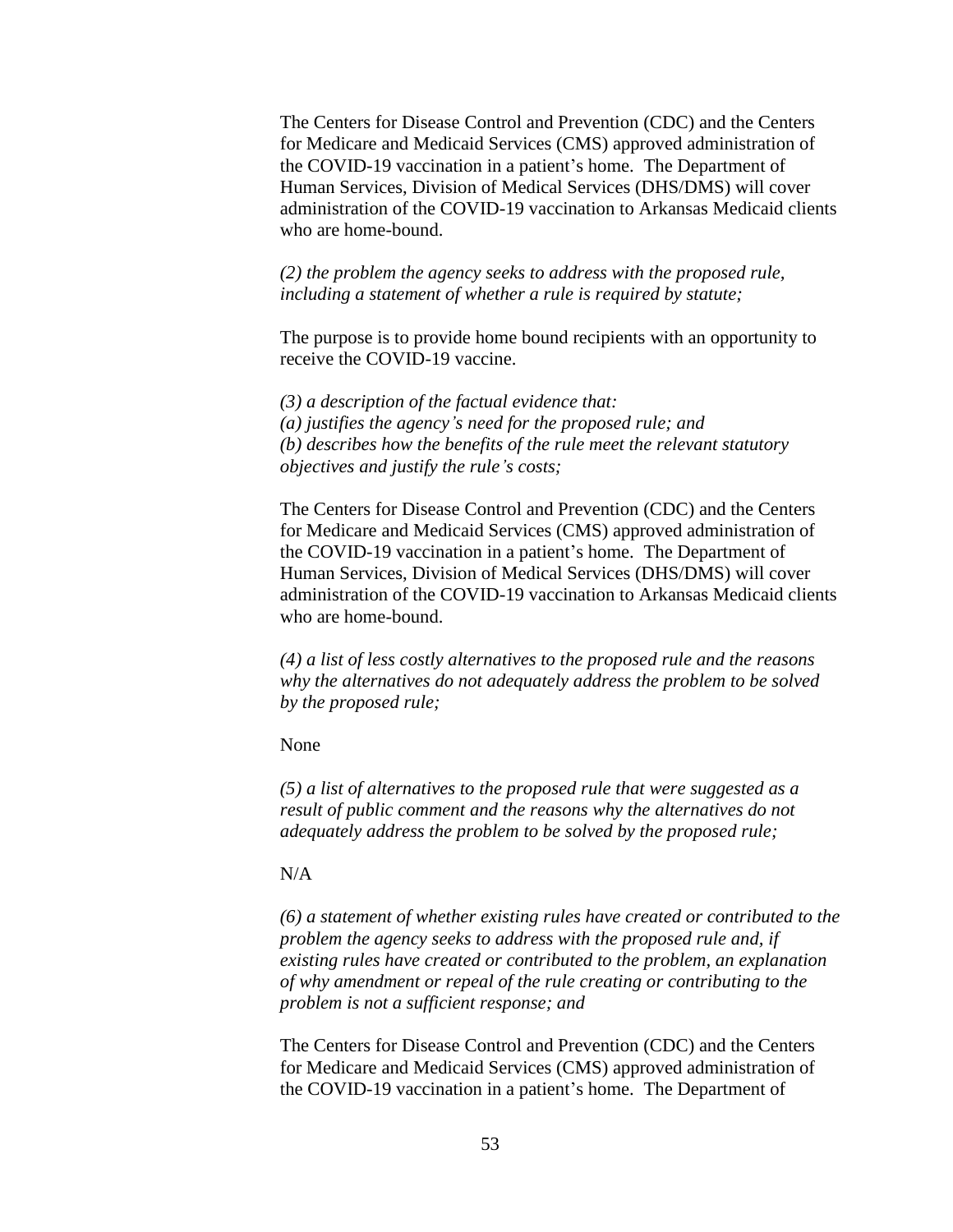The Centers for Disease Control and Prevention (CDC) and the Centers for Medicare and Medicaid Services (CMS) approved administration of the COVID-19 vaccination in a patient's home. The Department of Human Services, Division of Medical Services (DHS/DMS) will cover administration of the COVID-19 vaccination to Arkansas Medicaid clients who are home-bound.

*(2) the problem the agency seeks to address with the proposed rule, including a statement of whether a rule is required by statute;*

The purpose is to provide home bound recipients with an opportunity to receive the COVID-19 vaccine.

*(3) a description of the factual evidence that:*
*(a) justifies the agency's need for the proposed rule; and*
*(b) describes how the benefits of the rule meet the relevant statutory objectives and justify the rule's costs;*

The Centers for Disease Control and Prevention (CDC) and the Centers for Medicare and Medicaid Services (CMS) approved administration of the COVID-19 vaccination in a patient's home. The Department of Human Services, Division of Medical Services (DHS/DMS) will cover administration of the COVID-19 vaccination to Arkansas Medicaid clients who are home-bound.

*(4) a list of less costly alternatives to the proposed rule and the reasons why the alternatives do not adequately address the problem to be solved by the proposed rule;*

None

*(5) a list of alternatives to the proposed rule that were suggested as a result of public comment and the reasons why the alternatives do not adequately address the problem to be solved by the proposed rule;*

N/A

*(6) a statement of whether existing rules have created or contributed to the problem the agency seeks to address with the proposed rule and, if existing rules have created or contributed to the problem, an explanation of why amendment or repeal of the rule creating or contributing to the problem is not a sufficient response; and*

The Centers for Disease Control and Prevention (CDC) and the Centers for Medicare and Medicaid Services (CMS) approved administration of the COVID-19 vaccination in a patient's home. The Department of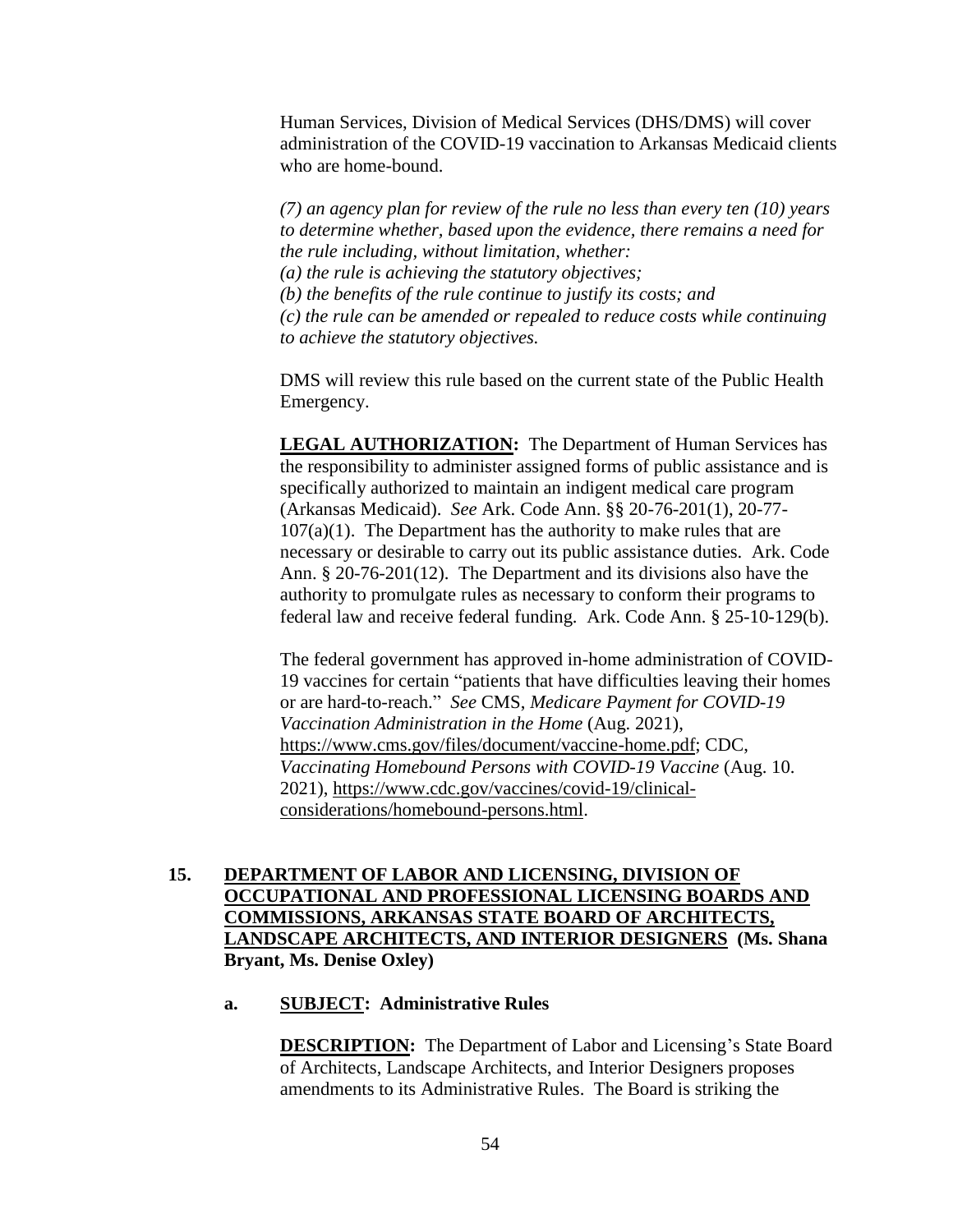Human Services, Division of Medical Services (DHS/DMS) will cover administration of the COVID-19 vaccination to Arkansas Medicaid clients who are home-bound.

*(7) an agency plan for review of the rule no less than every ten (10) years to determine whether, based upon the evidence, there remains a need for the rule including, without limitation, whether:*
*(a) the rule is achieving the statutory objectives;*
*(b) the benefits of the rule continue to justify its costs; and*
*(c) the rule can be amended or repealed to reduce costs while continuing to achieve the statutory objectives.*

DMS will review this rule based on the current state of the Public Health Emergency.

**LEGAL AUTHORIZATION:** The Department of Human Services has the responsibility to administer assigned forms of public assistance and is specifically authorized to maintain an indigent medical care program (Arkansas Medicaid). *See* Ark. Code Ann. §§ 20-76-201(1), 20-77-107(a)(1). The Department has the authority to make rules that are necessary or desirable to carry out its public assistance duties. Ark. Code Ann. § 20-76-201(12). The Department and its divisions also have the authority to promulgate rules as necessary to conform their programs to federal law and receive federal funding. Ark. Code Ann. § 25-10-129(b).

The federal government has approved in-home administration of COVID-19 vaccines for certain "patients that have difficulties leaving their homes or are hard-to-reach." *See* CMS, *Medicare Payment for COVID-19 Vaccination Administration in the Home* (Aug. 2021), https://www.cms.gov/files/document/vaccine-home.pdf; CDC, *Vaccinating Homebound Persons with COVID-19 Vaccine* (Aug. 10. 2021), https://www.cdc.gov/vaccines/covid-19/clinical-considerations/homebound-persons.html.

**15. DEPARTMENT OF LABOR AND LICENSING, DIVISION OF OCCUPATIONAL AND PROFESSIONAL LICENSING BOARDS AND COMMISSIONS, ARKANSAS STATE BOARD OF ARCHITECTS, LANDSCAPE ARCHITECTS, AND INTERIOR DESIGNERS (Ms. Shana Bryant, Ms. Denise Oxley)**

**a. SUBJECT: Administrative Rules**

**DESCRIPTION:** The Department of Labor and Licensing's State Board of Architects, Landscape Architects, and Interior Designers proposes amendments to its Administrative Rules. The Board is striking the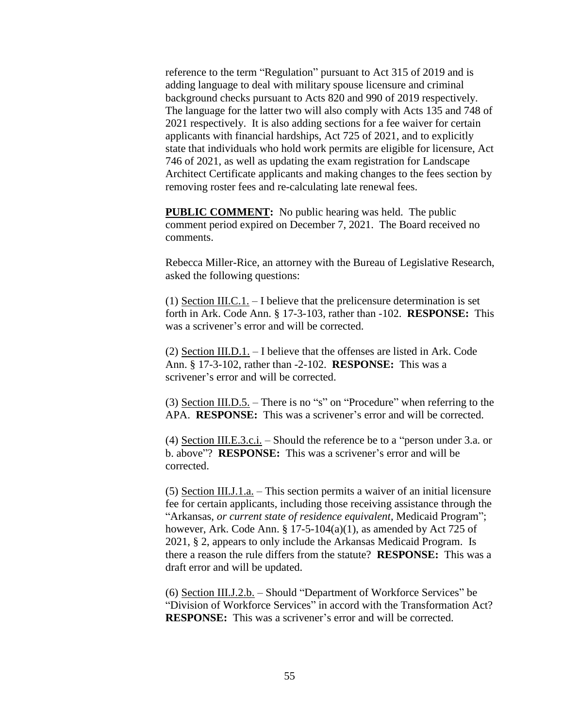reference to the term "Regulation" pursuant to Act 315 of 2019 and is adding language to deal with military spouse licensure and criminal background checks pursuant to Acts 820 and 990 of 2019 respectively. The language for the latter two will also comply with Acts 135 and 748 of 2021 respectively. It is also adding sections for a fee waiver for certain applicants with financial hardships, Act 725 of 2021, and to explicitly state that individuals who hold work permits are eligible for licensure, Act 746 of 2021, as well as updating the exam registration for Landscape Architect Certificate applicants and making changes to the fees section by removing roster fees and re-calculating late renewal fees.

**PUBLIC COMMENT:** No public hearing was held. The public comment period expired on December 7, 2021. The Board received no comments.

Rebecca Miller-Rice, an attorney with the Bureau of Legislative Research, asked the following questions:

(1) Section III.C.1. – I believe that the prelicensure determination is set forth in Ark. Code Ann. § 17-3-103, rather than -102. **RESPONSE:** This was a scrivener's error and will be corrected.

(2) Section III.D.1. – I believe that the offenses are listed in Ark. Code Ann. § 17-3-102, rather than -2-102. **RESPONSE:** This was a scrivener's error and will be corrected.

(3) Section III.D.5. – There is no "s" on "Procedure" when referring to the APA. **RESPONSE:** This was a scrivener's error and will be corrected.

(4) Section III.E.3.c.i. – Should the reference be to a "person under 3.a. or b. above"? **RESPONSE:** This was a scrivener's error and will be corrected.

(5) Section III.J.1.a. – This section permits a waiver of an initial licensure fee for certain applicants, including those receiving assistance through the "Arkansas, *or current state of residence equivalent*, Medicaid Program"; however, Ark. Code Ann. § 17-5-104(a)(1), as amended by Act 725 of 2021, § 2, appears to only include the Arkansas Medicaid Program. Is there a reason the rule differs from the statute? **RESPONSE:** This was a draft error and will be updated.

(6) Section III.J.2.b. – Should "Department of Workforce Services" be "Division of Workforce Services" in accord with the Transformation Act? **RESPONSE:** This was a scrivener's error and will be corrected.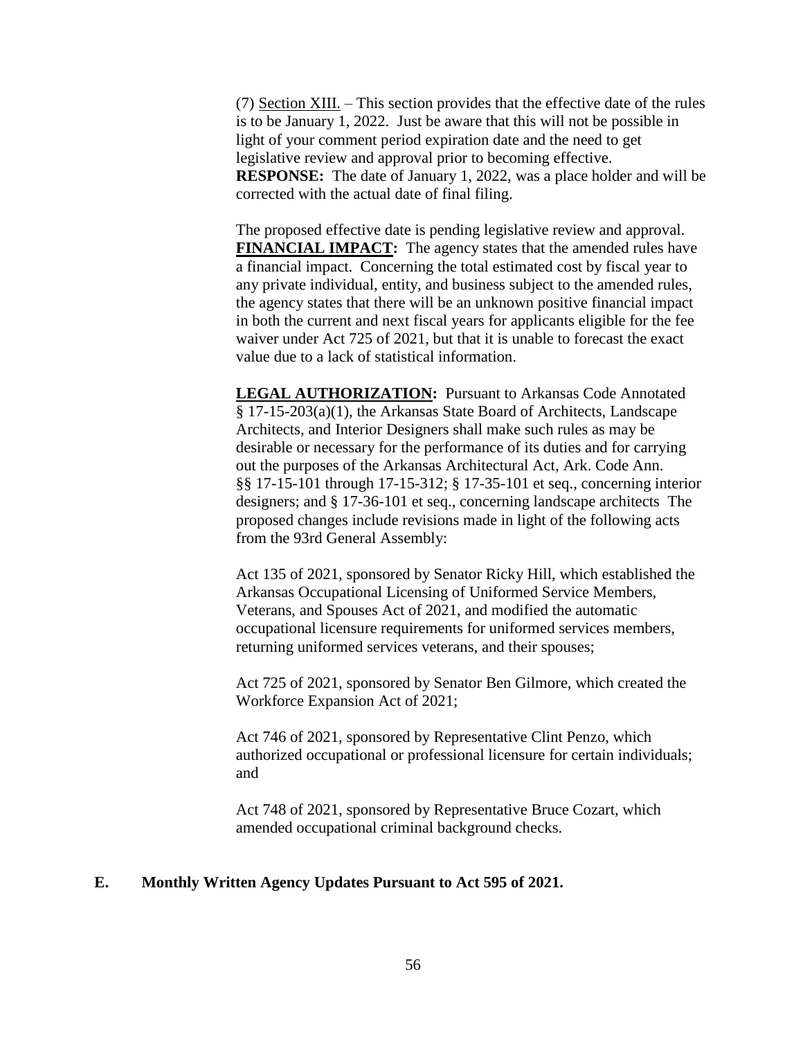(7) Section XIII. – This section provides that the effective date of the rules is to be January 1, 2022. Just be aware that this will not be possible in light of your comment period expiration date and the need to get legislative review and approval prior to becoming effective.
**RESPONSE:** The date of January 1, 2022, was a place holder and will be corrected with the actual date of final filing.

The proposed effective date is pending legislative review and approval.
**FINANCIAL IMPACT:** The agency states that the amended rules have a financial impact. Concerning the total estimated cost by fiscal year to any private individual, entity, and business subject to the amended rules, the agency states that there will be an unknown positive financial impact in both the current and next fiscal years for applicants eligible for the fee waiver under Act 725 of 2021, but that it is unable to forecast the exact value due to a lack of statistical information.

**LEGAL AUTHORIZATION:** Pursuant to Arkansas Code Annotated § 17-15-203(a)(1), the Arkansas State Board of Architects, Landscape Architects, and Interior Designers shall make such rules as may be desirable or necessary for the performance of its duties and for carrying out the purposes of the Arkansas Architectural Act, Ark. Code Ann. §§ 17-15-101 through 17-15-312; § 17-35-101 et seq., concerning interior designers; and § 17-36-101 et seq., concerning landscape architects The proposed changes include revisions made in light of the following acts from the 93rd General Assembly:

Act 135 of 2021, sponsored by Senator Ricky Hill, which established the Arkansas Occupational Licensing of Uniformed Service Members, Veterans, and Spouses Act of 2021, and modified the automatic occupational licensure requirements for uniformed services members, returning uniformed services veterans, and their spouses;

Act 725 of 2021, sponsored by Senator Ben Gilmore, which created the Workforce Expansion Act of 2021;

Act 746 of 2021, sponsored by Representative Clint Penzo, which authorized occupational or professional licensure for certain individuals; and

Act 748 of 2021, sponsored by Representative Bruce Cozart, which amended occupational criminal background checks.

## E. Monthly Written Agency Updates Pursuant to Act 595 of 2021.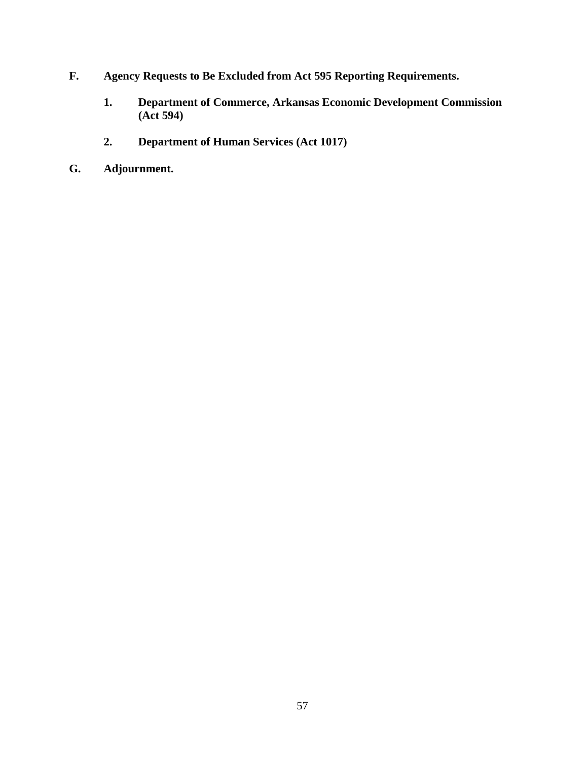**F. Agency Requests to Be Excluded from Act 595 Reporting Requirements.**

**1. Department of Commerce, Arkansas Economic Development Commission (Act 594)**

**2. Department of Human Services (Act 1017)**

**G. Adjournment.**